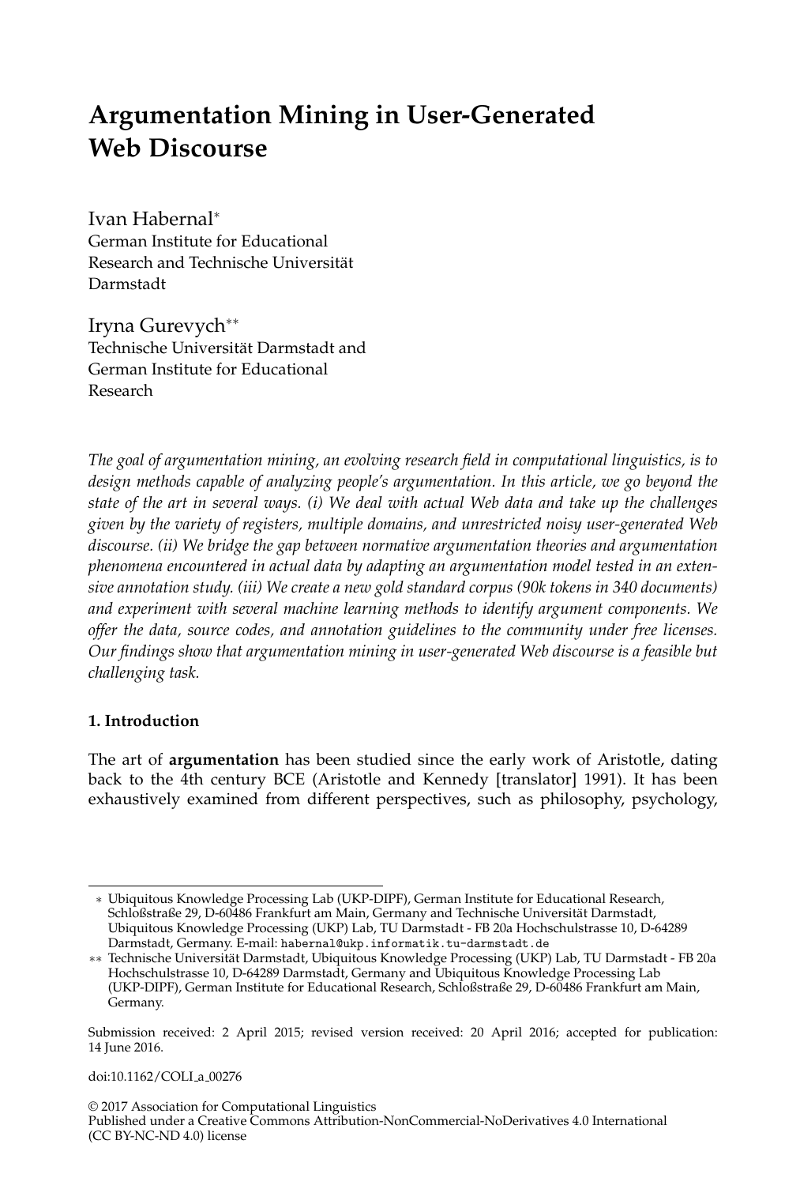# Argumentation Mining in User-Generated Web Discourse

Ivan Habernal*
German Institute for Educational Research and Technische Universität Darmstadt

Iryna Gurevych**
Technische Universität Darmstadt and German Institute for Educational Research

*The goal of argumentation mining, an evolving research field in computational linguistics, is to design methods capable of analyzing people's argumentation. In this article, we go beyond the state of the art in several ways. (i) We deal with actual Web data and take up the challenges given by the variety of registers, multiple domains, and unrestricted noisy user-generated Web discourse. (ii) We bridge the gap between normative argumentation theories and argumentation phenomena encountered in actual data by adapting an argumentation model tested in an extensive annotation study. (iii) We create a new gold standard corpus (90k tokens in 340 documents) and experiment with several machine learning methods to identify argument components. We offer the data, source codes, and annotation guidelines to the community under free licenses. Our findings show that argumentation mining in user-generated Web discourse is a feasible but challenging task.*

## 1. Introduction

The art of **argumentation** has been studied since the early work of Aristotle, dating back to the 4th century BCE (Aristotle and Kennedy [translator] 1991). It has been exhaustively examined from different perspectives, such as philosophy, psychology,

---

\* Ubiquitous Knowledge Processing Lab (UKP-DIPF), German Institute for Educational Research, Schloßstraße 29, D-60486 Frankfurt am Main, Germany and Technische Universität Darmstadt, Ubiquitous Knowledge Processing (UKP) Lab, TU Darmstadt - FB 20a Hochschulstrasse 10, D-64289 Darmstadt, Germany. E-mail: `habernal@ukp.informatik.tu-darmstadt.de`

\*\* Technische Universität Darmstadt, Ubiquitous Knowledge Processing (UKP) Lab, TU Darmstadt - FB 20a Hochschulstrasse 10, D-64289 Darmstadt, Germany and Ubiquitous Knowledge Processing Lab (UKP-DIPF), German Institute for Educational Research, Schloßstraße 29, D-60486 Frankfurt am Main, Germany.

Submission received: 2 April 2015; revised version received: 20 April 2016; accepted for publication: 14 June 2016.

doi:10.1162/COLI_a_00276

© 2017 Association for Computational Linguistics
Published under a Creative Commons Attribution-NonCommercial-NoDerivatives 4.0 International (CC BY-NC-ND 4.0) license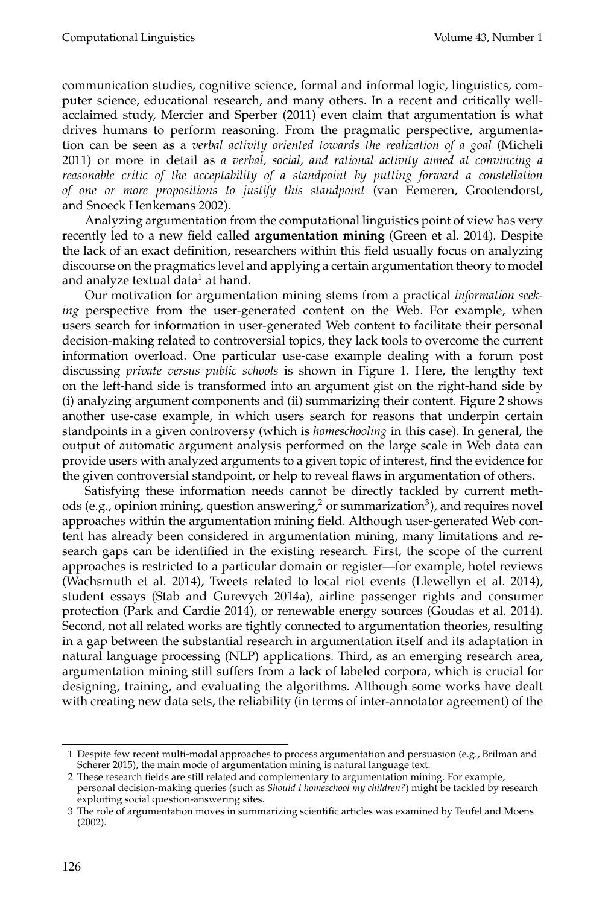communication studies, cognitive science, formal and informal logic, linguistics, computer science, educational research, and many others. In a recent and critically well-acclaimed study, Mercier and Sperber (2011) even claim that argumentation is what drives humans to perform reasoning. From the pragmatic perspective, argumentation can be seen as a *verbal activity oriented towards the realization of a goal* (Micheli 2011) or more in detail as *a verbal, social, and rational activity aimed at convincing a reasonable critic of the acceptability of a standpoint by putting forward a constellation of one or more propositions to justify this standpoint* (van Eemeren, Grootendorst, and Snoeck Henkemans 2002).

Analyzing argumentation from the computational linguistics point of view has very recently led to a new field called **argumentation mining** (Green et al. 2014). Despite the lack of an exact definition, researchers within this field usually focus on analyzing discourse on the pragmatics level and applying a certain argumentation theory to model and analyze textual data[1] at hand.

Our motivation for argumentation mining stems from a practical *information seeking* perspective from the user-generated content on the Web. For example, when users search for information in user-generated Web content to facilitate their personal decision-making related to controversial topics, they lack tools to overcome the current information overload. One particular use-case example dealing with a forum post discussing *private versus public schools* is shown in Figure 1. Here, the lengthy text on the left-hand side is transformed into an argument gist on the right-hand side by (i) analyzing argument components and (ii) summarizing their content. Figure 2 shows another use-case example, in which users search for reasons that underpin certain standpoints in a given controversy (which is *homeschooling* in this case). In general, the output of automatic argument analysis performed on the large scale in Web data can provide users with analyzed arguments to a given topic of interest, find the evidence for the given controversial standpoint, or help to reveal flaws in argumentation of others.

Satisfying these information needs cannot be directly tackled by current methods (e.g., opinion mining, question answering,[2] or summarization[3]), and requires novel approaches within the argumentation mining field. Although user-generated Web content has already been considered in argumentation mining, many limitations and research gaps can be identified in the existing research. First, the scope of the current approaches is restricted to a particular domain or register—for example, hotel reviews (Wachsmuth et al. 2014), Tweets related to local riot events (Llewellyn et al. 2014), student essays (Stab and Gurevych 2014a), airline passenger rights and consumer protection (Park and Cardie 2014), or renewable energy sources (Goudas et al. 2014). Second, not all related works are tightly connected to argumentation theories, resulting in a gap between the substantial research in argumentation itself and its adaptation in natural language processing (NLP) applications. Third, as an emerging research area, argumentation mining still suffers from a lack of labeled corpora, which is crucial for designing, training, and evaluating the algorithms. Although some works have dealt with creating new data sets, the reliability (in terms of inter-annotator agreement) of the

---

1 Despite few recent multi-modal approaches to process argumentation and persuasion (e.g., Brilman and Scherer 2015), the main mode of argumentation mining is natural language text.

2 These research fields are still related and complementary to argumentation mining. For example, personal decision-making queries (such as *Should I homeschool my children?*) might be tackled by research exploiting social question-answering sites.

3 The role of argumentation moves in summarizing scientific articles was examined by Teufel and Moens (2002).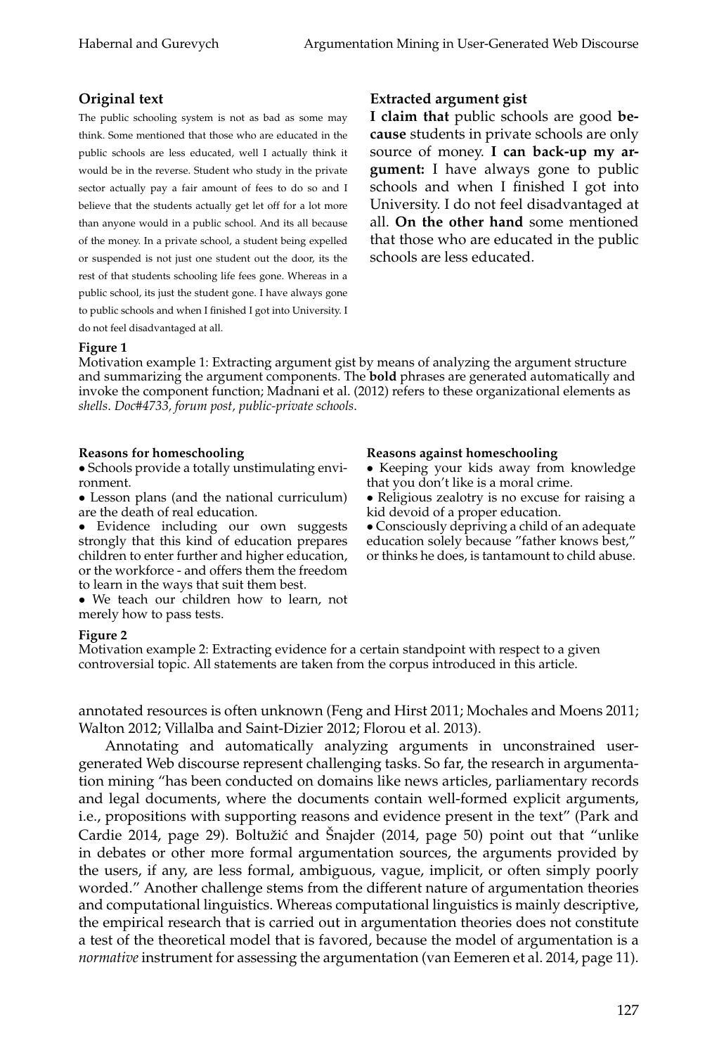**Original text**

The public schooling system is not as bad as some may think. Some mentioned that those who are educated in the public schools are less educated, well I actually think it would be in the reverse. Student who study in the private sector actually pay a fair amount of fees to do so and I believe that the students actually get let off for a lot more than anyone would in a public school. And its all because of the money. In a private school, a student being expelled or suspended is not just one student out the door, its the rest of that students schooling life fees gone. Whereas in a public school, its just the student gone. I have always gone to public schools and when I finished I got into University. I do not feel disadvantaged at all.

**Extracted argument gist**

**I claim that** public schools are good **because** students in private schools are only source of money. **I can back-up my argument:** I have always gone to public schools and when I finished I got into University. I do not feel disadvantaged at all. **On the other hand** some mentioned that those who are educated in the public schools are less educated.

**Figure 1**
Motivation example 1: Extracting argument gist by means of analyzing the argument structure and summarizing the argument components. The **bold** phrases are generated automatically and invoke the component function; Madnani et al. (2012) refers to these organizational elements as *shells*. *Doc#4733, forum post, public-private schools*.

**Reasons for homeschooling**

- Schools provide a totally unstimulating environment.
- Lesson plans (and the national curriculum) are the death of real education.
- Evidence including our own suggests strongly that this kind of education prepares children to enter further and higher education, or the workforce - and offers them the freedom to learn in the ways that suit them best.
- We teach our children how to learn, not merely how to pass tests.

**Reasons against homeschooling**

- Keeping your kids away from knowledge that you don't like is a moral crime.
- Religious zealotry is no excuse for raising a kid devoid of a proper education.
- Consciously depriving a child of an adequate education solely because "father knows best," or thinks he does, is tantamount to child abuse.

**Figure 2**
Motivation example 2: Extracting evidence for a certain standpoint with respect to a given controversial topic. All statements are taken from the corpus introduced in this article.

annotated resources is often unknown (Feng and Hirst 2011; Mochales and Moens 2011; Walton 2012; Villalba and Saint-Dizier 2012; Florou et al. 2013).

Annotating and automatically analyzing arguments in unconstrained user-generated Web discourse represent challenging tasks. So far, the research in argumentation mining "has been conducted on domains like news articles, parliamentary records and legal documents, where the documents contain well-formed explicit arguments, i.e., propositions with supporting reasons and evidence present in the text" (Park and Cardie 2014, page 29). Boltužić and Šnajder (2014, page 50) point out that "unlike in debates or other more formal argumentation sources, the arguments provided by the users, if any, are less formal, ambiguous, vague, implicit, or often simply poorly worded." Another challenge stems from the different nature of argumentation theories and computational linguistics. Whereas computational linguistics is mainly descriptive, the empirical research that is carried out in argumentation theories does not constitute a test of the theoretical model that is favored, because the model of argumentation is a *normative* instrument for assessing the argumentation (van Eemeren et al. 2014, page 11).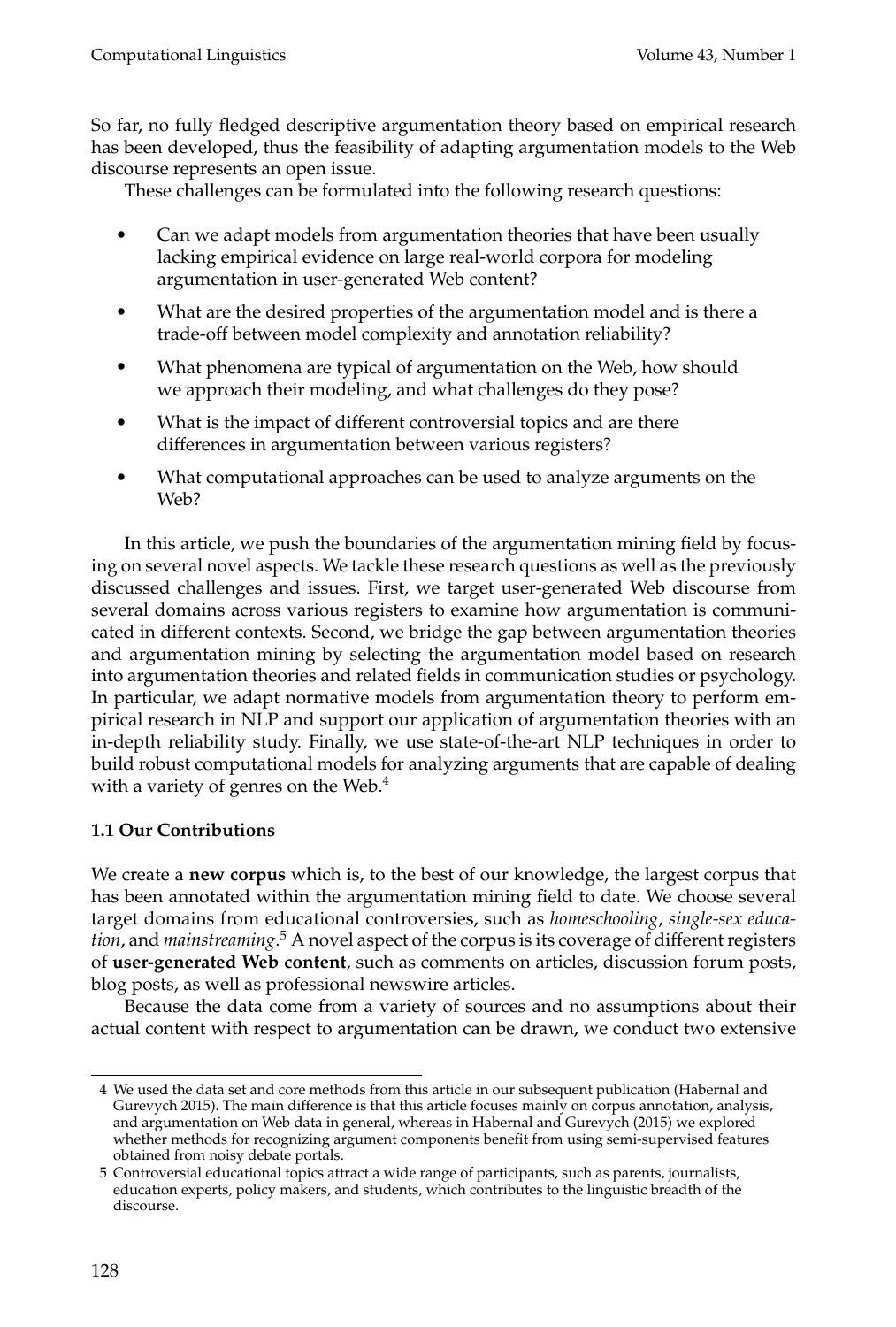So far, no fully fledged descriptive argumentation theory based on empirical research has been developed, thus the feasibility of adapting argumentation models to the Web discourse represents an open issue.

These challenges can be formulated into the following research questions:

- Can we adapt models from argumentation theories that have been usually lacking empirical evidence on large real-world corpora for modeling argumentation in user-generated Web content?
- What are the desired properties of the argumentation model and is there a trade-off between model complexity and annotation reliability?
- What phenomena are typical of argumentation on the Web, how should we approach their modeling, and what challenges do they pose?
- What is the impact of different controversial topics and are there differences in argumentation between various registers?
- What computational approaches can be used to analyze arguments on the Web?

In this article, we push the boundaries of the argumentation mining field by focusing on several novel aspects. We tackle these research questions as well as the previously discussed challenges and issues. First, we target user-generated Web discourse from several domains across various registers to examine how argumentation is communicated in different contexts. Second, we bridge the gap between argumentation theories and argumentation mining by selecting the argumentation model based on research into argumentation theories and related fields in communication studies or psychology. In particular, we adapt normative models from argumentation theory to perform empirical research in NLP and support our application of argumentation theories with an in-depth reliability study. Finally, we use state-of-the-art NLP techniques in order to build robust computational models for analyzing arguments that are capable of dealing with a variety of genres on the Web.[4]

### 1.1 Our Contributions

We create a **new corpus** which is, to the best of our knowledge, the largest corpus that has been annotated within the argumentation mining field to date. We choose several target domains from educational controversies, such as *homeschooling*, *single-sex education*, and *mainstreaming*.[5] A novel aspect of the corpus is its coverage of different registers of **user-generated Web content**, such as comments on articles, discussion forum posts, blog posts, as well as professional newswire articles.

Because the data come from a variety of sources and no assumptions about their actual content with respect to argumentation can be drawn, we conduct two extensive

4 We used the data set and core methods from this article in our subsequent publication (Habernal and Gurevych 2015). The main difference is that this article focuses mainly on corpus annotation, analysis, and argumentation on Web data in general, whereas in Habernal and Gurevych (2015) we explored whether methods for recognizing argument components benefit from using semi-supervised features obtained from noisy debate portals.

5 Controversial educational topics attract a wide range of participants, such as parents, journalists, education experts, policy makers, and students, which contributes to the linguistic breadth of the discourse.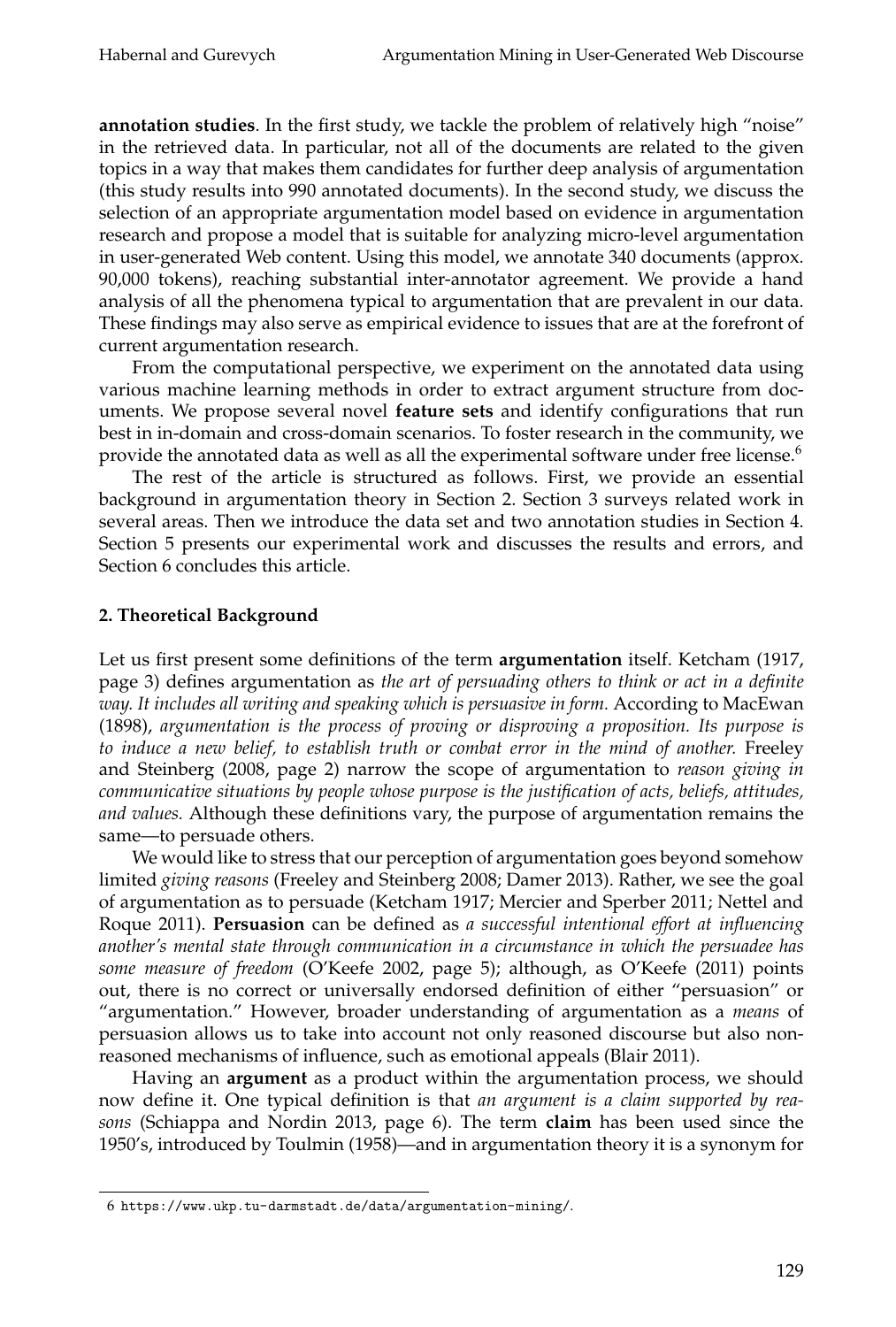**annotation studies**. In the first study, we tackle the problem of relatively high "noise" in the retrieved data. In particular, not all of the documents are related to the given topics in a way that makes them candidates for further deep analysis of argumentation (this study results into 990 annotated documents). In the second study, we discuss the selection of an appropriate argumentation model based on evidence in argumentation research and propose a model that is suitable for analyzing micro-level argumentation in user-generated Web content. Using this model, we annotate 340 documents (approx. 90,000 tokens), reaching substantial inter-annotator agreement. We provide a hand analysis of all the phenomena typical to argumentation that are prevalent in our data. These findings may also serve as empirical evidence to issues that are at the forefront of current argumentation research.

From the computational perspective, we experiment on the annotated data using various machine learning methods in order to extract argument structure from documents. We propose several novel **feature sets** and identify configurations that run best in in-domain and cross-domain scenarios. To foster research in the community, we provide the annotated data as well as all the experimental software under free license.[6]

The rest of the article is structured as follows. First, we provide an essential background in argumentation theory in Section 2. Section 3 surveys related work in several areas. Then we introduce the data set and two annotation studies in Section 4. Section 5 presents our experimental work and discusses the results and errors, and Section 6 concludes this article.

## 2. Theoretical Background

Let us first present some definitions of the term **argumentation** itself. Ketcham (1917, page 3) defines argumentation as *the art of persuading others to think or act in a definite way. It includes all writing and speaking which is persuasive in form.* According to MacEwan (1898), *argumentation is the process of proving or disproving a proposition. Its purpose is to induce a new belief, to establish truth or combat error in the mind of another.* Freeley and Steinberg (2008, page 2) narrow the scope of argumentation to *reason giving in communicative situations by people whose purpose is the justification of acts, beliefs, attitudes, and values.* Although these definitions vary, the purpose of argumentation remains the same—to persuade others.

We would like to stress that our perception of argumentation goes beyond somehow limited *giving reasons* (Freeley and Steinberg 2008; Damer 2013). Rather, we see the goal of argumentation as to persuade (Ketcham 1917; Mercier and Sperber 2011; Nettel and Roque 2011). **Persuasion** can be defined as *a successful intentional effort at influencing another's mental state through communication in a circumstance in which the persuadee has some measure of freedom* (O'Keefe 2002, page 5); although, as O'Keefe (2011) points out, there is no correct or universally endorsed definition of either "persuasion" or "argumentation." However, broader understanding of argumentation as a *means* of persuasion allows us to take into account not only reasoned discourse but also non-reasoned mechanisms of influence, such as emotional appeals (Blair 2011).

Having an **argument** as a product within the argumentation process, we should now define it. One typical definition is that *an argument is a claim supported by reasons* (Schiappa and Nordin 2013, page 6). The term **claim** has been used since the 1950's, introduced by Toulmin (1958)—and in argumentation theory it is a synonym for

---

6 https://www.ukp.tu-darmstadt.de/data/argumentation-mining/.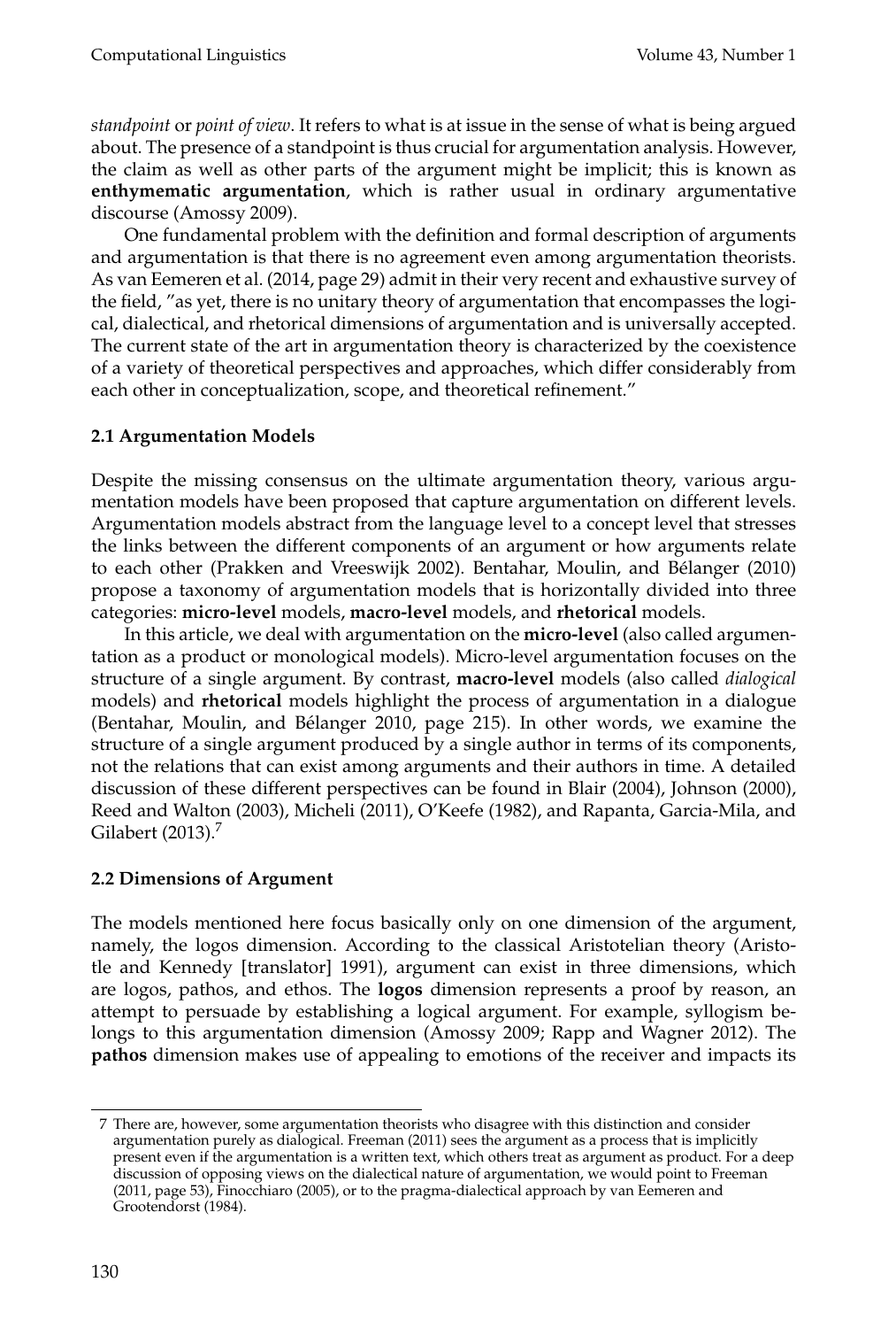*standpoint* or *point of view*. It refers to what is at issue in the sense of what is being argued about. The presence of a standpoint is thus crucial for argumentation analysis. However, the claim as well as other parts of the argument might be implicit; this is known as **enthymematic argumentation**, which is rather usual in ordinary argumentative discourse (Amossy 2009).

One fundamental problem with the definition and formal description of arguments and argumentation is that there is no agreement even among argumentation theorists. As van Eemeren et al. (2014, page 29) admit in their very recent and exhaustive survey of the field, "as yet, there is no unitary theory of argumentation that encompasses the logical, dialectical, and rhetorical dimensions of argumentation and is universally accepted. The current state of the art in argumentation theory is characterized by the coexistence of a variety of theoretical perspectives and approaches, which differ considerably from each other in conceptualization, scope, and theoretical refinement."

### 2.1 Argumentation Models

Despite the missing consensus on the ultimate argumentation theory, various argumentation models have been proposed that capture argumentation on different levels. Argumentation models abstract from the language level to a concept level that stresses the links between the different components of an argument or how arguments relate to each other (Prakken and Vreeswijk 2002). Bentahar, Moulin, and Bélanger (2010) propose a taxonomy of argumentation models that is horizontally divided into three categories: **micro-level** models, **macro-level** models, and **rhetorical** models.

In this article, we deal with argumentation on the **micro-level** (also called argumentation as a product or monological models). Micro-level argumentation focuses on the structure of a single argument. By contrast, **macro-level** models (also called *dialogical* models) and **rhetorical** models highlight the process of argumentation in a dialogue (Bentahar, Moulin, and Bélanger 2010, page 215). In other words, we examine the structure of a single argument produced by a single author in terms of its components, not the relations that can exist among arguments and their authors in time. A detailed discussion of these different perspectives can be found in Blair (2004), Johnson (2000), Reed and Walton (2003), Micheli (2011), O'Keefe (1982), and Rapanta, Garcia-Mila, and Gilabert (2013).[7]

### 2.2 Dimensions of Argument

The models mentioned here focus basically only on one dimension of the argument, namely, the logos dimension. According to the classical Aristotelian theory (Aristotle and Kennedy [translator] 1991), argument can exist in three dimensions, which are logos, pathos, and ethos. The **logos** dimension represents a proof by reason, an attempt to persuade by establishing a logical argument. For example, syllogism belongs to this argumentation dimension (Amossy 2009; Rapp and Wagner 2012). The **pathos** dimension makes use of appealing to emotions of the receiver and impacts its

[7] There are, however, some argumentation theorists who disagree with this distinction and consider argumentation purely as dialogical. Freeman (2011) sees the argument as a process that is implicitly present even if the argumentation is a written text, which others treat as argument as product. For a deep discussion of opposing views on the dialectical nature of argumentation, we would point to Freeman (2011, page 53), Finocchiaro (2005), or to the pragma-dialectical approach by van Eemeren and Grootendorst (1984).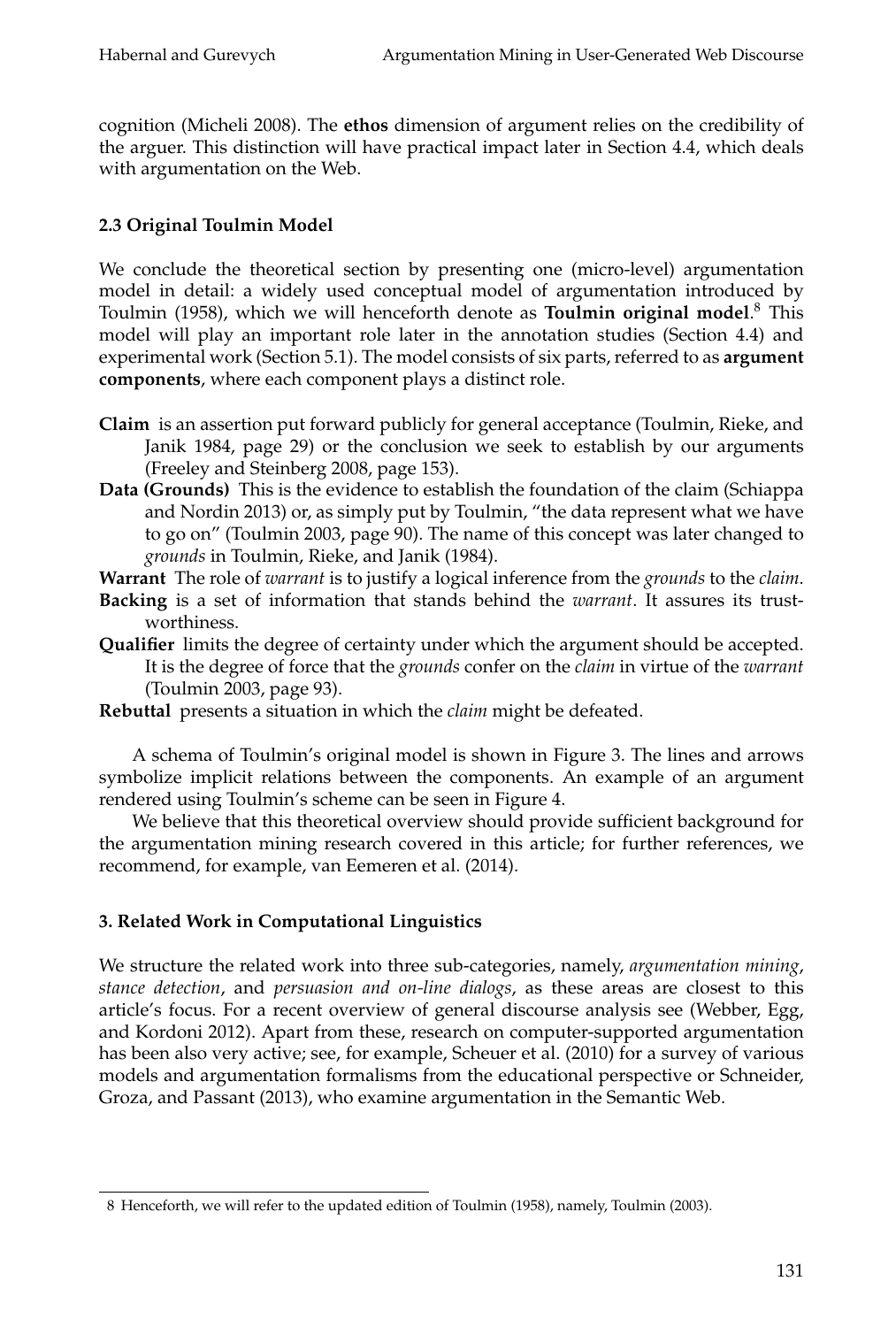cognition (Micheli 2008). The **ethos** dimension of argument relies on the credibility of the arguer. This distinction will have practical impact later in Section 4.4, which deals with argumentation on the Web.

### 2.3 Original Toulmin Model

We conclude the theoretical section by presenting one (micro-level) argumentation model in detail: a widely used conceptual model of argumentation introduced by Toulmin (1958), which we will henceforth denote as **Toulmin original model**.[8] This model will play an important role later in the annotation studies (Section 4.4) and experimental work (Section 5.1). The model consists of six parts, referred to as **argument components**, where each component plays a distinct role.

**Claim** is an assertion put forward publicly for general acceptance (Toulmin, Rieke, and Janik 1984, page 29) or the conclusion we seek to establish by our arguments (Freeley and Steinberg 2008, page 153).

**Data (Grounds)** This is the evidence to establish the foundation of the claim (Schiappa and Nordin 2013) or, as simply put by Toulmin, "the data represent what we have to go on" (Toulmin 2003, page 90). The name of this concept was later changed to *grounds* in Toulmin, Rieke, and Janik (1984).

**Warrant** The role of *warrant* is to justify a logical inference from the *grounds* to the *claim*.

**Backing** is a set of information that stands behind the *warrant*. It assures its trustworthiness.

**Qualifier** limits the degree of certainty under which the argument should be accepted. It is the degree of force that the *grounds* confer on the *claim* in virtue of the *warrant* (Toulmin 2003, page 93).

**Rebuttal** presents a situation in which the *claim* might be defeated.

A schema of Toulmin's original model is shown in Figure 3. The lines and arrows symbolize implicit relations between the components. An example of an argument rendered using Toulmin's scheme can be seen in Figure 4.

We believe that this theoretical overview should provide sufficient background for the argumentation mining research covered in this article; for further references, we recommend, for example, van Eemeren et al. (2014).

## 3. Related Work in Computational Linguistics

We structure the related work into three sub-categories, namely, *argumentation mining*, *stance detection*, and *persuasion and on-line dialogs*, as these areas are closest to this article's focus. For a recent overview of general discourse analysis see (Webber, Egg, and Kordoni 2012). Apart from these, research on computer-supported argumentation has been also very active; see, for example, Scheuer et al. (2010) for a survey of various models and argumentation formalisms from the educational perspective or Schneider, Groza, and Passant (2013), who examine argumentation in the Semantic Web.

---

8 Henceforth, we will refer to the updated edition of Toulmin (1958), namely, Toulmin (2003).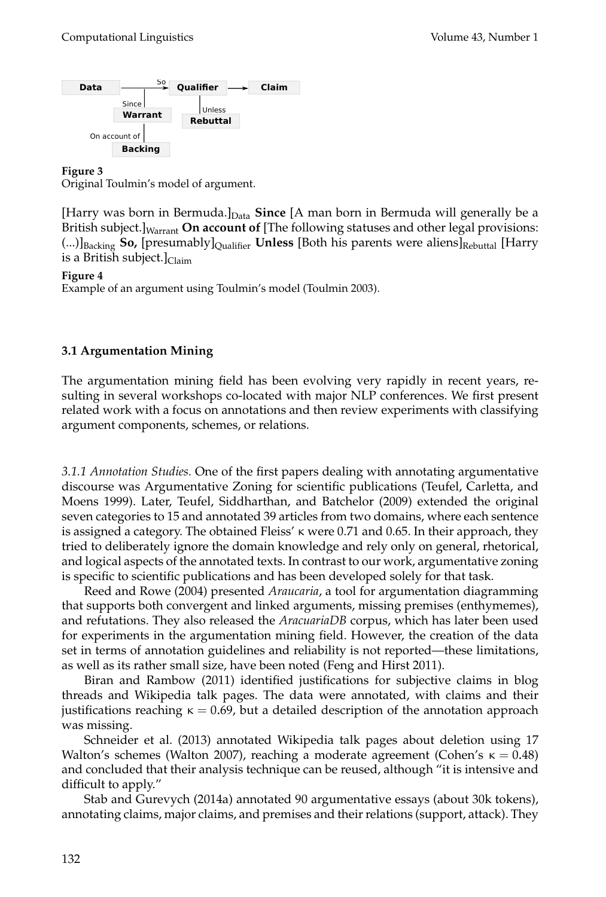Data —So→ Qualifier → Claim

Since | Warrant

On account of | Backing

Unless | Rebuttal

**Figure 3**
Original Toulmin's model of argument.

[Harry was born in Bermuda.]$_{\text{Data}}$ **Since** [A man born in Bermuda will generally be a British subject.]$_{\text{Warrant}}$ **On account of** [The following statuses and other legal provisions: (...)]$_{\text{Backing}}$ **So,** [presumably]$_{\text{Qualifier}}$ **Unless** [Both his parents were aliens]$_{\text{Rebuttal}}$ [Harry is a British subject.]$_{\text{Claim}}$

**Figure 4**
Example of an argument using Toulmin's model (Toulmin 2003).

### 3.1 Argumentation Mining

The argumentation mining field has been evolving very rapidly in recent years, resulting in several workshops co-located with major NLP conferences. We first present related work with a focus on annotations and then review experiments with classifying argument components, schemes, or relations.

*3.1.1 Annotation Studies.* One of the first papers dealing with annotating argumentative discourse was Argumentative Zoning for scientific publications (Teufel, Carletta, and Moens 1999). Later, Teufel, Siddharthan, and Batchelor (2009) extended the original seven categories to 15 and annotated 39 articles from two domains, where each sentence is assigned a category. The obtained Fleiss' κ were 0.71 and 0.65. In their approach, they tried to deliberately ignore the domain knowledge and rely only on general, rhetorical, and logical aspects of the annotated texts. In contrast to our work, argumentative zoning is specific to scientific publications and has been developed solely for that task.

Reed and Rowe (2004) presented *Araucaria*, a tool for argumentation diagramming that supports both convergent and linked arguments, missing premises (enthymemes), and refutations. They also released the *AracuariaDB* corpus, which has later been used for experiments in the argumentation mining field. However, the creation of the data set in terms of annotation guidelines and reliability is not reported—these limitations, as well as its rather small size, have been noted (Feng and Hirst 2011).

Biran and Rambow (2011) identified justifications for subjective claims in blog threads and Wikipedia talk pages. The data were annotated, with claims and their justifications reaching $\kappa = 0.69$, but a detailed description of the annotation approach was missing.

Schneider et al. (2013) annotated Wikipedia talk pages about deletion using 17 Walton's schemes (Walton 2007), reaching a moderate agreement (Cohen's $\kappa = 0.48$) and concluded that their analysis technique can be reused, although "it is intensive and difficult to apply."

Stab and Gurevych (2014a) annotated 90 argumentative essays (about 30k tokens), annotating claims, major claims, and premises and their relations (support, attack). They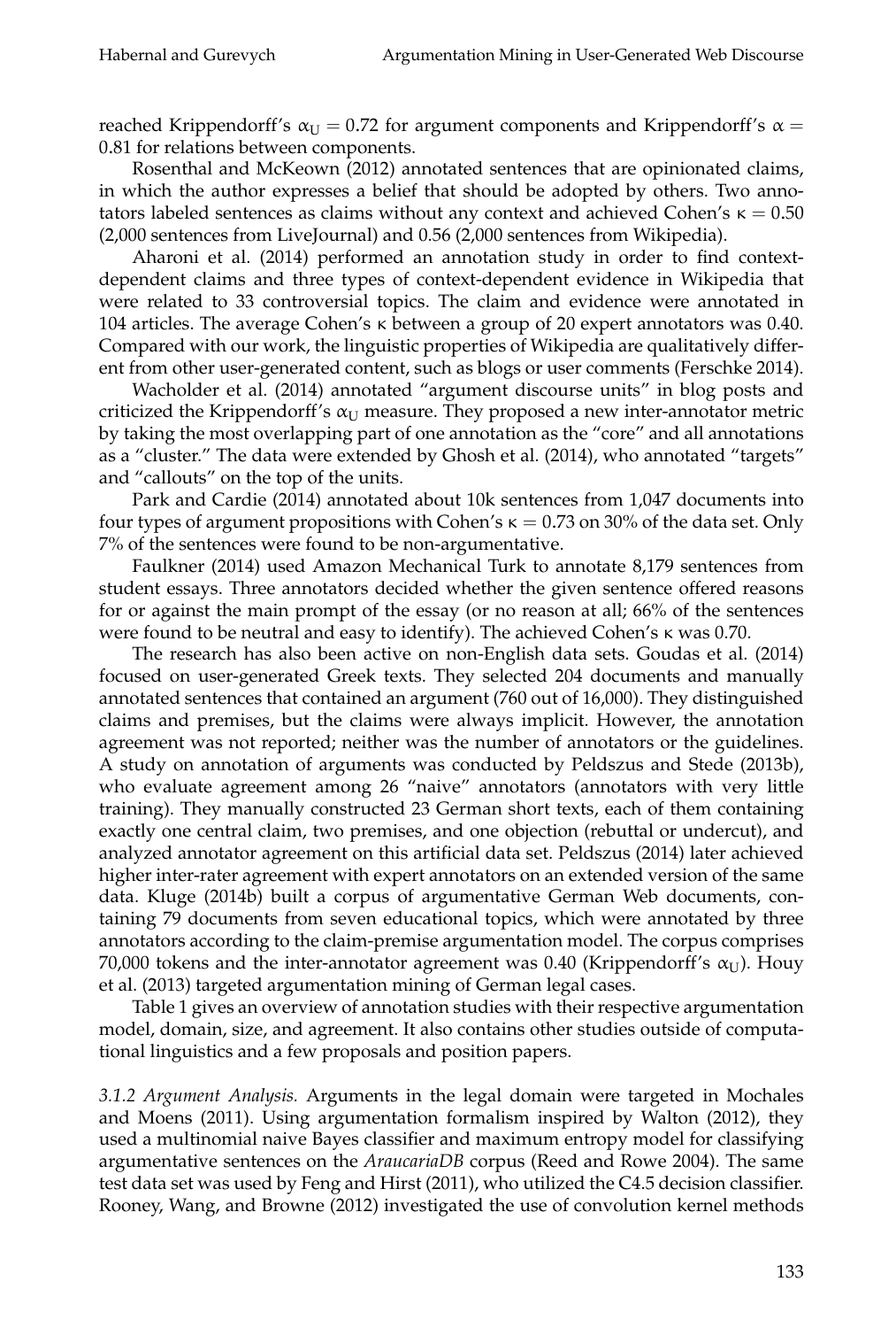reached Krippendorff's $\alpha_U = 0.72$ for argument components and Krippendorff's $\alpha = 0.81$ for relations between components.

Rosenthal and McKeown (2012) annotated sentences that are opinionated claims, in which the author expresses a belief that should be adopted by others. Two annotators labeled sentences as claims without any context and achieved Cohen's $\kappa = 0.50$ (2,000 sentences from LiveJournal) and 0.56 (2,000 sentences from Wikipedia).

Aharoni et al. (2014) performed an annotation study in order to find context-dependent claims and three types of context-dependent evidence in Wikipedia that were related to 33 controversial topics. The claim and evidence were annotated in 104 articles. The average Cohen's κ between a group of 20 expert annotators was 0.40. Compared with our work, the linguistic properties of Wikipedia are qualitatively different from other user-generated content, such as blogs or user comments (Ferschke 2014).

Wacholder et al. (2014) annotated "argument discourse units" in blog posts and criticized the Krippendorff's $\alpha_U$ measure. They proposed a new inter-annotator metric by taking the most overlapping part of one annotation as the "core" and all annotations as a "cluster." The data were extended by Ghosh et al. (2014), who annotated "targets" and "callouts" on the top of the units.

Park and Cardie (2014) annotated about 10k sentences from 1,047 documents into four types of argument propositions with Cohen's $\kappa = 0.73$ on 30% of the data set. Only 7% of the sentences were found to be non-argumentative.

Faulkner (2014) used Amazon Mechanical Turk to annotate 8,179 sentences from student essays. Three annotators decided whether the given sentence offered reasons for or against the main prompt of the essay (or no reason at all; 66% of the sentences were found to be neutral and easy to identify). The achieved Cohen's κ was 0.70.

The research has also been active on non-English data sets. Goudas et al. (2014) focused on user-generated Greek texts. They selected 204 documents and manually annotated sentences that contained an argument (760 out of 16,000). They distinguished claims and premises, but the claims were always implicit. However, the annotation agreement was not reported; neither was the number of annotators or the guidelines. A study on annotation of arguments was conducted by Peldszus and Stede (2013b), who evaluate agreement among 26 "naive" annotators (annotators with very little training). They manually constructed 23 German short texts, each of them containing exactly one central claim, two premises, and one objection (rebuttal or undercut), and analyzed annotator agreement on this artificial data set. Peldszus (2014) later achieved higher inter-rater agreement with expert annotators on an extended version of the same data. Kluge (2014b) built a corpus of argumentative German Web documents, containing 79 documents from seven educational topics, which were annotated by three annotators according to the claim-premise argumentation model. The corpus comprises 70,000 tokens and the inter-annotator agreement was 0.40 (Krippendorff's $\alpha_U$). Houy et al. (2013) targeted argumentation mining of German legal cases.

Table 1 gives an overview of annotation studies with their respective argumentation model, domain, size, and agreement. It also contains other studies outside of computational linguistics and a few proposals and position papers.

*3.1.2 Argument Analysis.* Arguments in the legal domain were targeted in Mochales and Moens (2011). Using argumentation formalism inspired by Walton (2012), they used a multinomial naive Bayes classifier and maximum entropy model for classifying argumentative sentences on the *AraucariaDB* corpus (Reed and Rowe 2004). The same test data set was used by Feng and Hirst (2011), who utilized the C4.5 decision classifier. Rooney, Wang, and Browne (2012) investigated the use of convolution kernel methods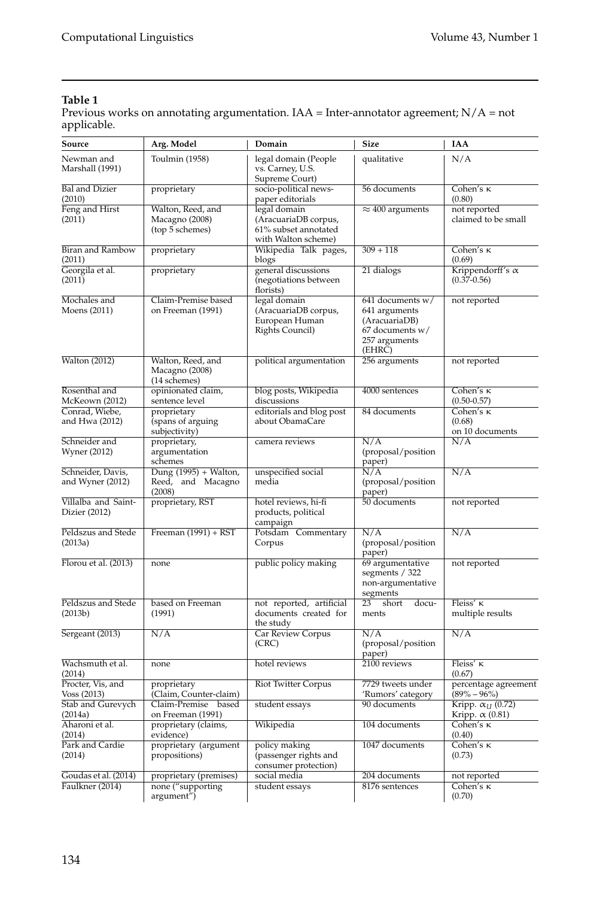**Table 1**

Previous works on annotating argumentation. IAA = Inter-annotator agreement; N/A = not applicable.

| Source | Arg. Model | Domain | Size | IAA |
|---|---|---|---|---|
| Newman and Marshall (1991) | Toulmin (1958) | legal domain (People vs. Carney, U.S. Supreme Court) | qualitative | N/A |
| Bal and Dizier (2010) | proprietary | socio-political newspaper editorials | 56 documents | Cohen's κ (0.80) |
| Feng and Hirst (2011) | Walton, Reed, and Macagno (2008) (top 5 schemes) | legal domain (AracuariaDB corpus, 61% subset annotated with Walton scheme) | ≈ 400 arguments | not reported claimed to be small |
| Biran and Rambow (2011) | proprietary | Wikipedia Talk pages, blogs | 309 + 118 | Cohen's κ (0.69) |
| Georgila et al. (2011) | proprietary | general discussions (negotiations between florists) | 21 dialogs | Krippendorff's α (0.37-0.56) |
| Mochales and Moens (2011) | Claim-Premise based on Freeman (1991) | legal domain (AracuariaDB corpus, European Human Rights Council) | 641 documents w/ 641 arguments (AracuariaDB) 67 documents w/ 257 arguments (EHRC) | not reported |
| Walton (2012) | Walton, Reed, and Macagno (2008) (14 schemes) | political argumentation | 256 arguments | not reported |
| Rosenthal and McKeown (2012) | opinionated claim, sentence level | blog posts, Wikipedia discussions | 4000 sentences | Cohen's κ (0.50-0.57) |
| Conrad, Wiebe, and Hwa (2012) | proprietary (spans of arguing subjectivity) | editorials and blog post about ObamaCare | 84 documents | Cohen's κ (0.68) on 10 documents |
| Schneider and Wyner (2012) | proprietary, argumentation schemes | camera reviews | N/A (proposal/position paper) | N/A |
| Schneider, Davis, and Wyner (2012) | Dung (1995) + Walton, Reed, and Macagno (2008) | unspecified social media | N/A (proposal/position paper) | N/A |
| Villalba and Saint-Dizier (2012) | proprietary, RST | hotel reviews, hi-fi products, political campaign | 50 documents | not reported |
| Peldszus and Stede (2013a) | Freeman (1991) + RST | Potsdam Commentary Corpus | N/A (proposal/position paper) | N/A |
| Florou et al. (2013) | none | public policy making | 69 argumentative segments / 322 non-argumentative segments | not reported |
| Peldszus and Stede (2013b) | based on Freeman (1991) | not reported, artificial documents created for the study | 23 short documents | Fleiss' κ multiple results |
| Sergeant (2013) | N/A | Car Review Corpus (CRC) | N/A (proposal/position paper) | N/A |
| Wachsmuth et al. (2014) | none | hotel reviews | 2100 reviews | Fleiss' κ (0.67) |
| Procter, Vis, and Voss (2013) | proprietary (Claim, Counter-claim) | Riot Twitter Corpus | 7729 tweets under 'Rumors' category | percentage agreement (89% – 96%) |
| Stab and Gurevych (2014a) | Claim-Premise based on Freeman (1991) | student essays | 90 documents | Kripp. $\alpha_U$ (0.72) Kripp. α (0.81) |
| Aharoni et al. (2014) | proprietary (claims, evidence) | Wikipedia | 104 documents | Cohen's κ (0.40) |
| Park and Cardie (2014) | proprietary (argument propositions) | policy making (passenger rights and consumer protection) | 1047 documents | Cohen's κ (0.73) |
| Goudas et al. (2014) | proprietary (premises) | social media | 204 documents | not reported |
| Faulkner (2014) | none ("supporting argument") | student essays | 8176 sentences | Cohen's κ (0.70) |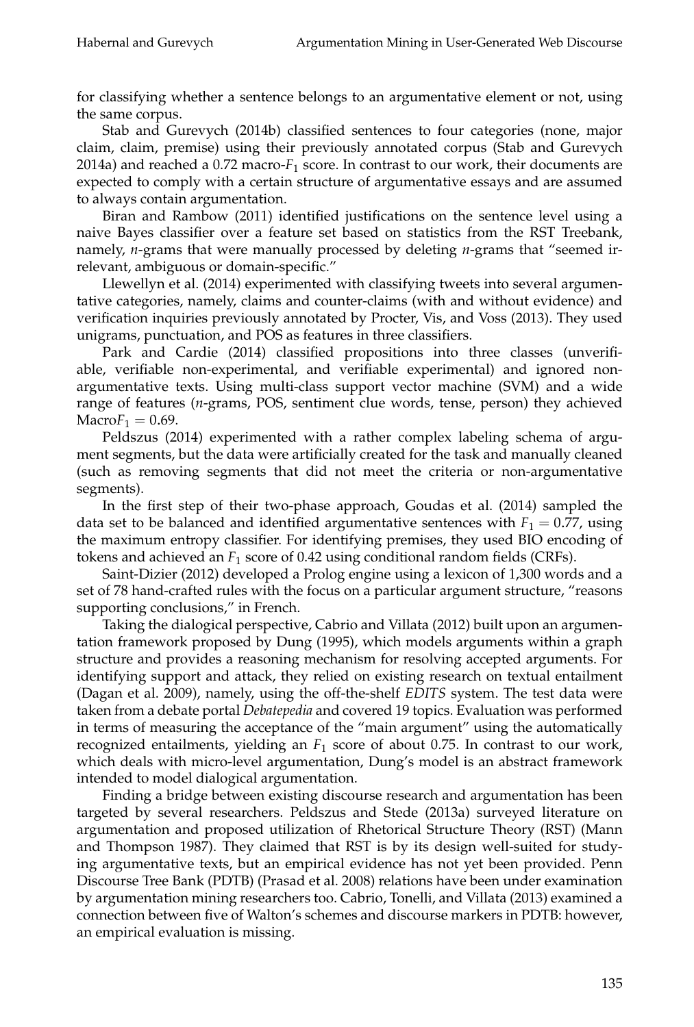for classifying whether a sentence belongs to an argumentative element or not, using the same corpus.

Stab and Gurevych (2014b) classified sentences to four categories (none, major claim, claim, premise) using their previously annotated corpus (Stab and Gurevych 2014a) and reached a 0.72 macro-$F_1$ score. In contrast to our work, their documents are expected to comply with a certain structure of argumentative essays and are assumed to always contain argumentation.

Biran and Rambow (2011) identified justifications on the sentence level using a naive Bayes classifier over a feature set based on statistics from the RST Treebank, namely, *n*-grams that were manually processed by deleting *n*-grams that "seemed irrelevant, ambiguous or domain-specific."

Llewellyn et al. (2014) experimented with classifying tweets into several argumentative categories, namely, claims and counter-claims (with and without evidence) and verification inquiries previously annotated by Procter, Vis, and Voss (2013). They used unigrams, punctuation, and POS as features in three classifiers.

Park and Cardie (2014) classified propositions into three classes (unverifiable, verifiable non-experimental, and verifiable experimental) and ignored non-argumentative texts. Using multi-class support vector machine (SVM) and a wide range of features (*n*-grams, POS, sentiment clue words, tense, person) they achieved Macro$F_1 = 0.69$.

Peldszus (2014) experimented with a rather complex labeling schema of argument segments, but the data were artificially created for the task and manually cleaned (such as removing segments that did not meet the criteria or non-argumentative segments).

In the first step of their two-phase approach, Goudas et al. (2014) sampled the data set to be balanced and identified argumentative sentences with $F_1 = 0.77$, using the maximum entropy classifier. For identifying premises, they used BIO encoding of tokens and achieved an $F_1$ score of 0.42 using conditional random fields (CRFs).

Saint-Dizier (2012) developed a Prolog engine using a lexicon of 1,300 words and a set of 78 hand-crafted rules with the focus on a particular argument structure, "reasons supporting conclusions," in French.

Taking the dialogical perspective, Cabrio and Villata (2012) built upon an argumentation framework proposed by Dung (1995), which models arguments within a graph structure and provides a reasoning mechanism for resolving accepted arguments. For identifying support and attack, they relied on existing research on textual entailment (Dagan et al. 2009), namely, using the off-the-shelf *EDITS* system. The test data were taken from a debate portal *Debatepedia* and covered 19 topics. Evaluation was performed in terms of measuring the acceptance of the "main argument" using the automatically recognized entailments, yielding an $F_1$ score of about 0.75. In contrast to our work, which deals with micro-level argumentation, Dung's model is an abstract framework intended to model dialogical argumentation.

Finding a bridge between existing discourse research and argumentation has been targeted by several researchers. Peldszus and Stede (2013a) surveyed literature on argumentation and proposed utilization of Rhetorical Structure Theory (RST) (Mann and Thompson 1987). They claimed that RST is by its design well-suited for studying argumentative texts, but an empirical evidence has not yet been provided. Penn Discourse Tree Bank (PDTB) (Prasad et al. 2008) relations have been under examination by argumentation mining researchers too. Cabrio, Tonelli, and Villata (2013) examined a connection between five of Walton's schemes and discourse markers in PDTB: however, an empirical evaluation is missing.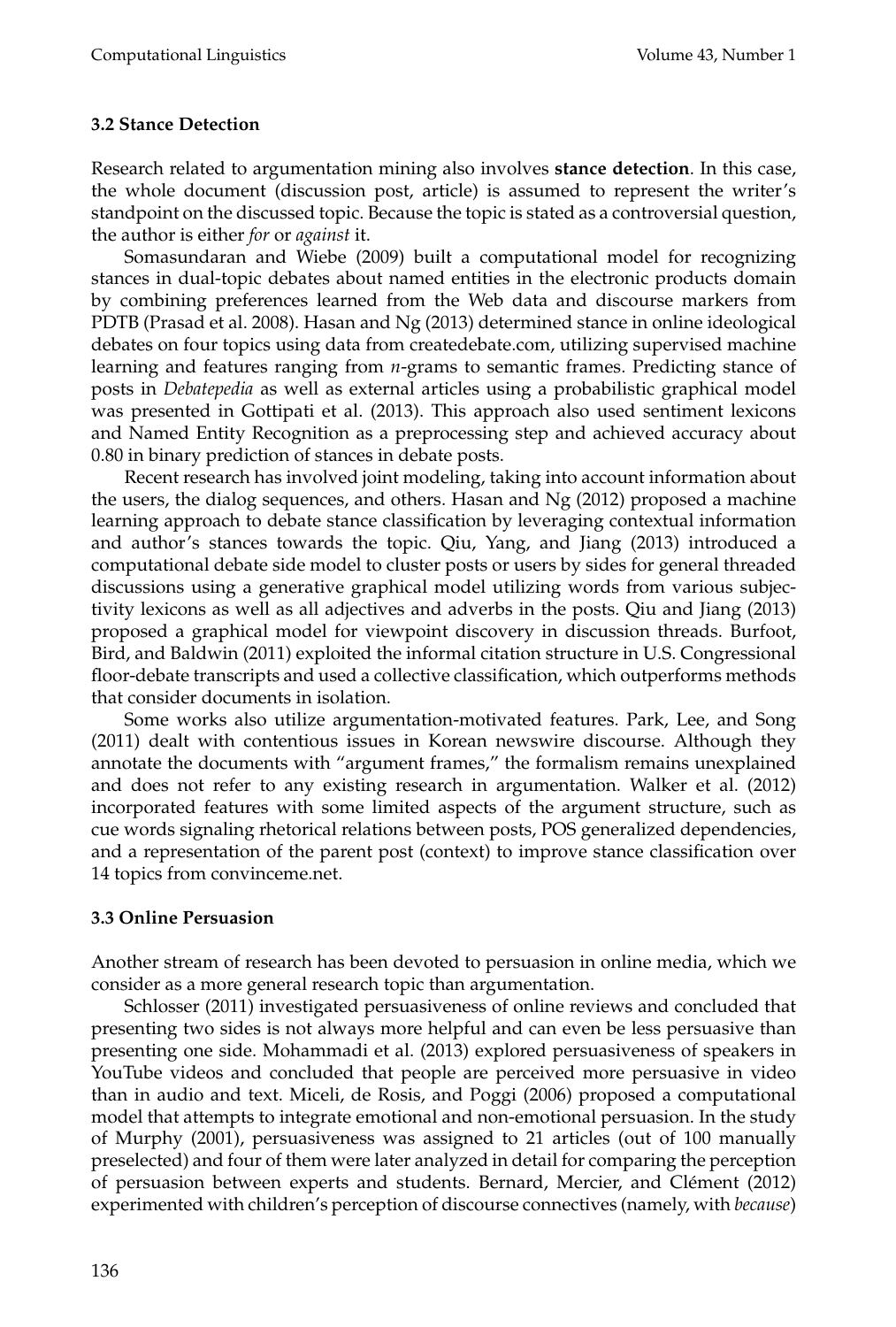### 3.2 Stance Detection

Research related to argumentation mining also involves **stance detection**. In this case, the whole document (discussion post, article) is assumed to represent the writer's standpoint on the discussed topic. Because the topic is stated as a controversial question, the author is either *for* or *against* it.

Somasundaran and Wiebe (2009) built a computational model for recognizing stances in dual-topic debates about named entities in the electronic products domain by combining preferences learned from the Web data and discourse markers from PDTB (Prasad et al. 2008). Hasan and Ng (2013) determined stance in online ideological debates on four topics using data from createdebate.com, utilizing supervised machine learning and features ranging from *n*-grams to semantic frames. Predicting stance of posts in *Debatepedia* as well as external articles using a probabilistic graphical model was presented in Gottipati et al. (2013). This approach also used sentiment lexicons and Named Entity Recognition as a preprocessing step and achieved accuracy about 0.80 in binary prediction of stances in debate posts.

Recent research has involved joint modeling, taking into account information about the users, the dialog sequences, and others. Hasan and Ng (2012) proposed a machine learning approach to debate stance classification by leveraging contextual information and author's stances towards the topic. Qiu, Yang, and Jiang (2013) introduced a computational debate side model to cluster posts or users by sides for general threaded discussions using a generative graphical model utilizing words from various subjectivity lexicons as well as all adjectives and adverbs in the posts. Qiu and Jiang (2013) proposed a graphical model for viewpoint discovery in discussion threads. Burfoot, Bird, and Baldwin (2011) exploited the informal citation structure in U.S. Congressional floor-debate transcripts and used a collective classification, which outperforms methods that consider documents in isolation.

Some works also utilize argumentation-motivated features. Park, Lee, and Song (2011) dealt with contentious issues in Korean newswire discourse. Although they annotate the documents with "argument frames," the formalism remains unexplained and does not refer to any existing research in argumentation. Walker et al. (2012) incorporated features with some limited aspects of the argument structure, such as cue words signaling rhetorical relations between posts, POS generalized dependencies, and a representation of the parent post (context) to improve stance classification over 14 topics from convinceme.net.

### 3.3 Online Persuasion

Another stream of research has been devoted to persuasion in online media, which we consider as a more general research topic than argumentation.

Schlosser (2011) investigated persuasiveness of online reviews and concluded that presenting two sides is not always more helpful and can even be less persuasive than presenting one side. Mohammadi et al. (2013) explored persuasiveness of speakers in YouTube videos and concluded that people are perceived more persuasive in video than in audio and text. Miceli, de Rosis, and Poggi (2006) proposed a computational model that attempts to integrate emotional and non-emotional persuasion. In the study of Murphy (2001), persuasiveness was assigned to 21 articles (out of 100 manually preselected) and four of them were later analyzed in detail for comparing the perception of persuasion between experts and students. Bernard, Mercier, and Clément (2012) experimented with children's perception of discourse connectives (namely, with *because*)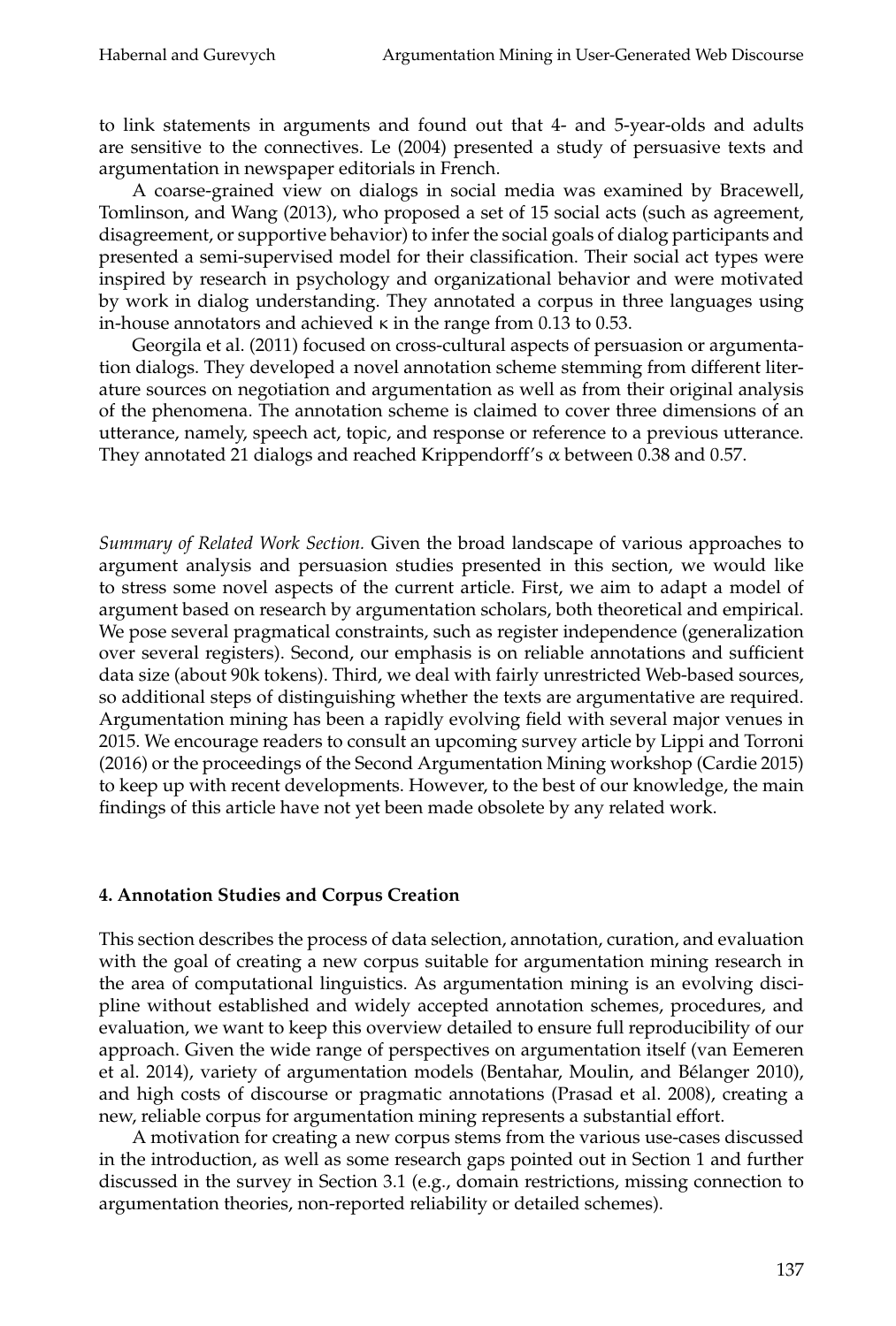to link statements in arguments and found out that 4- and 5-year-olds and adults are sensitive to the connectives. Le (2004) presented a study of persuasive texts and argumentation in newspaper editorials in French.

A coarse-grained view on dialogs in social media was examined by Bracewell, Tomlinson, and Wang (2013), who proposed a set of 15 social acts (such as agreement, disagreement, or supportive behavior) to infer the social goals of dialog participants and presented a semi-supervised model for their classification. Their social act types were inspired by research in psychology and organizational behavior and were motivated by work in dialog understanding. They annotated a corpus in three languages using in-house annotators and achieved $\kappa$ in the range from 0.13 to 0.53.

Georgila et al. (2011) focused on cross-cultural aspects of persuasion or argumentation dialogs. They developed a novel annotation scheme stemming from different literature sources on negotiation and argumentation as well as from their original analysis of the phenomena. The annotation scheme is claimed to cover three dimensions of an utterance, namely, speech act, topic, and response or reference to a previous utterance. They annotated 21 dialogs and reached Krippendorff's $\alpha$ between 0.38 and 0.57.

*Summary of Related Work Section.* Given the broad landscape of various approaches to argument analysis and persuasion studies presented in this section, we would like to stress some novel aspects of the current article. First, we aim to adapt a model of argument based on research by argumentation scholars, both theoretical and empirical. We pose several pragmatical constraints, such as register independence (generalization over several registers). Second, our emphasis is on reliable annotations and sufficient data size (about 90k tokens). Third, we deal with fairly unrestricted Web-based sources, so additional steps of distinguishing whether the texts are argumentative are required. Argumentation mining has been a rapidly evolving field with several major venues in 2015. We encourage readers to consult an upcoming survey article by Lippi and Torroni (2016) or the proceedings of the Second Argumentation Mining workshop (Cardie 2015) to keep up with recent developments. However, to the best of our knowledge, the main findings of this article have not yet been made obsolete by any related work.

## 4. Annotation Studies and Corpus Creation

This section describes the process of data selection, annotation, curation, and evaluation with the goal of creating a new corpus suitable for argumentation mining research in the area of computational linguistics. As argumentation mining is an evolving discipline without established and widely accepted annotation schemes, procedures, and evaluation, we want to keep this overview detailed to ensure full reproducibility of our approach. Given the wide range of perspectives on argumentation itself (van Eemeren et al. 2014), variety of argumentation models (Bentahar, Moulin, and Bélanger 2010), and high costs of discourse or pragmatic annotations (Prasad et al. 2008), creating a new, reliable corpus for argumentation mining represents a substantial effort.

A motivation for creating a new corpus stems from the various use-cases discussed in the introduction, as well as some research gaps pointed out in Section 1 and further discussed in the survey in Section 3.1 (e.g., domain restrictions, missing connection to argumentation theories, non-reported reliability or detailed schemes).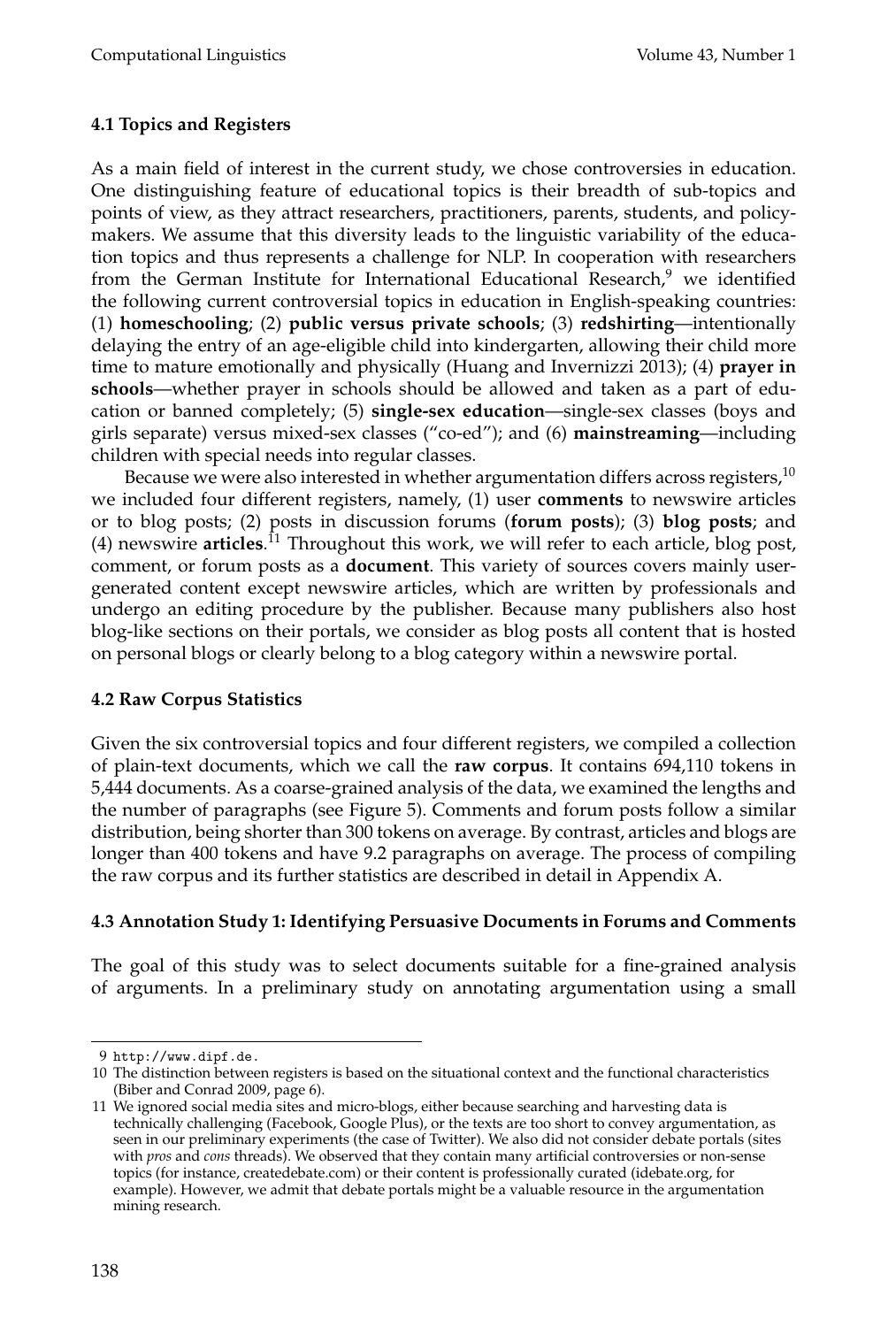### 4.1 Topics and Registers

As a main field of interest in the current study, we chose controversies in education. One distinguishing feature of educational topics is their breadth of sub-topics and points of view, as they attract researchers, practitioners, parents, students, and policy-makers. We assume that this diversity leads to the linguistic variability of the education topics and thus represents a challenge for NLP. In cooperation with researchers from the German Institute for International Educational Research,[9] we identified the following current controversial topics in education in English-speaking countries: (1) **homeschooling**; (2) **public versus private schools**; (3) **redshirting**—intentionally delaying the entry of an age-eligible child into kindergarten, allowing their child more time to mature emotionally and physically (Huang and Invernizzi 2013); (4) **prayer in schools**—whether prayer in schools should be allowed and taken as a part of education or banned completely; (5) **single-sex education**—single-sex classes (boys and girls separate) versus mixed-sex classes ("co-ed"); and (6) **mainstreaming**—including children with special needs into regular classes.

Because we were also interested in whether argumentation differs across registers,[10] we included four different registers, namely, (1) user **comments** to newswire articles or to blog posts; (2) posts in discussion forums (**forum posts**); (3) **blog posts**; and (4) newswire **articles**.[11] Throughout this work, we will refer to each article, blog post, comment, or forum posts as a **document**. This variety of sources covers mainly user-generated content except newswire articles, which are written by professionals and undergo an editing procedure by the publisher. Because many publishers also host blog-like sections on their portals, we consider as blog posts all content that is hosted on personal blogs or clearly belong to a blog category within a newswire portal.

### 4.2 Raw Corpus Statistics

Given the six controversial topics and four different registers, we compiled a collection of plain-text documents, which we call the **raw corpus**. It contains 694,110 tokens in 5,444 documents. As a coarse-grained analysis of the data, we examined the lengths and the number of paragraphs (see Figure 5). Comments and forum posts follow a similar distribution, being shorter than 300 tokens on average. By contrast, articles and blogs are longer than 400 tokens and have 9.2 paragraphs on average. The process of compiling the raw corpus and its further statistics are described in detail in Appendix A.

### 4.3 Annotation Study 1: Identifying Persuasive Documents in Forums and Comments

The goal of this study was to select documents suitable for a fine-grained analysis of arguments. In a preliminary study on annotating argumentation using a small

---

9 http://www.dipf.de.

10 The distinction between registers is based on the situational context and the functional characteristics (Biber and Conrad 2009, page 6).

11 We ignored social media sites and micro-blogs, either because searching and harvesting data is technically challenging (Facebook, Google Plus), or the texts are too short to convey argumentation, as seen in our preliminary experiments (the case of Twitter). We also did not consider debate portals (sites with *pros* and *cons* threads). We observed that they contain many artificial controversies or non-sense topics (for instance, createdebate.com) or their content is professionally curated (idebate.org, for example). However, we admit that debate portals might be a valuable resource in the argumentation mining research.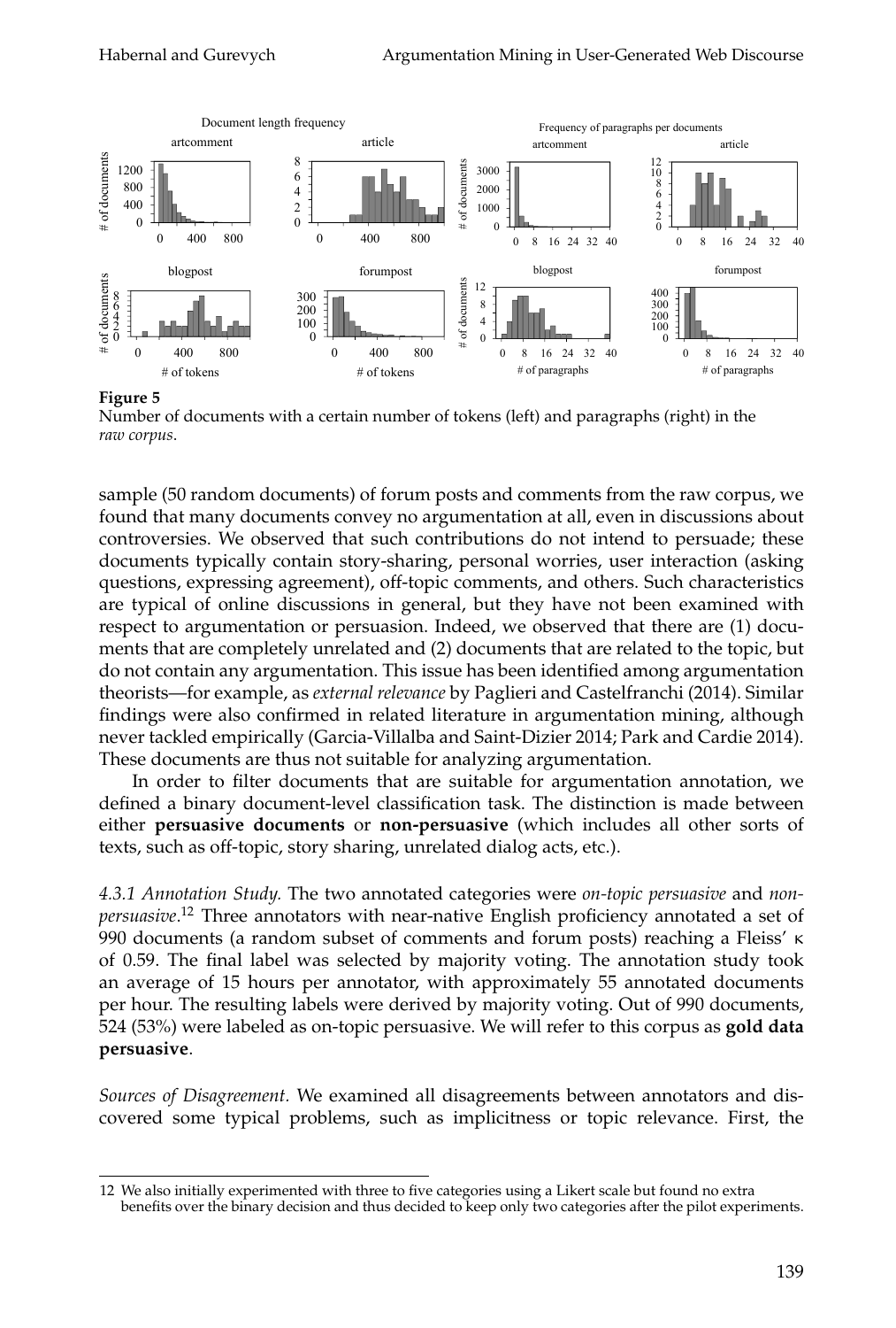**Figure 5**
Number of documents with a certain number of tokens (left) and paragraphs (right) in the *raw corpus*.

sample (50 random documents) of forum posts and comments from the raw corpus, we found that many documents convey no argumentation at all, even in discussions about controversies. We observed that such contributions do not intend to persuade; these documents typically contain story-sharing, personal worries, user interaction (asking questions, expressing agreement), off-topic comments, and others. Such characteristics are typical of online discussions in general, but they have not been examined with respect to argumentation or persuasion. Indeed, we observed that there are (1) documents that are completely unrelated and (2) documents that are related to the topic, but do not contain any argumentation. This issue has been identified among argumentation theorists—for example, as *external relevance* by Paglieri and Castelfranchi (2014). Similar findings were also confirmed in related literature in argumentation mining, although never tackled empirically (Garcia-Villalba and Saint-Dizier 2014; Park and Cardie 2014). These documents are thus not suitable for analyzing argumentation.

In order to filter documents that are suitable for argumentation annotation, we defined a binary document-level classification task. The distinction is made between either **persuasive documents** or **non-persuasive** (which includes all other sorts of texts, such as off-topic, story sharing, unrelated dialog acts, etc.).

*4.3.1 Annotation Study.* The two annotated categories were *on-topic persuasive* and *non-persuasive*.[12] Three annotators with near-native English proficiency annotated a set of 990 documents (a random subset of comments and forum posts) reaching a Fleiss' $\kappa$ of 0.59. The final label was selected by majority voting. The annotation study took an average of 15 hours per annotator, with approximately 55 annotated documents per hour. The resulting labels were derived by majority voting. Out of 990 documents, 524 (53%) were labeled as on-topic persuasive. We will refer to this corpus as **gold data persuasive**.

*Sources of Disagreement.* We examined all disagreements between annotators and discovered some typical problems, such as implicitness or topic relevance. First, the

12 We also initially experimented with three to five categories using a Likert scale but found no extra benefits over the binary decision and thus decided to keep only two categories after the pilot experiments.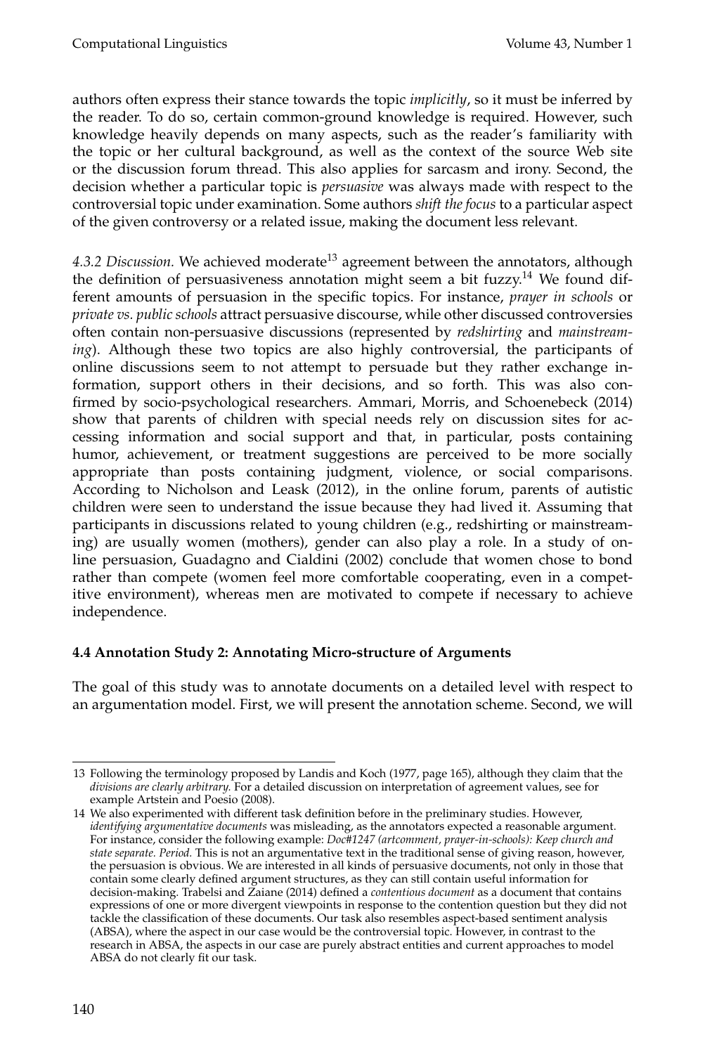authors often express their stance towards the topic *implicitly*, so it must be inferred by the reader. To do so, certain common-ground knowledge is required. However, such knowledge heavily depends on many aspects, such as the reader's familiarity with the topic or her cultural background, as well as the context of the source Web site or the discussion forum thread. This also applies for sarcasm and irony. Second, the decision whether a particular topic is *persuasive* was always made with respect to the controversial topic under examination. Some authors *shift the focus* to a particular aspect of the given controversy or a related issue, making the document less relevant.

*4.3.2 Discussion.* We achieved moderate[13] agreement between the annotators, although the definition of persuasiveness annotation might seem a bit fuzzy.[14] We found different amounts of persuasion in the specific topics. For instance, *prayer in schools* or *private vs. public schools* attract persuasive discourse, while other discussed controversies often contain non-persuasive discussions (represented by *redshirting* and *mainstreaming*). Although these two topics are also highly controversial, the participants of online discussions seem to not attempt to persuade but they rather exchange information, support others in their decisions, and so forth. This was also confirmed by socio-psychological researchers. Ammari, Morris, and Schoenebeck (2014) show that parents of children with special needs rely on discussion sites for accessing information and social support and that, in particular, posts containing humor, achievement, or treatment suggestions are perceived to be more socially appropriate than posts containing judgment, violence, or social comparisons. According to Nicholson and Leask (2012), in the online forum, parents of autistic children were seen to understand the issue because they had lived it. Assuming that participants in discussions related to young children (e.g., redshirting or mainstreaming) are usually women (mothers), gender can also play a role. In a study of online persuasion, Guadagno and Cialdini (2002) conclude that women chose to bond rather than compete (women feel more comfortable cooperating, even in a competitive environment), whereas men are motivated to compete if necessary to achieve independence.

### 4.4 Annotation Study 2: Annotating Micro-structure of Arguments

The goal of this study was to annotate documents on a detailed level with respect to an argumentation model. First, we will present the annotation scheme. Second, we will

---

13 Following the terminology proposed by Landis and Koch (1977, page 165), although they claim that the *divisions are clearly arbitrary.* For a detailed discussion on interpretation of agreement values, see for example Artstein and Poesio (2008).

14 We also experimented with different task definition before in the preliminary studies. However, *identifying argumentative documents* was misleading, as the annotators expected a reasonable argument. For instance, consider the following example: *Doc#1247 (artcomment, prayer-in-schools): Keep church and state separate. Period.* This is not an argumentative text in the traditional sense of giving reason, however, the persuasion is obvious. We are interested in all kinds of persuasive documents, not only in those that contain some clearly defined argument structures, as they can still contain useful information for decision-making. Trabelsi and Zaïane (2014) defined a *contentious document* as a document that contains expressions of one or more divergent viewpoints in response to the contention question but they did not tackle the classification of these documents. Our task also resembles aspect-based sentiment analysis (ABSA), where the aspect in our case would be the controversial topic. However, in contrast to the research in ABSA, the aspects in our case are purely abstract entities and current approaches to model ABSA do not clearly fit our task.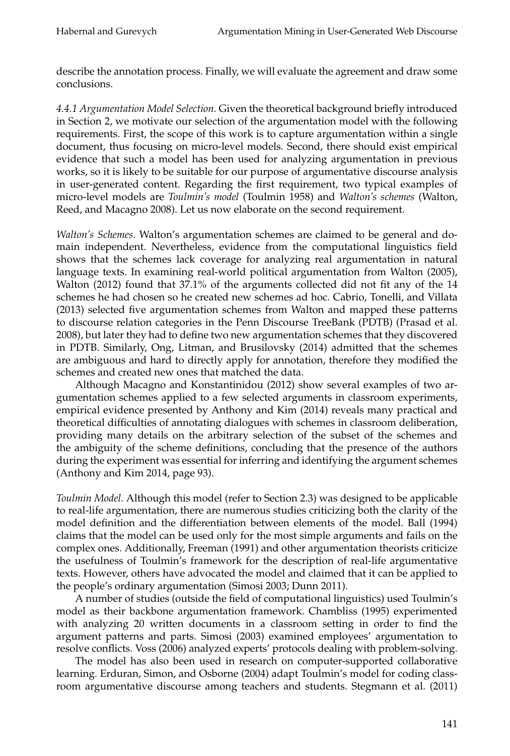describe the annotation process. Finally, we will evaluate the agreement and draw some conclusions.

*4.4.1 Argumentation Model Selection.* Given the theoretical background briefly introduced in Section 2, we motivate our selection of the argumentation model with the following requirements. First, the scope of this work is to capture argumentation within a single document, thus focusing on micro-level models. Second, there should exist empirical evidence that such a model has been used for analyzing argumentation in previous works, so it is likely to be suitable for our purpose of argumentative discourse analysis in user-generated content. Regarding the first requirement, two typical examples of micro-level models are *Toulmin's model* (Toulmin 1958) and *Walton's schemes* (Walton, Reed, and Macagno 2008). Let us now elaborate on the second requirement.

*Walton's Schemes.* Walton's argumentation schemes are claimed to be general and domain independent. Nevertheless, evidence from the computational linguistics field shows that the schemes lack coverage for analyzing real argumentation in natural language texts. In examining real-world political argumentation from Walton (2005), Walton (2012) found that 37.1% of the arguments collected did not fit any of the 14 schemes he had chosen so he created new schemes ad hoc. Cabrio, Tonelli, and Villata (2013) selected five argumentation schemes from Walton and mapped these patterns to discourse relation categories in the Penn Discourse TreeBank (PDTB) (Prasad et al. 2008), but later they had to define two new argumentation schemes that they discovered in PDTB. Similarly, Ong, Litman, and Brusilovsky (2014) admitted that the schemes are ambiguous and hard to directly apply for annotation, therefore they modified the schemes and created new ones that matched the data.

Although Macagno and Konstantinidou (2012) show several examples of two argumentation schemes applied to a few selected arguments in classroom experiments, empirical evidence presented by Anthony and Kim (2014) reveals many practical and theoretical difficulties of annotating dialogues with schemes in classroom deliberation, providing many details on the arbitrary selection of the subset of the schemes and the ambiguity of the scheme definitions, concluding that the presence of the authors during the experiment was essential for inferring and identifying the argument schemes (Anthony and Kim 2014, page 93).

*Toulmin Model.* Although this model (refer to Section 2.3) was designed to be applicable to real-life argumentation, there are numerous studies criticizing both the clarity of the model definition and the differentiation between elements of the model. Ball (1994) claims that the model can be used only for the most simple arguments and fails on the complex ones. Additionally, Freeman (1991) and other argumentation theorists criticize the usefulness of Toulmin's framework for the description of real-life argumentative texts. However, others have advocated the model and claimed that it can be applied to the people's ordinary argumentation (Simosi 2003; Dunn 2011).

A number of studies (outside the field of computational linguistics) used Toulmin's model as their backbone argumentation framework. Chambliss (1995) experimented with analyzing 20 written documents in a classroom setting in order to find the argument patterns and parts. Simosi (2003) examined employees' argumentation to resolve conflicts. Voss (2006) analyzed experts' protocols dealing with problem-solving.

The model has also been used in research on computer-supported collaborative learning. Erduran, Simon, and Osborne (2004) adapt Toulmin's model for coding classroom argumentative discourse among teachers and students. Stegmann et al. (2011)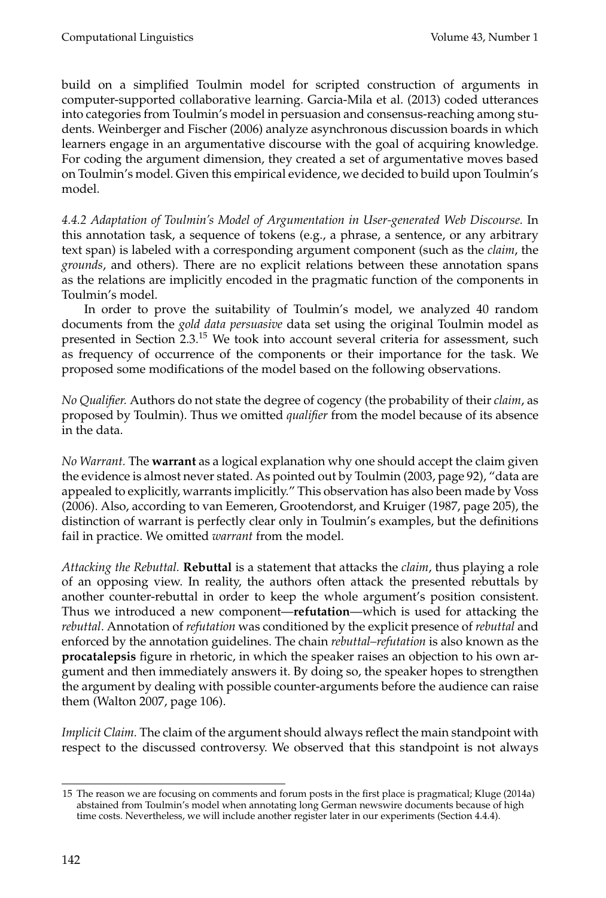build on a simplified Toulmin model for scripted construction of arguments in computer-supported collaborative learning. Garcia-Mila et al. (2013) coded utterances into categories from Toulmin's model in persuasion and consensus-reaching among students. Weinberger and Fischer (2006) analyze asynchronous discussion boards in which learners engage in an argumentative discourse with the goal of acquiring knowledge. For coding the argument dimension, they created a set of argumentative moves based on Toulmin's model. Given this empirical evidence, we decided to build upon Toulmin's model.

*4.4.2 Adaptation of Toulmin's Model of Argumentation in User-generated Web Discourse.* In this annotation task, a sequence of tokens (e.g., a phrase, a sentence, or any arbitrary text span) is labeled with a corresponding argument component (such as the *claim*, the *grounds*, and others). There are no explicit relations between these annotation spans as the relations are implicitly encoded in the pragmatic function of the components in Toulmin's model.

In order to prove the suitability of Toulmin's model, we analyzed 40 random documents from the *gold data persuasive* data set using the original Toulmin model as presented in Section 2.3.[15] We took into account several criteria for assessment, such as frequency of occurrence of the components or their importance for the task. We proposed some modifications of the model based on the following observations.

*No Qualifier.* Authors do not state the degree of cogency (the probability of their *claim*, as proposed by Toulmin). Thus we omitted *qualifier* from the model because of its absence in the data.

*No Warrant.* The **warrant** as a logical explanation why one should accept the claim given the evidence is almost never stated. As pointed out by Toulmin (2003, page 92), "data are appealed to explicitly, warrants implicitly." This observation has also been made by Voss (2006). Also, according to van Eemeren, Grootendorst, and Kruiger (1987, page 205), the distinction of warrant is perfectly clear only in Toulmin's examples, but the definitions fail in practice. We omitted *warrant* from the model.

*Attacking the Rebuttal.* **Rebuttal** is a statement that attacks the *claim*, thus playing a role of an opposing view. In reality, the authors often attack the presented rebuttals by another counter-rebuttal in order to keep the whole argument's position consistent. Thus we introduced a new component—**refutation**—which is used for attacking the *rebuttal*. Annotation of *refutation* was conditioned by the explicit presence of *rebuttal* and enforced by the annotation guidelines. The chain *rebuttal–refutation* is also known as the **procatalepsis** figure in rhetoric, in which the speaker raises an objection to his own argument and then immediately answers it. By doing so, the speaker hopes to strengthen the argument by dealing with possible counter-arguments before the audience can raise them (Walton 2007, page 106).

*Implicit Claim.* The claim of the argument should always reflect the main standpoint with respect to the discussed controversy. We observed that this standpoint is not always

15 The reason we are focusing on comments and forum posts in the first place is pragmatical; Kluge (2014a) abstained from Toulmin's model when annotating long German newswire documents because of high time costs. Nevertheless, we will include another register later in our experiments (Section 4.4.4).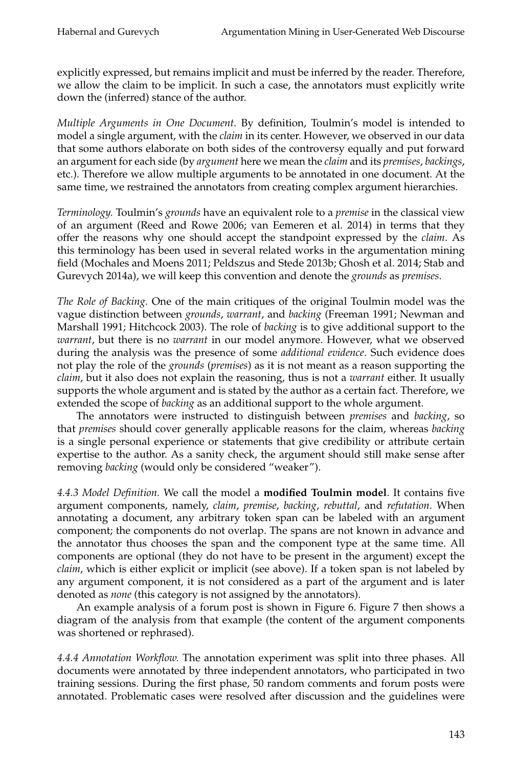explicitly expressed, but remains implicit and must be inferred by the reader. Therefore, we allow the claim to be implicit. In such a case, the annotators must explicitly write down the (inferred) stance of the author.

*Multiple Arguments in One Document.* By definition, Toulmin's model is intended to model a single argument, with the *claim* in its center. However, we observed in our data that some authors elaborate on both sides of the controversy equally and put forward an argument for each side (by *argument* here we mean the *claim* and its *premises*, *backings*, etc.). Therefore we allow multiple arguments to be annotated in one document. At the same time, we restrained the annotators from creating complex argument hierarchies.

*Terminology.* Toulmin's *grounds* have an equivalent role to a *premise* in the classical view of an argument (Reed and Rowe 2006; van Eemeren et al. 2014) in terms that they offer the reasons why one should accept the standpoint expressed by the *claim*. As this terminology has been used in several related works in the argumentation mining field (Mochales and Moens 2011; Peldszus and Stede 2013b; Ghosh et al. 2014; Stab and Gurevych 2014a), we will keep this convention and denote the *grounds* as *premises*.

*The Role of Backing.* One of the main critiques of the original Toulmin model was the vague distinction between *grounds*, *warrant*, and *backing* (Freeman 1991; Newman and Marshall 1991; Hitchcock 2003). The role of *backing* is to give additional support to the *warrant*, but there is no *warrant* in our model anymore. However, what we observed during the analysis was the presence of some *additional evidence*. Such evidence does not play the role of the *grounds* (*premises*) as it is not meant as a reason supporting the *claim*, but it also does not explain the reasoning, thus is not a *warrant* either. It usually supports the whole argument and is stated by the author as a certain fact. Therefore, we extended the scope of *backing* as an additional support to the whole argument.

The annotators were instructed to distinguish between *premises* and *backing*, so that *premises* should cover generally applicable reasons for the claim, whereas *backing* is a single personal experience or statements that give credibility or attribute certain expertise to the author. As a sanity check, the argument should still make sense after removing *backing* (would only be considered "weaker").

*4.4.3 Model Definition.* We call the model a **modified Toulmin model**. It contains five argument components, namely, *claim*, *premise*, *backing*, *rebuttal*, and *refutation*. When annotating a document, any arbitrary token span can be labeled with an argument component; the components do not overlap. The spans are not known in advance and the annotator thus chooses the span and the component type at the same time. All components are optional (they do not have to be present in the argument) except the *claim*, which is either explicit or implicit (see above). If a token span is not labeled by any argument component, it is not considered as a part of the argument and is later denoted as *none* (this category is not assigned by the annotators).

An example analysis of a forum post is shown in Figure 6. Figure 7 then shows a diagram of the analysis from that example (the content of the argument components was shortened or rephrased).

*4.4.4 Annotation Workflow.* The annotation experiment was split into three phases. All documents were annotated by three independent annotators, who participated in two training sessions. During the first phase, 50 random comments and forum posts were annotated. Problematic cases were resolved after discussion and the guidelines were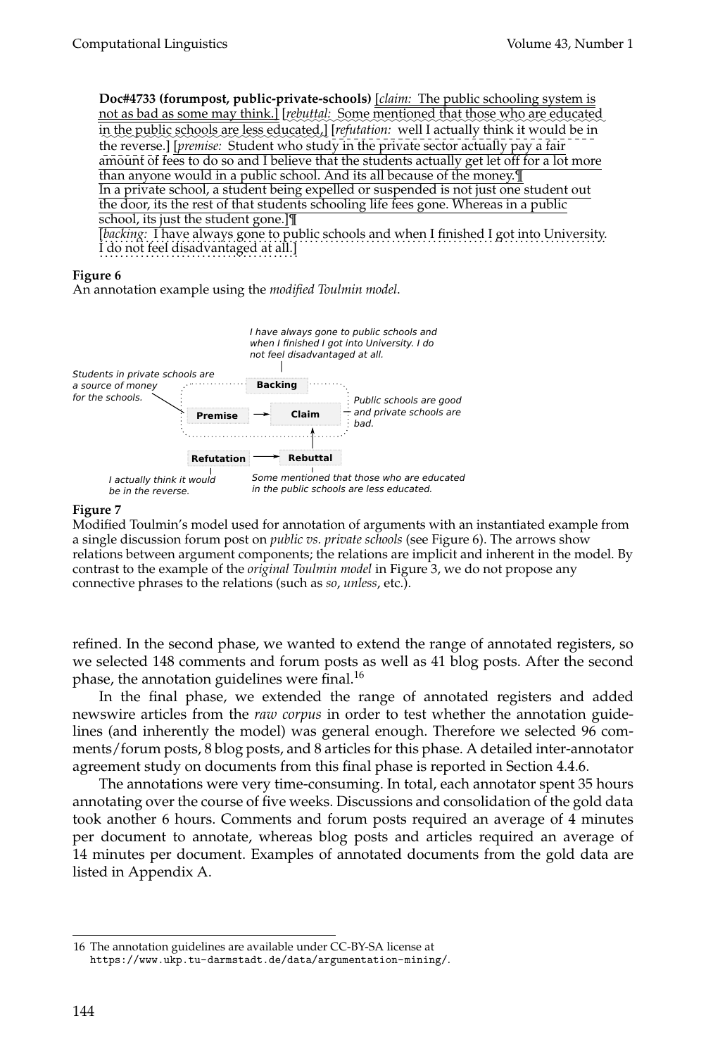**Doc#4733 (forumpost, public-private-schools)** [*claim:* The public schooling system is not as bad as some may think.] [*rebuttal:* Some mentioned that those who are educated in the public schools are less educated,] [*refutation:* well I actually think it would be in the reverse.] [*premise:* Student who study in the private sector actually pay a fair amount of fees to do so and I believe that the students actually get let off for a lot more than anyone would in a public school. And its all because of the money.¶
In a private school, a student being expelled or suspended is not just one student out the door, its the rest of that students schooling life fees gone. Whereas in a public school, its just the student gone.]¶
[*backing:* I have always gone to public schools and when I finished I got into University. I do not feel disadvantaged at all.]

**Figure 6**
An annotation example using the *modified Toulmin model*.

I have always gone to public schools and when I finished I got into University. I do not feel disadvantaged at all.

Students in private schools are a source of money for the schools.

Backing

Premise → Claim

Public schools are good and private schools are bad.

Refutation → Rebuttal

I actually think it would be in the reverse.

Some mentioned that those who are educated in the public schools are less educated.

**Figure 7**
Modified Toulmin's model used for annotation of arguments with an instantiated example from a single discussion forum post on *public vs. private schools* (see Figure 6). The arrows show relations between argument components; the relations are implicit and inherent in the model. By contrast to the example of the *original Toulmin model* in Figure 3, we do not propose any connective phrases to the relations (such as *so*, *unless*, etc.).

refined. In the second phase, we wanted to extend the range of annotated registers, so we selected 148 comments and forum posts as well as 41 blog posts. After the second phase, the annotation guidelines were final.[16]

In the final phase, we extended the range of annotated registers and added newswire articles from the *raw corpus* in order to test whether the annotation guidelines (and inherently the model) was general enough. Therefore we selected 96 comments/forum posts, 8 blog posts, and 8 articles for this phase. A detailed inter-annotator agreement study on documents from this final phase is reported in Section 4.4.6.

The annotations were very time-consuming. In total, each annotator spent 35 hours annotating over the course of five weeks. Discussions and consolidation of the gold data took another 6 hours. Comments and forum posts required an average of 4 minutes per document to annotate, whereas blog posts and articles required an average of 14 minutes per document. Examples of annotated documents from the gold data are listed in Appendix A.

16 The annotation guidelines are available under CC-BY-SA license at https://www.ukp.tu-darmstadt.de/data/argumentation-mining/.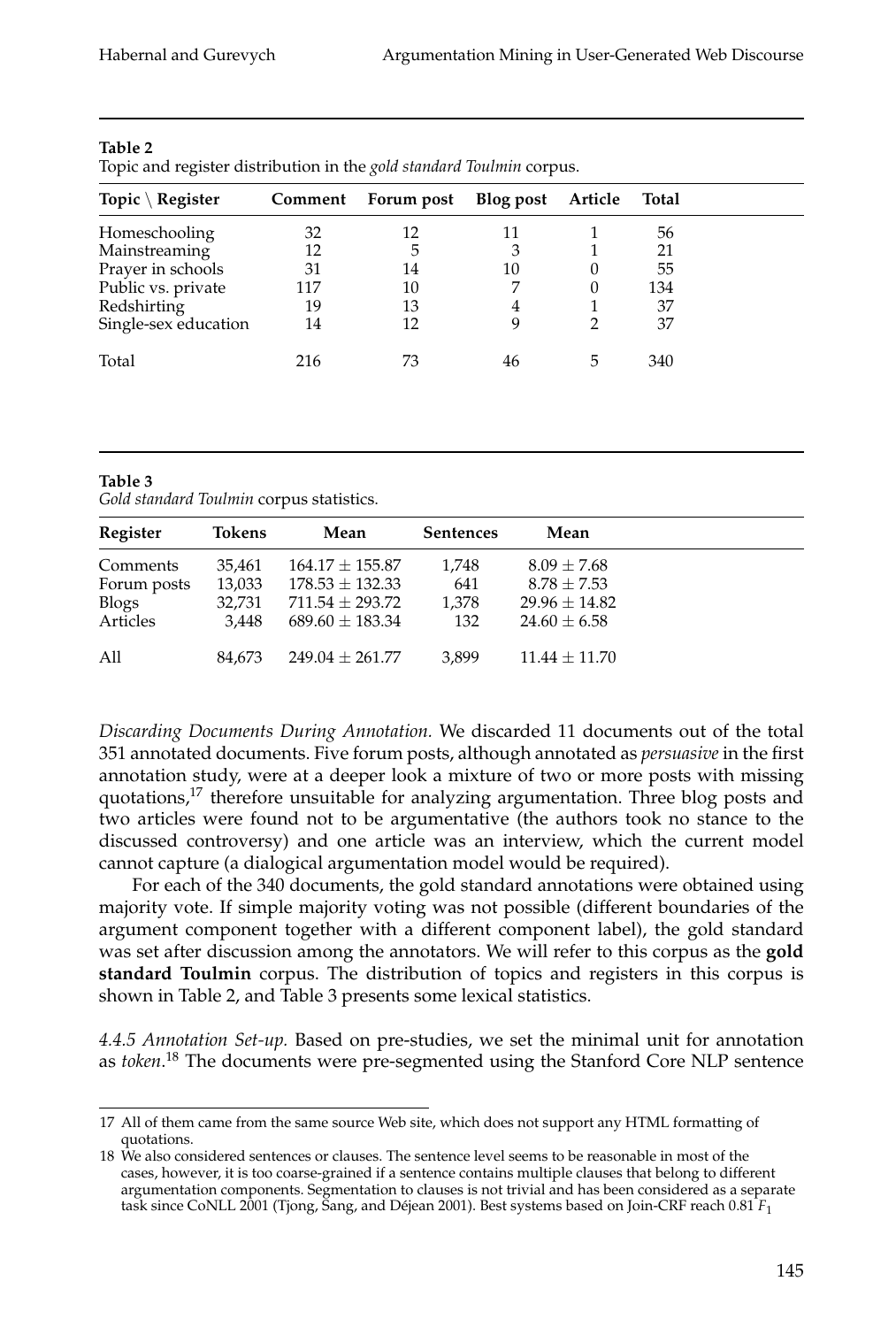**Table 2**
Topic and register distribution in the *gold standard Toulmin* corpus.

| Topic \ Register | Comment | Forum post | Blog post | Article | Total |
|---|---|---|---|---|---|
| Homeschooling | 32 | 12 | 11 | 1 | 56 |
| Mainstreaming | 12 | 5 | 3 | 1 | 21 |
| Prayer in schools | 31 | 14 | 10 | 0 | 55 |
| Public vs. private | 117 | 10 | 7 | 0 | 134 |
| Redshirting | 19 | 13 | 4 | 1 | 37 |
| Single-sex education | 14 | 12 | 9 | 2 | 37 |
| Total | 216 | 73 | 46 | 5 | 340 |

**Table 3**
*Gold standard Toulmin* corpus statistics.

| Register | Tokens | Mean | Sentences | Mean |
|---|---|---|---|---|
| Comments | 35,461 | $164.17 \pm 155.87$ | 1,748 | $8.09 \pm 7.68$ |
| Forum posts | 13,033 | $178.53 \pm 132.33$ | 641 | $8.78 \pm 7.53$ |
| Blogs | 32,731 | $711.54 \pm 293.72$ | 1,378 | $29.96 \pm 14.82$ |
| Articles | 3,448 | $689.60 \pm 183.34$ | 132 | $24.60 \pm 6.58$ |
| All | 84,673 | $249.04 \pm 261.77$ | 3,899 | $11.44 \pm 11.70$ |

*Discarding Documents During Annotation.* We discarded 11 documents out of the total 351 annotated documents. Five forum posts, although annotated as *persuasive* in the first annotation study, were at a deeper look a mixture of two or more posts with missing quotations,[17] therefore unsuitable for analyzing argumentation. Three blog posts and two articles were found not to be argumentative (the authors took no stance to the discussed controversy) and one article was an interview, which the current model cannot capture (a dialogical argumentation model would be required).

For each of the 340 documents, the gold standard annotations were obtained using majority vote. If simple majority voting was not possible (different boundaries of the argument component together with a different component label), the gold standard was set after discussion among the annotators. We will refer to this corpus as the **gold standard Toulmin** corpus. The distribution of topics and registers in this corpus is shown in Table 2, and Table 3 presents some lexical statistics.

*4.4.5 Annotation Set-up.* Based on pre-studies, we set the minimal unit for annotation as *token*.[18] The documents were pre-segmented using the Stanford Core NLP sentence

17 All of them came from the same source Web site, which does not support any HTML formatting of quotations.

18 We also considered sentences or clauses. The sentence level seems to be reasonable in most of the cases, however, it is too coarse-grained if a sentence contains multiple clauses that belong to different argumentation components. Segmentation to clauses is not trivial and has been considered as a separate task since CoNLL 2001 (Tjong, Sang, and Déjean 2001). Best systems based on Join-CRF reach 0.81 $F_1$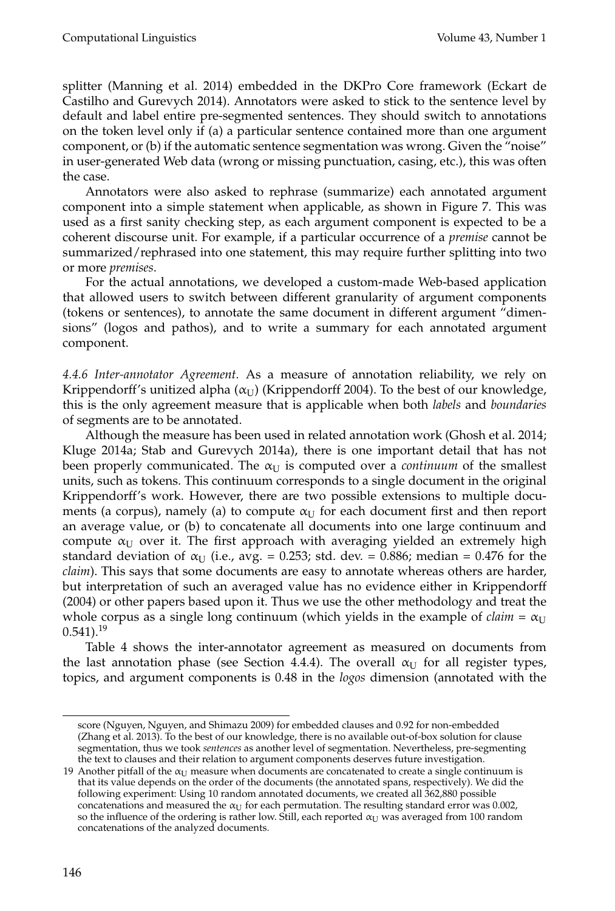splitter (Manning et al. 2014) embedded in the DKPro Core framework (Eckart de Castilho and Gurevych 2014). Annotators were asked to stick to the sentence level by default and label entire pre-segmented sentences. They should switch to annotations on the token level only if (a) a particular sentence contained more than one argument component, or (b) if the automatic sentence segmentation was wrong. Given the "noise" in user-generated Web data (wrong or missing punctuation, casing, etc.), this was often the case.

Annotators were also asked to rephrase (summarize) each annotated argument component into a simple statement when applicable, as shown in Figure 7. This was used as a first sanity checking step, as each argument component is expected to be a coherent discourse unit. For example, if a particular occurrence of a *premise* cannot be summarized/rephrased into one statement, this may require further splitting into two or more *premises*.

For the actual annotations, we developed a custom-made Web-based application that allowed users to switch between different granularity of argument components (tokens or sentences), to annotate the same document in different argument "dimensions" (logos and pathos), and to write a summary for each annotated argument component.

*4.4.6 Inter-annotator Agreement.* As a measure of annotation reliability, we rely on Krippendorff's unitized alpha ($\alpha_U$) (Krippendorff 2004). To the best of our knowledge, this is the only agreement measure that is applicable when both *labels* and *boundaries* of segments are to be annotated.

Although the measure has been used in related annotation work (Ghosh et al. 2014; Kluge 2014a; Stab and Gurevych 2014a), there is one important detail that has not been properly communicated. The $\alpha_U$ is computed over a *continuum* of the smallest units, such as tokens. This continuum corresponds to a single document in the original Krippendorff's work. However, there are two possible extensions to multiple documents (a corpus), namely (a) to compute $\alpha_U$ for each document first and then report an average value, or (b) to concatenate all documents into one large continuum and compute $\alpha_U$ over it. The first approach with averaging yielded an extremely high standard deviation of $\alpha_U$ (i.e., avg. = 0.253; std. dev. = 0.886; median = 0.476 for the *claim*). This says that some documents are easy to annotate whereas others are harder, but interpretation of such an averaged value has no evidence either in Krippendorff (2004) or other papers based upon it. Thus we use the other methodology and treat the whole corpus as a single long continuum (which yields in the example of *claim* = $\alpha_U$ 0.541).[19]

Table 4 shows the inter-annotator agreement as measured on documents from the last annotation phase (see Section 4.4.4). The overall $\alpha_U$ for all register types, topics, and argument components is 0.48 in the *logos* dimension (annotated with the

---

score (Nguyen, Nguyen, and Shimazu 2009) for embedded clauses and 0.92 for non-embedded (Zhang et al. 2013). To the best of our knowledge, there is no available out-of-box solution for clause segmentation, thus we took *sentences* as another level of segmentation. Nevertheless, pre-segmenting the text to clauses and their relation to argument components deserves future investigation.

19 Another pitfall of the $\alpha_U$ measure when documents are concatenated to create a single continuum is that its value depends on the order of the documents (the annotated spans, respectively). We did the following experiment: Using 10 random annotated documents, we created all 362,880 possible concatenations and measured the $\alpha_U$ for each permutation. The resulting standard error was 0.002, so the influence of the ordering is rather low. Still, each reported $\alpha_U$ was averaged from 100 random concatenations of the analyzed documents.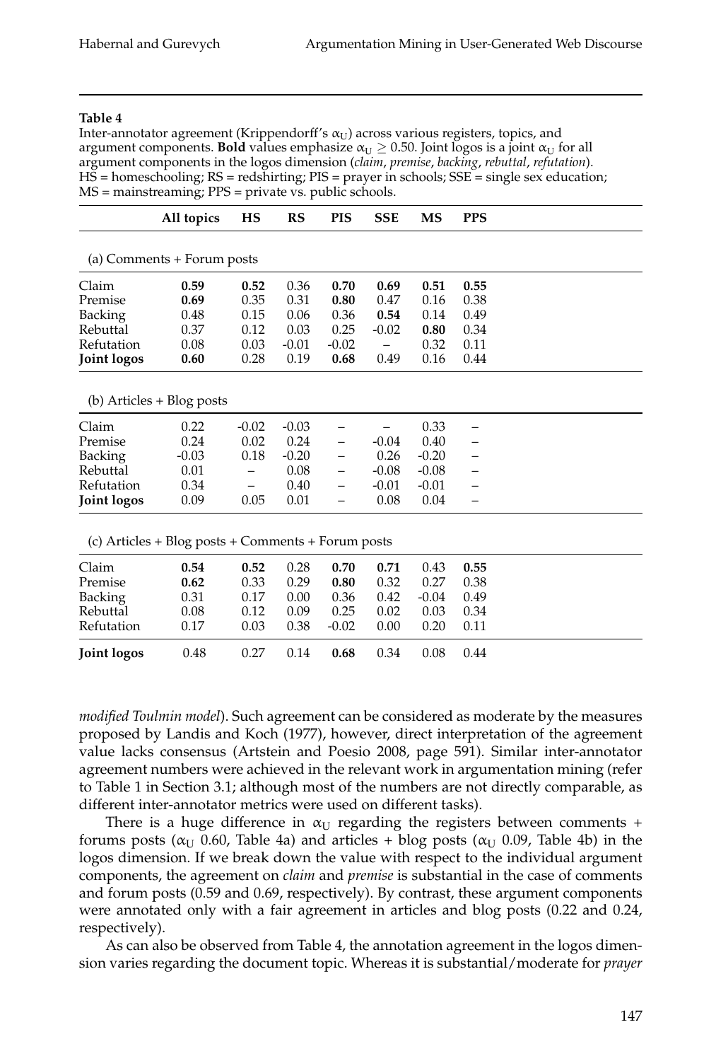**Table 4**

Inter-annotator agreement (Krippendorff's $\alpha_U$) across various registers, topics, and argument components. **Bold** values emphasize $\alpha_U \geq 0.50$. Joint logos is a joint $\alpha_U$ for all argument components in the logos dimension (*claim*, *premise*, *backing*, *rebuttal*, *refutation*). HS = homeschooling; RS = redshirting; PIS = prayer in schools; SSE = single sex education; MS = mainstreaming; PPS = private vs. public schools.

| | All topics | HS | RS | PIS | SSE | MS | PPS |
|---|---|---|---|---|---|---|---|
| (a) Comments + Forum posts | | | | | | | |
| Claim | **0.59** | **0.52** | 0.36 | **0.70** | **0.69** | **0.51** | **0.55** |
| Premise | **0.69** | 0.35 | 0.31 | **0.80** | 0.47 | 0.16 | 0.38 |
| Backing | 0.48 | 0.15 | 0.06 | 0.36 | **0.54** | 0.14 | 0.49 |
| Rebuttal | 0.37 | 0.12 | 0.03 | 0.25 | -0.02 | **0.80** | 0.34 |
| Refutation | 0.08 | 0.03 | -0.01 | -0.02 | – | 0.32 | 0.11 |
| **Joint logos** | **0.60** | 0.28 | 0.19 | **0.68** | 0.49 | 0.16 | 0.44 |
| (b) Articles + Blog posts | | | | | | | |
| Claim | 0.22 | -0.02 | -0.03 | – | – | 0.33 | – |
| Premise | 0.24 | 0.02 | 0.24 | – | -0.04 | 0.40 | – |
| Backing | -0.03 | 0.18 | -0.20 | – | 0.26 | -0.20 | – |
| Rebuttal | 0.01 | – | 0.08 | – | -0.08 | -0.08 | – |
| Refutation | 0.34 | – | 0.40 | – | -0.01 | -0.01 | – |
| **Joint logos** | 0.09 | 0.05 | 0.01 | – | 0.08 | 0.04 | – |
| (c) Articles + Blog posts + Comments + Forum posts | | | | | | | |
| Claim | **0.54** | **0.52** | 0.28 | **0.70** | **0.71** | 0.43 | **0.55** |
| Premise | **0.62** | 0.33 | 0.29 | **0.80** | 0.32 | 0.27 | 0.38 |
| Backing | 0.31 | 0.17 | 0.00 | 0.36 | 0.42 | -0.04 | 0.49 |
| Rebuttal | 0.08 | 0.12 | 0.09 | 0.25 | 0.02 | 0.03 | 0.34 |
| Refutation | 0.17 | 0.03 | 0.38 | -0.02 | 0.00 | 0.20 | 0.11 |
| **Joint logos** | 0.48 | 0.27 | 0.14 | **0.68** | 0.34 | 0.08 | 0.44 |

*modified Toulmin model*). Such agreement can be considered as moderate by the measures proposed by Landis and Koch (1977), however, direct interpretation of the agreement value lacks consensus (Artstein and Poesio 2008, page 591). Similar inter-annotator agreement numbers were achieved in the relevant work in argumentation mining (refer to Table 1 in Section 3.1; although most of the numbers are not directly comparable, as different inter-annotator metrics were used on different tasks).

There is a huge difference in $\alpha_U$ regarding the registers between comments + forums posts ($\alpha_U$ 0.60, Table 4a) and articles + blog posts ($\alpha_U$ 0.09, Table 4b) in the logos dimension. If we break down the value with respect to the individual argument components, the agreement on *claim* and *premise* is substantial in the case of comments and forum posts (0.59 and 0.69, respectively). By contrast, these argument components were annotated only with a fair agreement in articles and blog posts (0.22 and 0.24, respectively).

As can also be observed from Table 4, the annotation agreement in the logos dimension varies regarding the document topic. Whereas it is substantial/moderate for *prayer*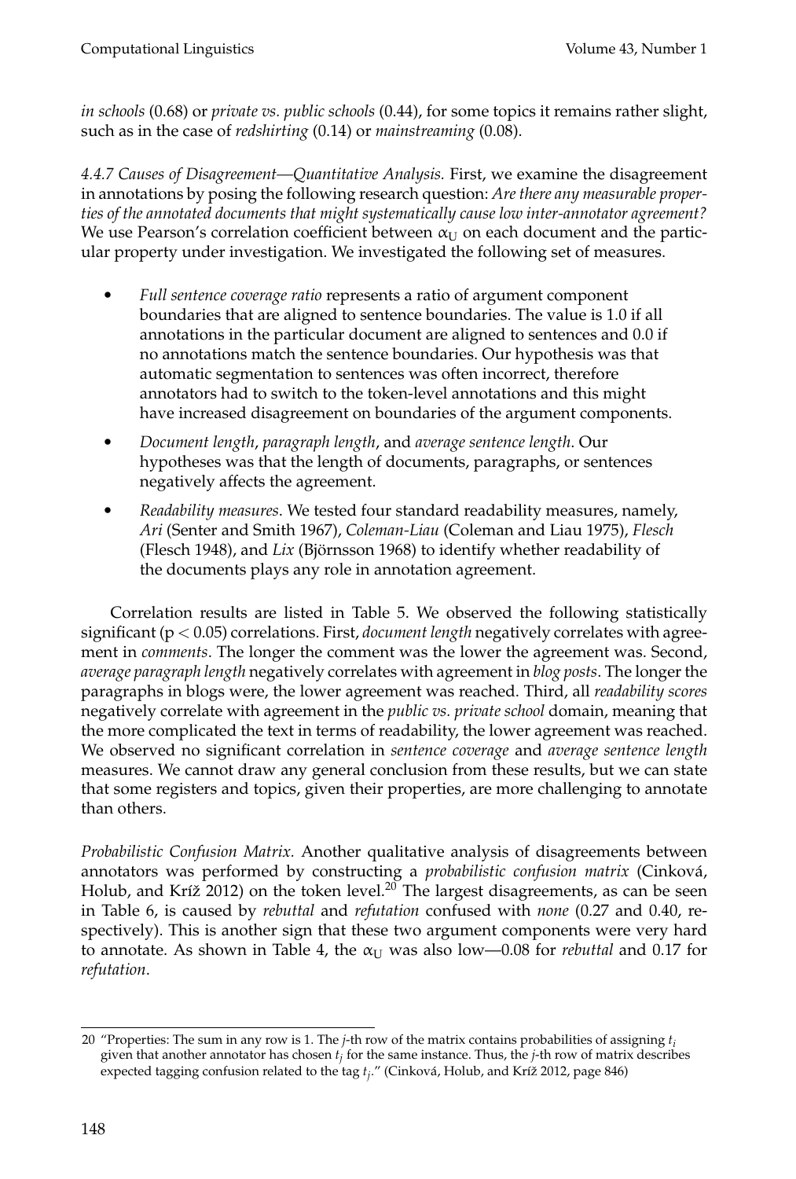*in schools* (0.68) or *private vs. public schools* (0.44), for some topics it remains rather slight, such as in the case of *redshirting* (0.14) or *mainstreaming* (0.08).

*4.4.7 Causes of Disagreement—Quantitative Analysis.* First, we examine the disagreement in annotations by posing the following research question: *Are there any measurable properties of the annotated documents that might systematically cause low inter-annotator agreement?* We use Pearson's correlation coefficient between $\alpha_U$ on each document and the particular property under investigation. We investigated the following set of measures.

- *Full sentence coverage ratio* represents a ratio of argument component boundaries that are aligned to sentence boundaries. The value is 1.0 if all annotations in the particular document are aligned to sentences and 0.0 if no annotations match the sentence boundaries. Our hypothesis was that automatic segmentation to sentences was often incorrect, therefore annotators had to switch to the token-level annotations and this might have increased disagreement on boundaries of the argument components.
- *Document length*, *paragraph length*, and *average sentence length*. Our hypotheses was that the length of documents, paragraphs, or sentences negatively affects the agreement.
- *Readability measures*. We tested four standard readability measures, namely, *Ari* (Senter and Smith 1967), *Coleman-Liau* (Coleman and Liau 1975), *Flesch* (Flesch 1948), and *Lix* (Björnsson 1968) to identify whether readability of the documents plays any role in annotation agreement.

Correlation results are listed in Table 5. We observed the following statistically significant ($p < 0.05$) correlations. First, *document length* negatively correlates with agreement in *comments*. The longer the comment was the lower the agreement was. Second, *average paragraph length* negatively correlates with agreement in *blog posts*. The longer the paragraphs in blogs were, the lower agreement was reached. Third, all *readability scores* negatively correlate with agreement in the *public vs. private school* domain, meaning that the more complicated the text in terms of readability, the lower agreement was reached. We observed no significant correlation in *sentence coverage* and *average sentence length* measures. We cannot draw any general conclusion from these results, but we can state that some registers and topics, given their properties, are more challenging to annotate than others.

*Probabilistic Confusion Matrix.* Another qualitative analysis of disagreements between annotators was performed by constructing a *probabilistic confusion matrix* (Cinková, Holub, and Kríž 2012) on the token level.[20] The largest disagreements, as can be seen in Table 6, is caused by *rebuttal* and *refutation* confused with *none* (0.27 and 0.40, respectively). This is another sign that these two argument components were very hard to annotate. As shown in Table 4, the $\alpha_U$ was also low—0.08 for *rebuttal* and 0.17 for *refutation*.

[20] "Properties: The sum in any row is 1. The $j$-th row of the matrix contains probabilities of assigning $t_i$ given that another annotator has chosen $t_j$ for the same instance. Thus, the $j$-th row of matrix describes expected tagging confusion related to the tag $t_j$." (Cinková, Holub, and Kríž 2012, page 846)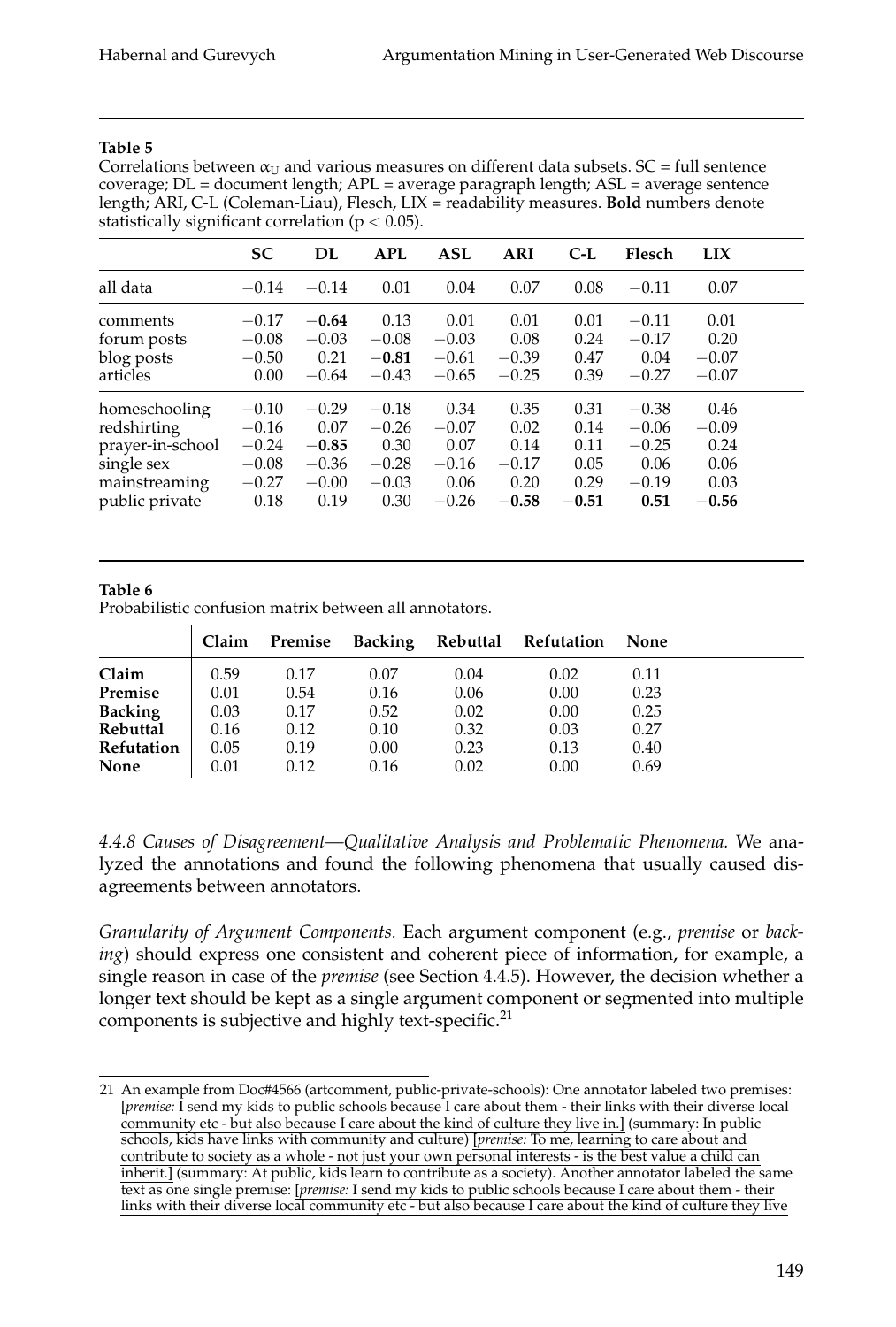**Table 5**

Correlations between $\alpha_U$ and various measures on different data subsets. SC = full sentence coverage; DL = document length; APL = average paragraph length; ASL = average sentence length; ARI, C-L (Coleman-Liau), Flesch, LIX = readability measures. **Bold** numbers denote statistically significant correlation ($p < 0.05$).

| | SC | DL | APL | ASL | ARI | C-L | Flesch | LIX |
|---|---|---|---|---|---|---|---|---|
| all data | −0.14 | −0.14 | 0.01 | 0.04 | 0.07 | 0.08 | −0.11 | 0.07 |
| comments | −0.17 | **−0.64** | 0.13 | 0.01 | 0.01 | 0.01 | −0.11 | 0.01 |
| forum posts | −0.08 | −0.03 | −0.08 | −0.03 | 0.08 | 0.24 | −0.17 | 0.20 |
| blog posts | −0.50 | 0.21 | **−0.81** | −0.61 | −0.39 | 0.47 | 0.04 | −0.07 |
| articles | 0.00 | −0.64 | −0.43 | −0.65 | −0.25 | 0.39 | −0.27 | −0.07 |
| homeschooling | −0.10 | −0.29 | −0.18 | 0.34 | 0.35 | 0.31 | −0.38 | 0.46 |
| redshirting | −0.16 | 0.07 | −0.26 | −0.07 | 0.02 | 0.14 | −0.06 | −0.09 |
| prayer-in-school | −0.24 | **−0.85** | 0.30 | 0.07 | 0.14 | 0.11 | −0.25 | 0.24 |
| single sex | −0.08 | −0.36 | −0.28 | −0.16 | −0.17 | 0.05 | 0.06 | 0.06 |
| mainstreaming | −0.27 | −0.00 | −0.03 | 0.06 | 0.20 | 0.29 | −0.19 | 0.03 |
| public private | 0.18 | 0.19 | 0.30 | −0.26 | **−0.58** | **−0.51** | **0.51** | **−0.56** |

**Table 6**

Probabilistic confusion matrix between all annotators.

| | Claim | Premise | Backing | Rebuttal | Refutation | None |
|---|---|---|---|---|---|---|
| **Claim** | 0.59 | 0.17 | 0.07 | 0.04 | 0.02 | 0.11 |
| **Premise** | 0.01 | 0.54 | 0.16 | 0.06 | 0.00 | 0.23 |
| **Backing** | 0.03 | 0.17 | 0.52 | 0.02 | 0.00 | 0.25 |
| **Rebuttal** | 0.16 | 0.12 | 0.10 | 0.32 | 0.03 | 0.27 |
| **Refutation** | 0.05 | 0.19 | 0.00 | 0.23 | 0.13 | 0.40 |
| **None** | 0.01 | 0.12 | 0.16 | 0.02 | 0.00 | 0.69 |

*4.4.8 Causes of Disagreement—Qualitative Analysis and Problematic Phenomena.* We analyzed the annotations and found the following phenomena that usually caused disagreements between annotators.

*Granularity of Argument Components.* Each argument component (e.g., *premise* or *backing*) should express one consistent and coherent piece of information, for example, a single reason in case of the *premise* (see Section 4.4.5). However, the decision whether a longer text should be kept as a single argument component or segmented into multiple components is subjective and highly text-specific.[21]

---

21 An example from Doc#4566 (artcomment, public-private-schools): One annotator labeled two premises: [*premise:* I send my kids to public schools because I care about them - their links with their diverse local community etc - but also because I care about the kind of culture they live in.] (summary: In public schools, kids have links with community and culture) [*premise:* To me, learning to care about and contribute to society as a whole - not just your own personal interests - is the best value a child can inherit.] (summary: At public, kids learn to contribute as a society). Another annotator labeled the same text as one single premise: [*premise:* I send my kids to public schools because I care about them - their links with their diverse local community etc - but also because I care about the kind of culture they live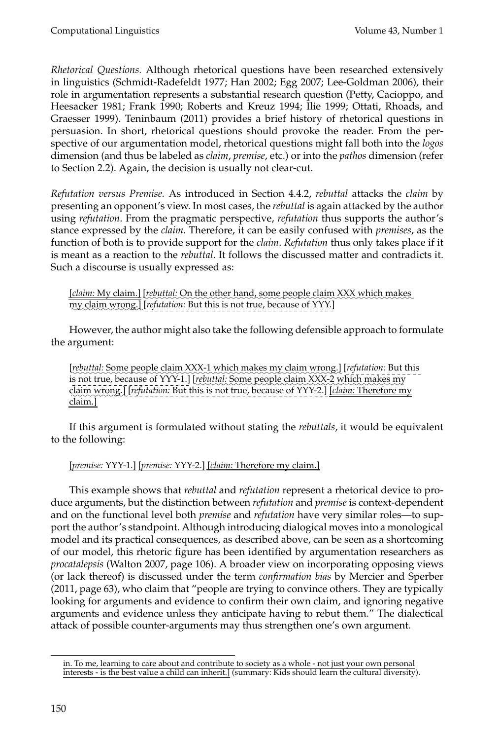*Rhetorical Questions.* Although rhetorical questions have been researched extensively in linguistics (Schmidt-Radefeldt 1977; Han 2002; Egg 2007; Lee-Goldman 2006), their role in argumentation represents a substantial research question (Petty, Cacioppo, and Heesacker 1981; Frank 1990; Roberts and Kreuz 1994; Ilie 1999; Ottati, Rhoads, and Graesser 1999). Teninbaum (2011) provides a brief history of rhetorical questions in persuasion. In short, rhetorical questions should provoke the reader. From the perspective of our argumentation model, rhetorical questions might fall both into the *logos* dimension (and thus be labeled as *claim*, *premise*, etc.) or into the *pathos* dimension (refer to Section 2.2). Again, the decision is usually not clear-cut.

*Refutation versus Premise.* As introduced in Section 4.4.2, *rebuttal* attacks the *claim* by presenting an opponent's view. In most cases, the *rebuttal* is again attacked by the author using *refutation*. From the pragmatic perspective, *refutation* thus supports the author's stance expressed by the *claim*. Therefore, it can be easily confused with *premises*, as the function of both is to provide support for the *claim*. *Refutation* thus only takes place if it is meant as a reaction to the *rebuttal*. It follows the discussed matter and contradicts it. Such a discourse is usually expressed as:

> [*claim:* My claim.] [*rebuttal:* On the other hand, some people claim XXX which makes my claim wrong.] [*refutation:* But this is not true, because of YYY.]

However, the author might also take the following defensible approach to formulate the argument:

> [*rebuttal:* Some people claim XXX-1 which makes my claim wrong.] [*refutation:* But this is not true, because of YYY-1.] [*rebuttal:* Some people claim XXX-2 which makes my claim wrong.] [*refutation:* But this is not true, because of YYY-2.] [*claim:* Therefore my claim.]

If this argument is formulated without stating the *rebuttals*, it would be equivalent to the following:

> [*premise:* YYY-1.] [*premise:* YYY-2.] [*claim:* Therefore my claim.]

This example shows that *rebuttal* and *refutation* represent a rhetorical device to produce arguments, but the distinction between *refutation* and *premise* is context-dependent and on the functional level both *premise* and *refutation* have very similar roles—to support the author's standpoint. Although introducing dialogical moves into a monological model and its practical consequences, as described above, can be seen as a shortcoming of our model, this rhetoric figure has been identified by argumentation researchers as *procatalepsis* (Walton 2007, page 106). A broader view on incorporating opposing views (or lack thereof) is discussed under the term *confirmation bias* by Mercier and Sperber (2011, page 63), who claim that "people are trying to convince others. They are typically looking for arguments and evidence to confirm their own claim, and ignoring negative arguments and evidence unless they anticipate having to rebut them." The dialectical attack of possible counter-arguments may thus strengthen one's own argument.

---

in. To me, learning to care about and contribute to society as a whole - not just your own personal interests - is the best value a child can inherit.] (summary: Kids should learn the cultural diversity).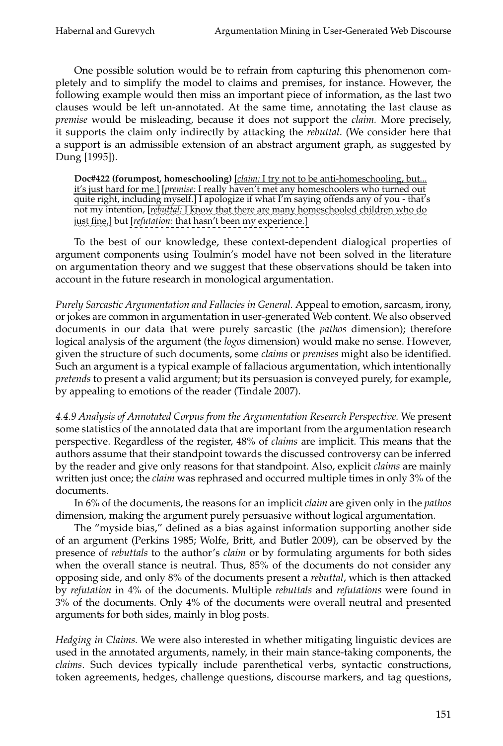One possible solution would be to refrain from capturing this phenomenon completely and to simplify the model to claims and premises, for instance. However, the following example would then miss an important piece of information, as the last two clauses would be left un-annotated. At the same time, annotating the last clause as *premise* would be misleading, because it does not support the *claim*. More precisely, it supports the claim only indirectly by attacking the *rebuttal*. (We consider here that a support is an admissible extension of an abstract argument graph, as suggested by Dung [1995]).

> **Doc#422 (forumpost, homeschooling)** [*claim:* I try not to be anti-homeschooling, but... it's just hard for me.] [*premise:* I really haven't met any homeschoolers who turned out quite right, including myself.] I apologize if what I'm saying offends any of you - that's not my intention, [*rebuttal:* I know that there are many homeschooled children who do just fine,] but [*refutation:* that hasn't been my experience.]

To the best of our knowledge, these context-dependent dialogical properties of argument components using Toulmin's model have not been solved in the literature on argumentation theory and we suggest that these observations should be taken into account in the future research in monological argumentation.

*Purely Sarcastic Argumentation and Fallacies in General.* Appeal to emotion, sarcasm, irony, or jokes are common in argumentation in user-generated Web content. We also observed documents in our data that were purely sarcastic (the *pathos* dimension); therefore logical analysis of the argument (the *logos* dimension) would make no sense. However, given the structure of such documents, some *claims* or *premises* might also be identified. Such an argument is a typical example of fallacious argumentation, which intentionally *pretends* to present a valid argument; but its persuasion is conveyed purely, for example, by appealing to emotions of the reader (Tindale 2007).

*4.4.9 Analysis of Annotated Corpus from the Argumentation Research Perspective.* We present some statistics of the annotated data that are important from the argumentation research perspective. Regardless of the register, 48% of *claims* are implicit. This means that the authors assume that their standpoint towards the discussed controversy can be inferred by the reader and give only reasons for that standpoint. Also, explicit *claims* are mainly written just once; the *claim* was rephrased and occurred multiple times in only 3% of the documents.

In 6% of the documents, the reasons for an implicit *claim* are given only in the *pathos* dimension, making the argument purely persuasive without logical argumentation.

The "myside bias," defined as a bias against information supporting another side of an argument (Perkins 1985; Wolfe, Britt, and Butler 2009), can be observed by the presence of *rebuttals* to the author's *claim* or by formulating arguments for both sides when the overall stance is neutral. Thus, 85% of the documents do not consider any opposing side, and only 8% of the documents present a *rebuttal*, which is then attacked by *refutation* in 4% of the documents. Multiple *rebuttals* and *refutations* were found in 3% of the documents. Only 4% of the documents were overall neutral and presented arguments for both sides, mainly in blog posts.

*Hedging in Claims.* We were also interested in whether mitigating linguistic devices are used in the annotated arguments, namely, in their main stance-taking components, the *claims*. Such devices typically include parenthetical verbs, syntactic constructions, token agreements, hedges, challenge questions, discourse markers, and tag questions,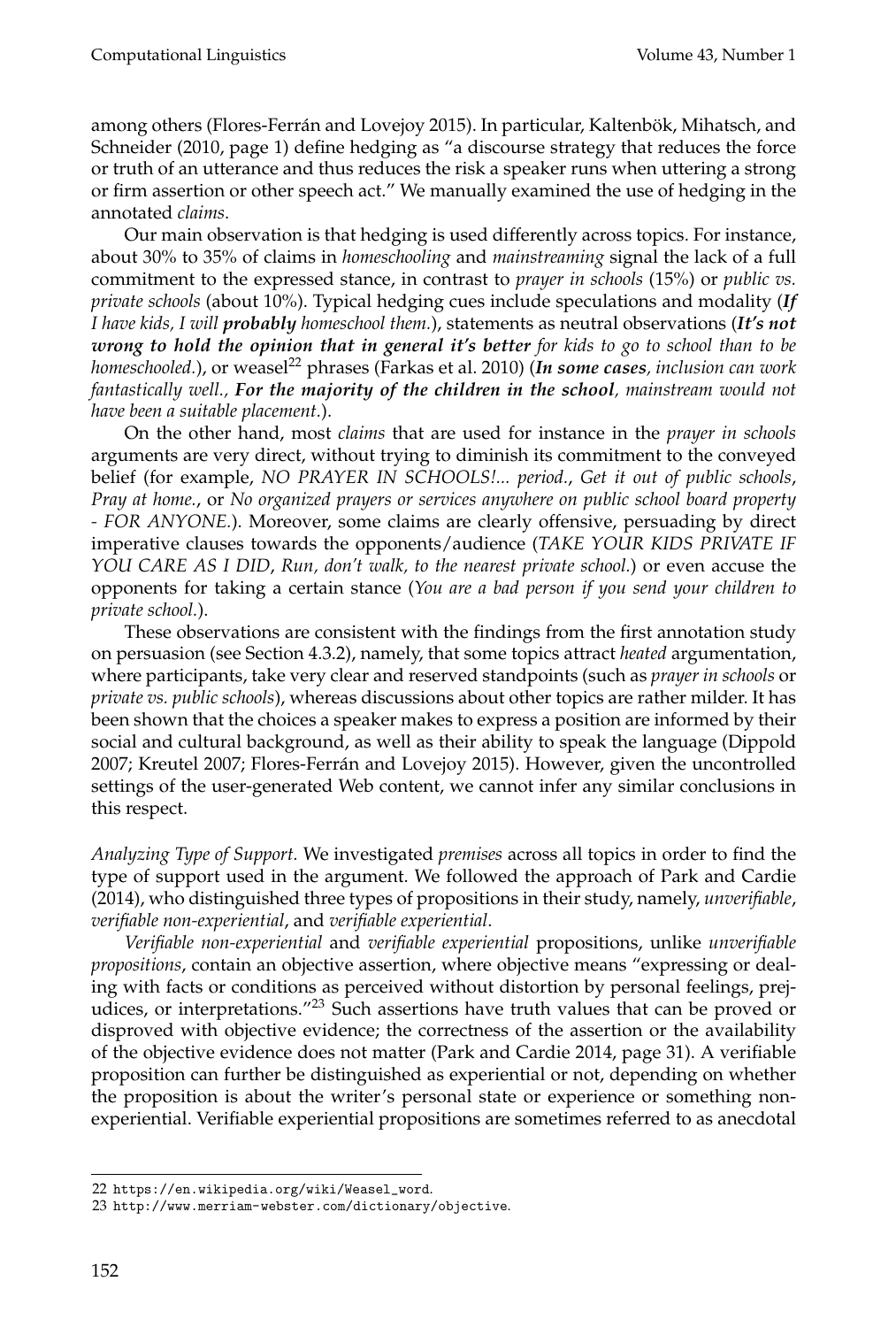among others (Flores-Ferrán and Lovejoy 2015). In particular, Kaltenbök, Mihatsch, and Schneider (2010, page 1) define hedging as "a discourse strategy that reduces the force or truth of an utterance and thus reduces the risk a speaker runs when uttering a strong or firm assertion or other speech act." We manually examined the use of hedging in the annotated *claims*.

Our main observation is that hedging is used differently across topics. For instance, about 30% to 35% of claims in *homeschooling* and *mainstreaming* signal the lack of a full commitment to the expressed stance, in contrast to *prayer in schools* (15%) or *public vs. private schools* (about 10%). Typical hedging cues include speculations and modality (***If*** *I have kids, I will* ***probably*** *homeschool them.*), statements as neutral observations (***It's not wrong to hold the opinion that in general it's better*** *for kids to go to school than to be homeschooled.*), or weasel[22] phrases (Farkas et al. 2010) (***In some cases****, inclusion can work fantastically well.,* ***For the majority of the children in the school****, mainstream would not have been a suitable placement.*).

On the other hand, most *claims* that are used for instance in the *prayer in schools* arguments are very direct, without trying to diminish its commitment to the conveyed belief (for example, *NO PRAYER IN SCHOOLS!... period.*, *Get it out of public schools*, *Pray at home.*, or *No organized prayers or services anywhere on public school board property - FOR ANYONE.*). Moreover, some claims are clearly offensive, persuading by direct imperative clauses towards the opponents/audience (*TAKE YOUR KIDS PRIVATE IF YOU CARE AS I DID*, *Run, don't walk, to the nearest private school.*) or even accuse the opponents for taking a certain stance (*You are a bad person if you send your children to private school.*).

These observations are consistent with the findings from the first annotation study on persuasion (see Section 4.3.2), namely, that some topics attract *heated* argumentation, where participants, take very clear and reserved standpoints (such as *prayer in schools* or *private vs. public schools*), whereas discussions about other topics are rather milder. It has been shown that the choices a speaker makes to express a position are informed by their social and cultural background, as well as their ability to speak the language (Dippold 2007; Kreutel 2007; Flores-Ferrán and Lovejoy 2015). However, given the uncontrolled settings of the user-generated Web content, we cannot infer any similar conclusions in this respect.

*Analyzing Type of Support.* We investigated *premises* across all topics in order to find the type of support used in the argument. We followed the approach of Park and Cardie (2014), who distinguished three types of propositions in their study, namely, *unverifiable*, *verifiable non-experiential*, and *verifiable experiential*.

*Verifiable non-experiential* and *verifiable experiential* propositions, unlike *unverifiable propositions*, contain an objective assertion, where objective means "expressing or dealing with facts or conditions as perceived without distortion by personal feelings, prejudices, or interpretations."[23] Such assertions have truth values that can be proved or disproved with objective evidence; the correctness of the assertion or the availability of the objective evidence does not matter (Park and Cardie 2014, page 31). A verifiable proposition can further be distinguished as experiential or not, depending on whether the proposition is about the writer's personal state or experience or something non-experiential. Verifiable experiential propositions are sometimes referred to as anecdotal

22 https://en.wikipedia.org/wiki/Weasel_word.

23 http://www.merriam-webster.com/dictionary/objective.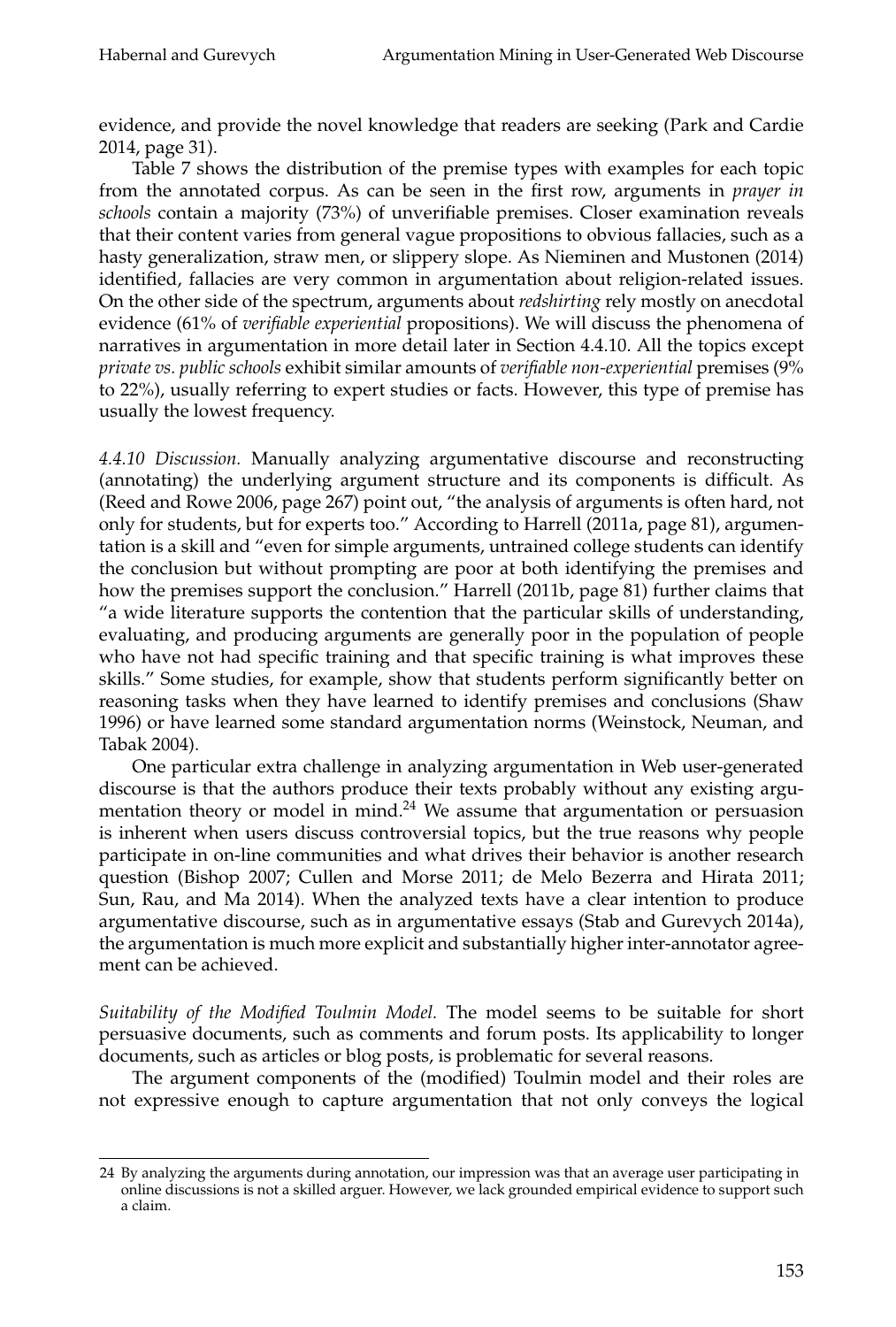evidence, and provide the novel knowledge that readers are seeking (Park and Cardie 2014, page 31).

Table 7 shows the distribution of the premise types with examples for each topic from the annotated corpus. As can be seen in the first row, arguments in *prayer in schools* contain a majority (73%) of unverifiable premises. Closer examination reveals that their content varies from general vague propositions to obvious fallacies, such as a hasty generalization, straw men, or slippery slope. As Nieminen and Mustonen (2014) identified, fallacies are very common in argumentation about religion-related issues. On the other side of the spectrum, arguments about *redshirting* rely mostly on anecdotal evidence (61% of *verifiable experiential* propositions). We will discuss the phenomena of narratives in argumentation in more detail later in Section 4.4.10. All the topics except *private vs. public schools* exhibit similar amounts of *verifiable non-experiential* premises (9% to 22%), usually referring to expert studies or facts. However, this type of premise has usually the lowest frequency.

*4.4.10 Discussion.* Manually analyzing argumentative discourse and reconstructing (annotating) the underlying argument structure and its components is difficult. As (Reed and Rowe 2006, page 267) point out, "the analysis of arguments is often hard, not only for students, but for experts too." According to Harrell (2011a, page 81), argumentation is a skill and "even for simple arguments, untrained college students can identify the conclusion but without prompting are poor at both identifying the premises and how the premises support the conclusion." Harrell (2011b, page 81) further claims that "a wide literature supports the contention that the particular skills of understanding, evaluating, and producing arguments are generally poor in the population of people who have not had specific training and that specific training is what improves these skills." Some studies, for example, show that students perform significantly better on reasoning tasks when they have learned to identify premises and conclusions (Shaw 1996) or have learned some standard argumentation norms (Weinstock, Neuman, and Tabak 2004).

One particular extra challenge in analyzing argumentation in Web user-generated discourse is that the authors produce their texts probably without any existing argumentation theory or model in mind.[24] We assume that argumentation or persuasion is inherent when users discuss controversial topics, but the true reasons why people participate in on-line communities and what drives their behavior is another research question (Bishop 2007; Cullen and Morse 2011; de Melo Bezerra and Hirata 2011; Sun, Rau, and Ma 2014). When the analyzed texts have a clear intention to produce argumentative discourse, such as in argumentative essays (Stab and Gurevych 2014a), the argumentation is much more explicit and substantially higher inter-annotator agreement can be achieved.

*Suitability of the Modified Toulmin Model.* The model seems to be suitable for short persuasive documents, such as comments and forum posts. Its applicability to longer documents, such as articles or blog posts, is problematic for several reasons.

The argument components of the (modified) Toulmin model and their roles are not expressive enough to capture argumentation that not only conveys the logical

[24] By analyzing the arguments during annotation, our impression was that an average user participating in online discussions is not a skilled arguer. However, we lack grounded empirical evidence to support such a claim.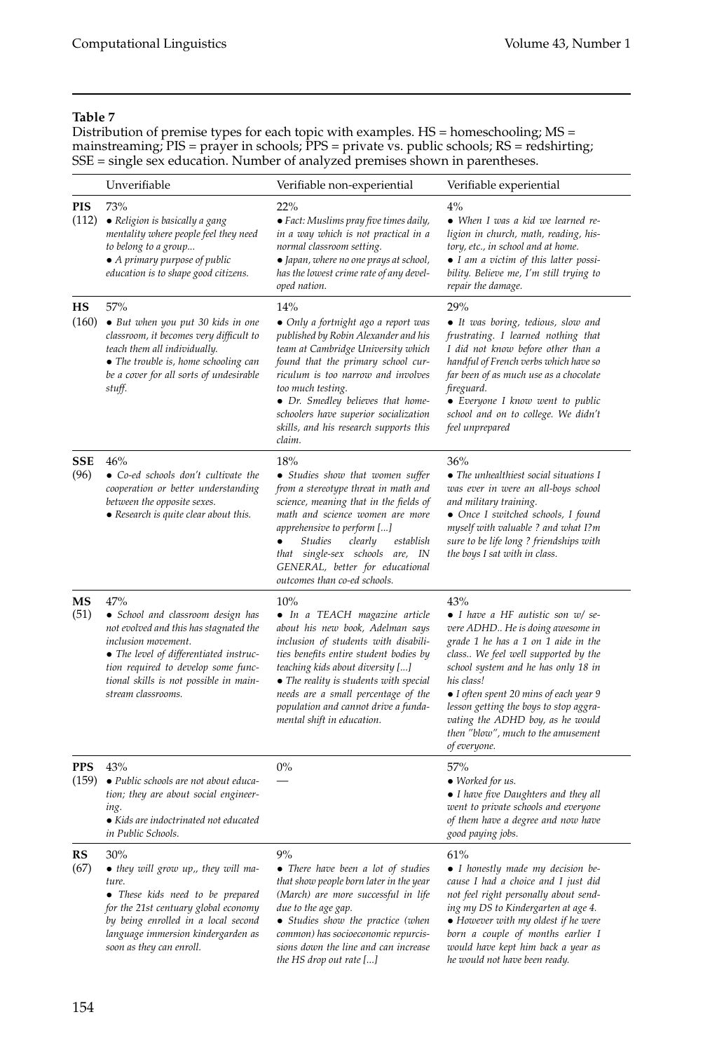**Table 7**

Distribution of premise types for each topic with examples. HS = homeschooling; MS = mainstreaming; PIS = prayer in schools; PPS = private vs. public schools; RS = redshirting; SSE = single sex education. Number of analyzed premises shown in parentheses.

| | Unverifiable | Verifiable non-experiential | Verifiable experiential |
|---|---|---|---|
| **PIS** (112) | 73%<br>• *Religion is basically a gang mentality where people feel they need to belong to a group...*<br>• *A primary purpose of public education is to shape good citizens.* | 22%<br>• *Fact: Muslims pray five times daily, in a way which is not practical in a normal classroom setting.*<br>• *Japan, where no one prays at school, has the lowest crime rate of any developed nation.* | 4%<br>• *When I was a kid we learned religion in church, math, reading, history, etc., in school and at home.*<br>• *I am a victim of this latter possibility. Believe me, I'm still trying to repair the damage.* |
| **HS** (160) | 57%<br>• *But when you put 30 kids in one classroom, it becomes very difficult to teach them all individually.*<br>• *The trouble is, home schooling can be a cover for all sorts of undesirable stuff.* | 14%<br>• *Only a fortnight ago a report was published by Robin Alexander and his team at Cambridge University which found that the primary school curriculum is too narrow and involves too much testing.*<br>• *Dr. Smedley believes that homeschoolers have superior socialization skills, and his research supports this claim.* | 29%<br>• *It was boring, tedious, slow and frustrating. I learned nothing that I did not know before other than a handful of French verbs which have so far been of as much use as a chocolate fireguard.*<br>• *Everyone I know went to public school and on to college. We didn't feel unprepared* |
| **SSE** (96) | 46%<br>• *Co-ed schools don't cultivate the cooperation or better understanding between the opposite sexes.*<br>• *Research is quite clear about this.* | 18%<br>• *Studies show that women suffer from a stereotype threat in math and science, meaning that in the fields of math and science women are more apprehensive to perform [...]*<br>• *Studies clearly establish that single-sex schools are, IN GENERAL, better for educational outcomes than co-ed schools.* | 36%<br>• *The unhealthiest social situations I was ever in were an all-boys school and military training.*<br>• *Once I switched schools, I found myself with valuable ? and what I?m sure to be life long ? friendships with the boys I sat with in class.* |
| **MS** (51) | 47%<br>• *School and classroom design has not evolved and this has stagnated the inclusion movement.*<br>• *The level of differentiated instruction required to develop some functional skills is not possible in mainstream classrooms.* | 10%<br>• *In a TEACH magazine article about his new book, Adelman says inclusion of students with disabilities benefits entire student bodies by teaching kids about diversity [...]*<br>• *The reality is students with special needs are a small percentage of the population and cannot drive a fundamental shift in education.* | 43%<br>• *I have a HF autistic son w/ severe ADHD.. He is doing awesome in grade 1 he has a 1 on 1 aide in the class.. We feel well supported by the school system and he has only 18 in his class!*<br>• *I often spent 20 mins of each year 9 lesson getting the boys to stop aggravating the ADHD boy, as he would then "blow", much to the amusement of everyone.* |
| **PPS** (159) | 43%<br>• *Public schools are not about education; they are about social engineering.*<br>• *Kids are indoctrinated not educated in Public Schools.* | 0%<br>— | 57%<br>• *Worked for us.*<br>• *I have five Daughters and they all went to private schools and everyone of them have a degree and now have good paying jobs.* |
| **RS** (67) | 30%<br>• *they will grow up,, they will mature.*<br>• *These kids need to be prepared for the 21st century global economy by being enrolled in a local second language immersion kindergarden as soon as they can enroll.* | 9%<br>• *There have been a lot of studies that show people born later in the year (March) are more successful in life due to the age gap.*<br>• *Studies show the practice (when common) has socioeconomic repurcissions down the line and can increase the HS drop out rate [...]* | 61%<br>• *I honestly made my decision because I had a choice and I just did not feel right personally about sending my DS to Kindergarten at age 4.*<br>• *However with my oldest if he were born a couple of months earlier I would have kept him back a year as he would not have been ready.* |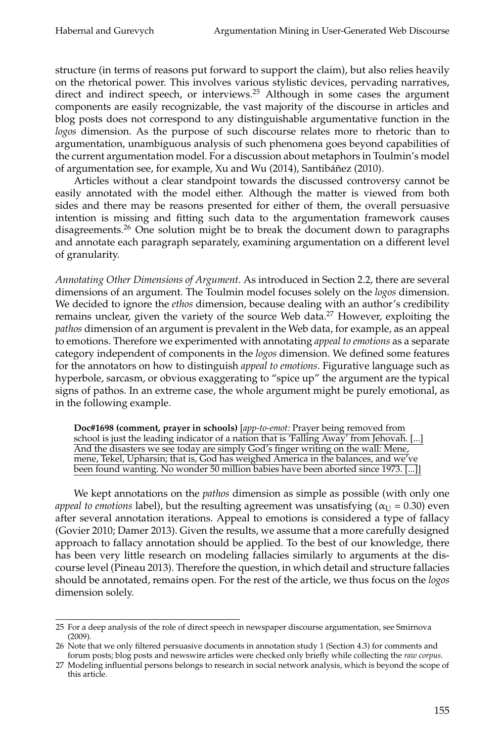structure (in terms of reasons put forward to support the claim), but also relies heavily on the rhetorical power. This involves various stylistic devices, pervading narratives, direct and indirect speech, or interviews.[25] Although in some cases the argument components are easily recognizable, the vast majority of the discourse in articles and blog posts does not correspond to any distinguishable argumentative function in the *logos* dimension. As the purpose of such discourse relates more to rhetoric than to argumentation, unambiguous analysis of such phenomena goes beyond capabilities of the current argumentation model. For a discussion about metaphors in Toulmin's model of argumentation see, for example, Xu and Wu (2014), Santibáñez (2010).

Articles without a clear standpoint towards the discussed controversy cannot be easily annotated with the model either. Although the matter is viewed from both sides and there may be reasons presented for either of them, the overall persuasive intention is missing and fitting such data to the argumentation framework causes disagreements.[26] One solution might be to break the document down to paragraphs and annotate each paragraph separately, examining argumentation on a different level of granularity.

*Annotating Other Dimensions of Argument.* As introduced in Section 2.2, there are several dimensions of an argument. The Toulmin model focuses solely on the *logos* dimension. We decided to ignore the *ethos* dimension, because dealing with an author's credibility remains unclear, given the variety of the source Web data.[27] However, exploiting the *pathos* dimension of an argument is prevalent in the Web data, for example, as an appeal to emotions. Therefore we experimented with annotating *appeal to emotions* as a separate category independent of components in the *logos* dimension. We defined some features for the annotators on how to distinguish *appeal to emotions*. Figurative language such as hyperbole, sarcasm, or obvious exaggerating to "spice up" the argument are the typical signs of pathos. In an extreme case, the whole argument might be purely emotional, as in the following example.

> **Doc#1698 (comment, prayer in schools)** [*app-to-emot:* Prayer being removed from school is just the leading indicator of a nation that is 'Falling Away' from Jehovah. [...] And the disasters we see today are simply God's finger writing on the wall: Mene, mene, Tekel, Upharsin; that is, God has weighed America in the balances, and we've been found wanting. No wonder 50 million babies have been aborted since 1973. [...]]

We kept annotations on the *pathos* dimension as simple as possible (with only one *appeal to emotions* label), but the resulting agreement was unsatisfying ($\alpha_U = 0.30$) even after several annotation iterations. Appeal to emotions is considered a type of fallacy (Govier 2010; Damer 2013). Given the results, we assume that a more carefully designed approach to fallacy annotation should be applied. To the best of our knowledge, there has been very little research on modeling fallacies similarly to arguments at the discourse level (Pineau 2013). Therefore the question, in which detail and structure fallacies should be annotated, remains open. For the rest of the article, we thus focus on the *logos* dimension solely.

---

25 For a deep analysis of the role of direct speech in newspaper discourse argumentation, see Smirnova (2009).

26 Note that we only filtered persuasive documents in annotation study 1 (Section 4.3) for comments and forum posts; blog posts and newswire articles were checked only briefly while collecting the *raw corpus*.

27 Modeling influential persons belongs to research in social network analysis, which is beyond the scope of this article.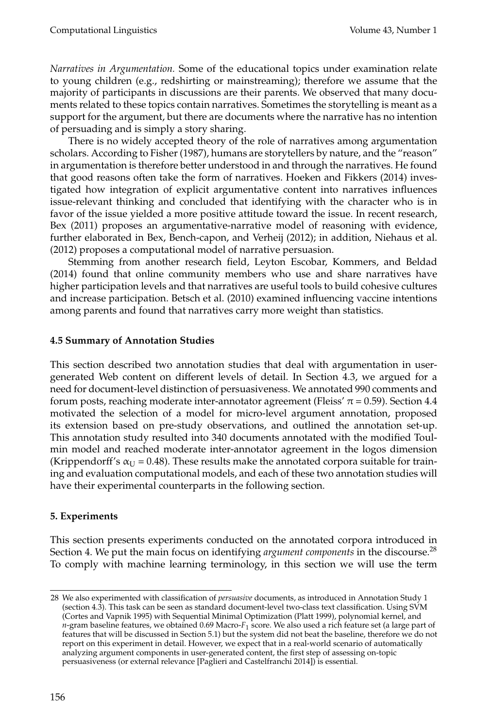*Narratives in Argumentation.* Some of the educational topics under examination relate to young children (e.g., redshirting or mainstreaming); therefore we assume that the majority of participants in discussions are their parents. We observed that many documents related to these topics contain narratives. Sometimes the storytelling is meant as a support for the argument, but there are documents where the narrative has no intention of persuading and is simply a story sharing.

There is no widely accepted theory of the role of narratives among argumentation scholars. According to Fisher (1987), humans are storytellers by nature, and the "reason" in argumentation is therefore better understood in and through the narratives. He found that good reasons often take the form of narratives. Hoeken and Fikkers (2014) investigated how integration of explicit argumentative content into narratives influences issue-relevant thinking and concluded that identifying with the character who is in favor of the issue yielded a more positive attitude toward the issue. In recent research, Bex (2011) proposes an argumentative-narrative model of reasoning with evidence, further elaborated in Bex, Bench-capon, and Verheij (2012); in addition, Niehaus et al. (2012) proposes a computational model of narrative persuasion.

Stemming from another research field, Leyton Escobar, Kommers, and Beldad (2014) found that online community members who use and share narratives have higher participation levels and that narratives are useful tools to build cohesive cultures and increase participation. Betsch et al. (2010) examined influencing vaccine intentions among parents and found that narratives carry more weight than statistics.

### 4.5 Summary of Annotation Studies

This section described two annotation studies that deal with argumentation in user-generated Web content on different levels of detail. In Section 4.3, we argued for a need for document-level distinction of persuasiveness. We annotated 990 comments and forum posts, reaching moderate inter-annotator agreement (Fleiss' $\pi = 0.59$). Section 4.4 motivated the selection of a model for micro-level argument annotation, proposed its extension based on pre-study observations, and outlined the annotation set-up. This annotation study resulted into 340 documents annotated with the modified Toulmin model and reached moderate inter-annotator agreement in the logos dimension (Krippendorff's $\alpha_U = 0.48$). These results make the annotated corpora suitable for training and evaluation computational models, and each of these two annotation studies will have their experimental counterparts in the following section.

## 5. Experiments

This section presents experiments conducted on the annotated corpora introduced in Section 4. We put the main focus on identifying *argument components* in the discourse.[28] To comply with machine learning terminology, in this section we will use the term

---

28 We also experimented with classification of *persuasive* documents, as introduced in Annotation Study 1 (section 4.3). This task can be seen as standard document-level two-class text classification. Using SVM (Cortes and Vapnik 1995) with Sequential Minimal Optimization (Platt 1999), polynomial kernel, and $n$-gram baseline features, we obtained 0.69 Macro-$F_1$ score. We also used a rich feature set (a large part of features that will be discussed in Section 5.1) but the system did not beat the baseline, therefore we do not report on this experiment in detail. However, we expect that in a real-world scenario of automatically analyzing argument components in user-generated content, the first step of assessing on-topic persuasiveness (or external relevance [Paglieri and Castelfranchi 2014]) is essential.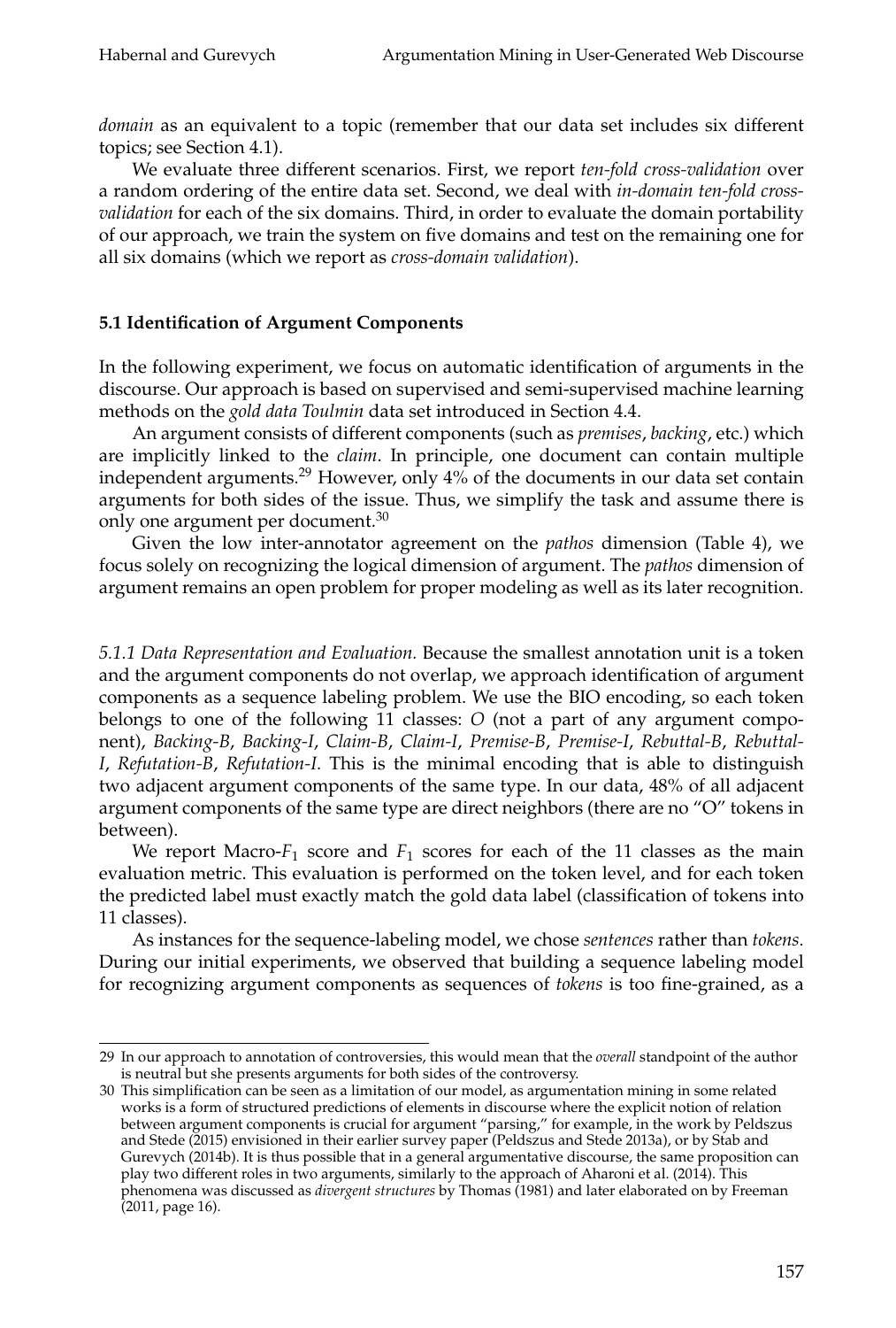*domain* as an equivalent to a topic (remember that our data set includes six different topics; see Section 4.1).

We evaluate three different scenarios. First, we report *ten-fold cross-validation* over a random ordering of the entire data set. Second, we deal with *in-domain ten-fold cross-validation* for each of the six domains. Third, in order to evaluate the domain portability of our approach, we train the system on five domains and test on the remaining one for all six domains (which we report as *cross-domain validation*).

### 5.1 Identification of Argument Components

In the following experiment, we focus on automatic identification of arguments in the discourse. Our approach is based on supervised and semi-supervised machine learning methods on the *gold data Toulmin* data set introduced in Section 4.4.

An argument consists of different components (such as *premises*, *backing*, etc.) which are implicitly linked to the *claim*. In principle, one document can contain multiple independent arguments.[29] However, only 4% of the documents in our data set contain arguments for both sides of the issue. Thus, we simplify the task and assume there is only one argument per document.[30]

Given the low inter-annotator agreement on the *pathos* dimension (Table 4), we focus solely on recognizing the logical dimension of argument. The *pathos* dimension of argument remains an open problem for proper modeling as well as its later recognition.

*5.1.1 Data Representation and Evaluation.* Because the smallest annotation unit is a token and the argument components do not overlap, we approach identification of argument components as a sequence labeling problem. We use the BIO encoding, so each token belongs to one of the following 11 classes: *O* (not a part of any argument component), *Backing-B*, *Backing-I*, *Claim-B*, *Claim-I*, *Premise-B*, *Premise-I*, *Rebuttal-B*, *Rebuttal-I*, *Refutation-B*, *Refutation-I*. This is the minimal encoding that is able to distinguish two adjacent argument components of the same type. In our data, 48% of all adjacent argument components of the same type are direct neighbors (there are no "O" tokens in between).

We report Macro-$F_1$ score and $F_1$ scores for each of the 11 classes as the main evaluation metric. This evaluation is performed on the token level, and for each token the predicted label must exactly match the gold data label (classification of tokens into 11 classes).

As instances for the sequence-labeling model, we chose *sentences* rather than *tokens*. During our initial experiments, we observed that building a sequence labeling model for recognizing argument components as sequences of *tokens* is too fine-grained, as a

---

29 In our approach to annotation of controversies, this would mean that the *overall* standpoint of the author is neutral but she presents arguments for both sides of the controversy.

30 This simplification can be seen as a limitation of our model, as argumentation mining in some related works is a form of structured predictions of elements in discourse where the explicit notion of relation between argument components is crucial for argument "parsing," for example, in the work by Peldszus and Stede (2015) envisioned in their earlier survey paper (Peldszus and Stede 2013a), or by Stab and Gurevych (2014b). It is thus possible that in a general argumentative discourse, the same proposition can play two different roles in two arguments, similarly to the approach of Aharoni et al. (2014). This phenomena was discussed as *divergent structures* by Thomas (1981) and later elaborated on by Freeman (2011, page 16).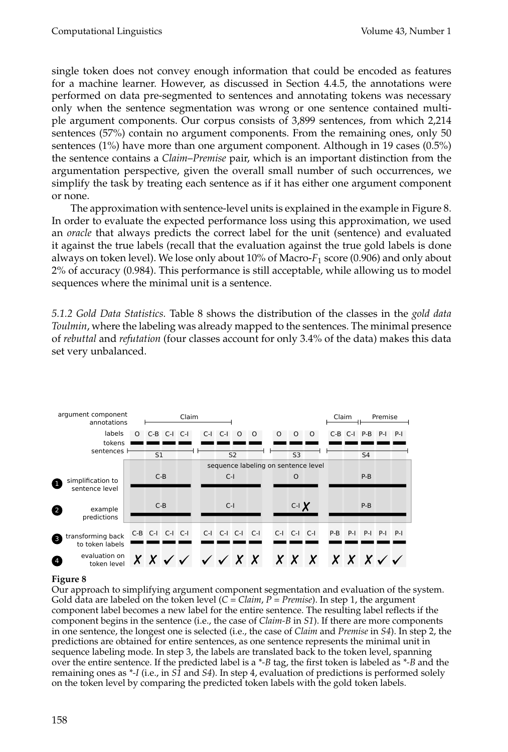single token does not convey enough information that could be encoded as features for a machine learner. However, as discussed in Section 4.4.5, the annotations were performed on data pre-segmented to sentences and annotating tokens was necessary only when the sentence segmentation was wrong or one sentence contained multiple argument components. Our corpus consists of 3,899 sentences, from which 2,214 sentences (57%) contain no argument components. From the remaining ones, only 50 sentences (1%) have more than one argument component. Although in 19 cases (0.5%) the sentence contains a *Claim–Premise* pair, which is an important distinction from the argumentation perspective, given the overall small number of such occurrences, we simplify the task by treating each sentence as if it has either one argument component or none.

The approximation with sentence-level units is explained in the example in Figure 8. In order to evaluate the expected performance loss using this approximation, we used an *oracle* that always predicts the correct label for the unit (sentence) and evaluated it against the true labels (recall that the evaluation against the true gold labels is done always on token level). We lose only about 10% of Macro-$F_1$ score (0.906) and only about 2% of accuracy (0.984). This performance is still acceptable, while allowing us to model sequences where the minimal unit is a sentence.

*5.1.2 Gold Data Statistics.* Table 8 shows the distribution of the classes in the *gold data Toulmin*, where the labeling was already mapped to the sentences. The minimal presence of *rebuttal* and *refutation* (four classes account for only 3.4% of the data) makes this data set very unbalanced.

**Figure 8**
Our approach to simplifying argument component segmentation and evaluation of the system. Gold data are labeled on the token level (*C* = *Claim*, *P* = *Premise*). In step 1, the argument component label becomes a new label for the entire sentence. The resulting label reflects if the component begins in the sentence (i.e., the case of *Claim-B* in *S1*). If there are more components in one sentence, the longest one is selected (i.e., the case of *Claim* and *Premise* in *S4*). In step 2, the predictions are obtained for entire sentences, as one sentence represents the minimal unit in sequence labeling mode. In step 3, the labels are translated back to the token level, spanning over the entire sentence. If the predicted label is a *\*-B* tag, the first token is labeled as *\*-B* and the remaining ones as *\*-I* (i.e., in *S1* and *S4*). In step 4, evaluation of predictions is performed solely on the token level by comparing the predicted token labels with the gold token labels.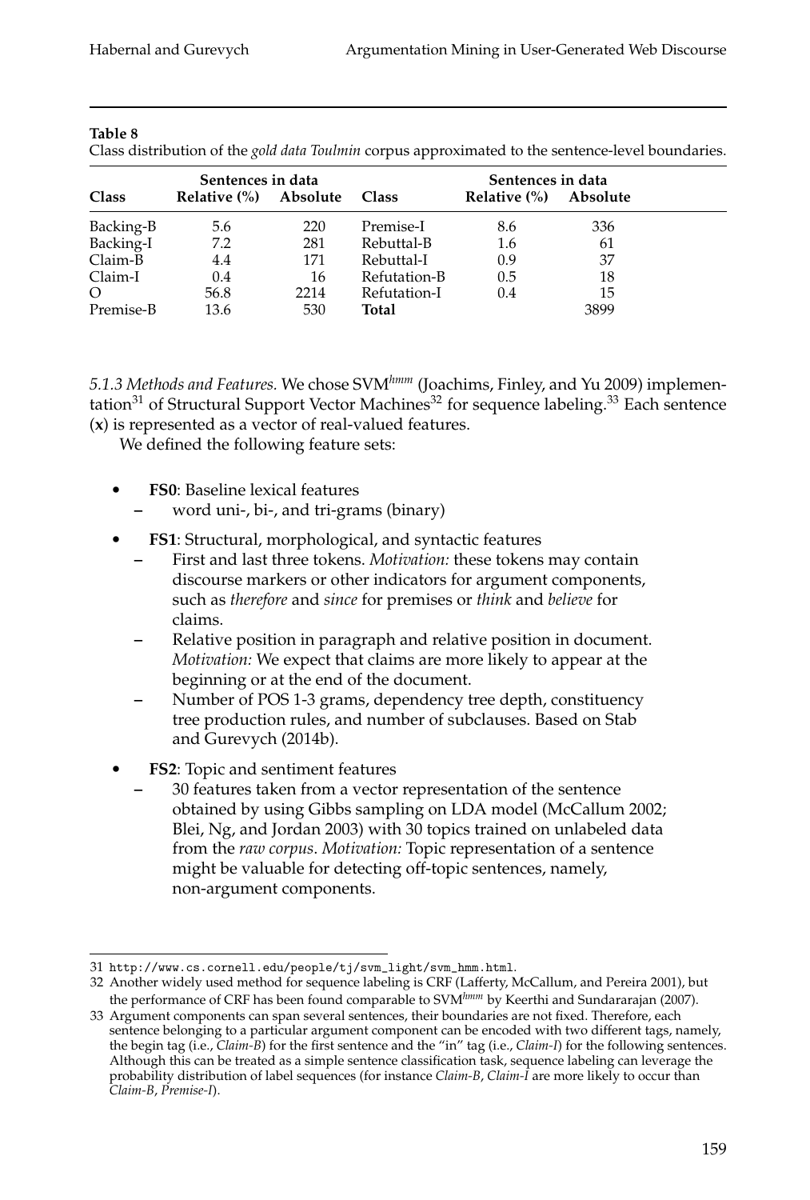**Table 8**
Class distribution of the *gold data Toulmin* corpus approximated to the sentence-level boundaries.

| Class | Sentences in data | | Class | Sentences in data | |
|---|---|---|---|---|---|
| | Relative (%) | Absolute | | Relative (%) | Absolute |
| Backing-B | 5.6 | 220 | Premise-I | 8.6 | 336 |
| Backing-I | 7.2 | 281 | Rebuttal-B | 1.6 | 61 |
| Claim-B | 4.4 | 171 | Rebuttal-I | 0.9 | 37 |
| Claim-I | 0.4 | 16 | Refutation-B | 0.5 | 18 |
| O | 56.8 | 2214 | Refutation-I | 0.4 | 15 |
| Premise-B | 13.6 | 530 | **Total** | | 3899 |

*5.1.3 Methods and Features.* We chose SVM$^{hmm}$ (Joachims, Finley, and Yu 2009) implementation[31] of Structural Support Vector Machines[32] for sequence labeling.[33] Each sentence (**x**) is represented as a vector of real-valued features.

We defined the following feature sets:

- **FS0**: Baseline lexical features
  - word uni-, bi-, and tri-grams (binary)
- **FS1**: Structural, morphological, and syntactic features
  - First and last three tokens. *Motivation:* these tokens may contain discourse markers or other indicators for argument components, such as *therefore* and *since* for premises or *think* and *believe* for claims.
  - Relative position in paragraph and relative position in document. *Motivation:* We expect that claims are more likely to appear at the beginning or at the end of the document.
  - Number of POS 1-3 grams, dependency tree depth, constituency tree production rules, and number of subclauses. Based on Stab and Gurevych (2014b).
- **FS2**: Topic and sentiment features
  - 30 features taken from a vector representation of the sentence obtained by using Gibbs sampling on LDA model (McCallum 2002; Blei, Ng, and Jordan 2003) with 30 topics trained on unlabeled data from the *raw corpus*. *Motivation:* Topic representation of a sentence might be valuable for detecting off-topic sentences, namely, non-argument components.

---

31 `http://www.cs.cornell.edu/people/tj/svm_light/svm_hmm.html`.

32 Another widely used method for sequence labeling is CRF (Lafferty, McCallum, and Pereira 2001), but the performance of CRF has been found comparable to SVM$^{hmm}$ by Keerthi and Sundararajan (2007).

33 Argument components can span several sentences, their boundaries are not fixed. Therefore, each sentence belonging to a particular argument component can be encoded with two different tags, namely, the begin tag (i.e., *Claim-B*) for the first sentence and the "in" tag (i.e., *Claim-I*) for the following sentences. Although this can be treated as a simple sentence classification task, sequence labeling can leverage the probability distribution of label sequences (for instance *Claim-B*, *Claim-I* are more likely to occur than *Claim-B*, *Premise-I*).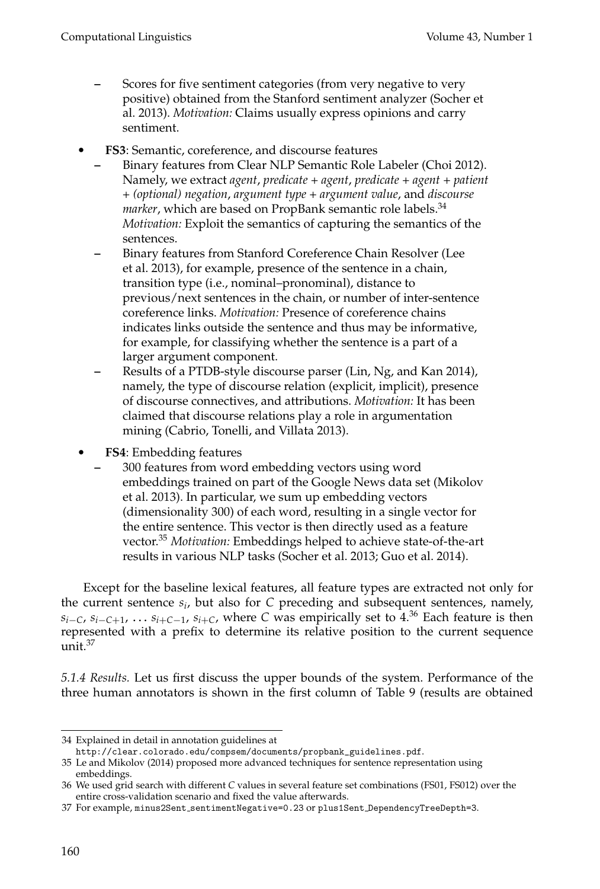- Scores for five sentiment categories (from very negative to very positive) obtained from the Stanford sentiment analyzer (Socher et al. 2013). *Motivation:* Claims usually express opinions and carry sentiment.

- **FS3**: Semantic, coreference, and discourse features
  - Binary features from Clear NLP Semantic Role Labeler (Choi 2012). Namely, we extract *agent*, *predicate + agent*, *predicate + agent + patient + (optional) negation*, *argument type + argument value*, and *discourse marker*, which are based on PropBank semantic role labels.[34] *Motivation:* Exploit the semantics of capturing the semantics of the sentences.
  - Binary features from Stanford Coreference Chain Resolver (Lee et al. 2013), for example, presence of the sentence in a chain, transition type (i.e., nominal–pronominal), distance to previous/next sentences in the chain, or number of inter-sentence coreference links. *Motivation:* Presence of coreference chains indicates links outside the sentence and thus may be informative, for example, for classifying whether the sentence is a part of a larger argument component.
  - Results of a PTDB-style discourse parser (Lin, Ng, and Kan 2014), namely, the type of discourse relation (explicit, implicit), presence of discourse connectives, and attributions. *Motivation:* It has been claimed that discourse relations play a role in argumentation mining (Cabrio, Tonelli, and Villata 2013).

- **FS4**: Embedding features
  - 300 features from word embedding vectors using word embeddings trained on part of the Google News data set (Mikolov et al. 2013). In particular, we sum up embedding vectors (dimensionality 300) of each word, resulting in a single vector for the entire sentence. This vector is then directly used as a feature vector.[35] *Motivation:* Embeddings helped to achieve state-of-the-art results in various NLP tasks (Socher et al. 2013; Guo et al. 2014).

Except for the baseline lexical features, all feature types are extracted not only for the current sentence $s_i$, but also for $C$ preceding and subsequent sentences, namely, $s_{i-C}$, $s_{i-C+1}$, $\ldots$ $s_{i+C-1}$, $s_{i+C}$, where $C$ was empirically set to 4.[36] Each feature is then represented with a prefix to determine its relative position to the current sequence unit.[37]

*5.1.4 Results.* Let us first discuss the upper bounds of the system. Performance of the three human annotators is shown in the first column of Table 9 (results are obtained

---

34 Explained in detail in annotation guidelines at `http://clear.colorado.edu/compsem/documents/propbank_guidelines.pdf`.

35 Le and Mikolov (2014) proposed more advanced techniques for sentence representation using embeddings.

36 We used grid search with different $C$ values in several feature set combinations (FS01, FS012) over the entire cross-validation scenario and fixed the value afterwards.

37 For example, `minus2Sent_sentimentNegative=0.23` or `plus1Sent_DependencyTreeDepth=3`.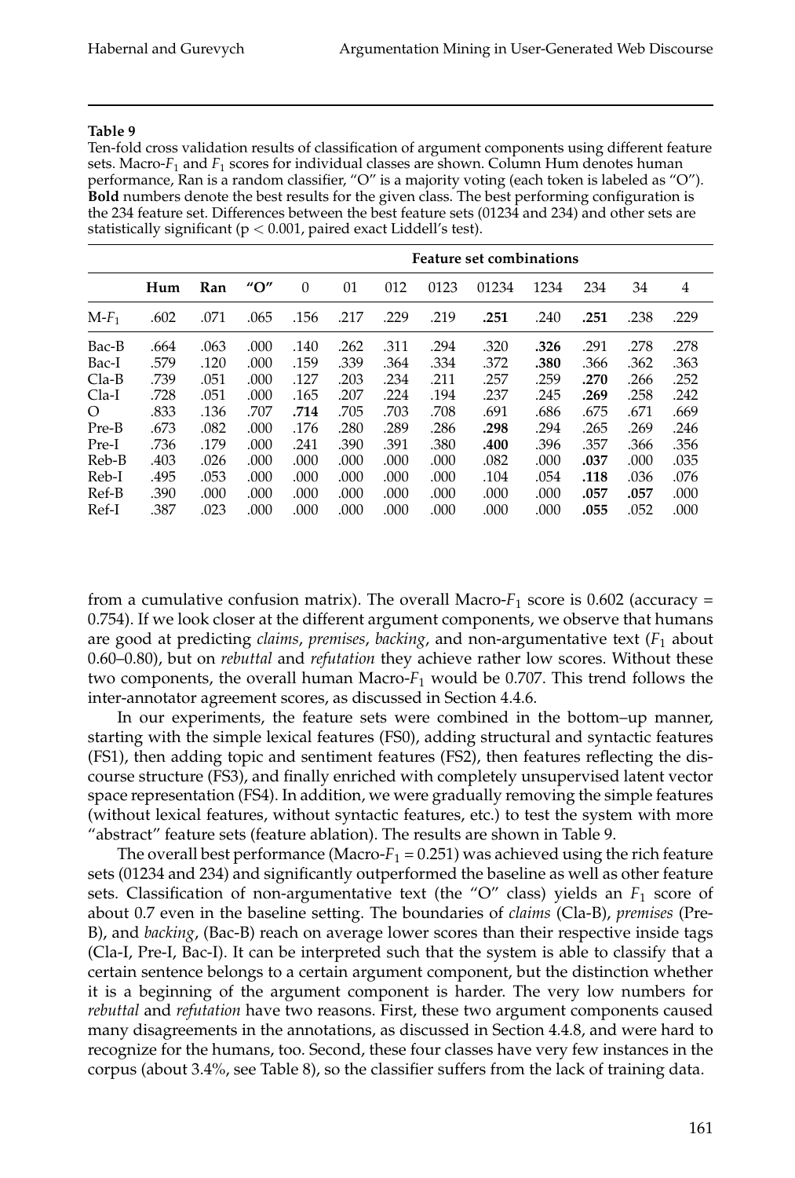**Table 9**

Ten-fold cross validation results of classification of argument components using different feature sets. Macro-$F_1$ and $F_1$ scores for individual classes are shown. Column Hum denotes human performance, Ran is a random classifier, "O" is a majority voting (each token is labeled as "O"). **Bold** numbers denote the best results for the given class. The best performing configuration is the 234 feature set. Differences between the best feature sets (01234 and 234) and other sets are statistically significant ($p < 0.001$, paired exact Liddell's test).

| | | | | **Feature set combinations** | | | | | | | | |
|---|---|---|---|---|---|---|---|---|---|---|---|---|
| | **Hum** | **Ran** | **"O"** | 0 | 01 | 012 | 0123 | 01234 | 1234 | 234 | 34 | 4 |
| M-$F_1$ | .602 | .071 | .065 | .156 | .217 | .229 | .219 | **.251** | .240 | **.251** | .238 | .229 |
| Bac-B | .664 | .063 | .000 | .140 | .262 | .311 | .294 | .320 | **.326** | .291 | .278 | .278 |
| Bac-I | .579 | .120 | .000 | .159 | .339 | .364 | .334 | .372 | **.380** | .366 | .362 | .363 |
| Cla-B | .739 | .051 | .000 | .127 | .203 | .234 | .211 | .257 | .259 | **.270** | .266 | .252 |
| Cla-I | .728 | .051 | .000 | .165 | .207 | .224 | .194 | .237 | .245 | **.269** | .258 | .242 |
| O | .833 | .136 | .707 | **.714** | .705 | .703 | .708 | .691 | .686 | .675 | .671 | .669 |
| Pre-B | .673 | .082 | .000 | .176 | .280 | .289 | .286 | **.298** | .294 | .265 | .269 | .246 |
| Pre-I | .736 | .179 | .000 | .241 | .390 | .391 | .380 | **.400** | .396 | .357 | .366 | .356 |
| Reb-B | .403 | .026 | .000 | .000 | .000 | .000 | .000 | .082 | .000 | **.037** | .000 | .035 |
| Reb-I | .495 | .053 | .000 | .000 | .000 | .000 | .000 | .104 | .054 | **.118** | .036 | .076 |
| Ref-B | .390 | .000 | .000 | .000 | .000 | .000 | .000 | .000 | .000 | **.057** | **.057** | .000 |
| Ref-I | .387 | .023 | .000 | .000 | .000 | .000 | .000 | .000 | .000 | **.055** | .052 | .000 |

from a cumulative confusion matrix). The overall Macro-$F_1$ score is 0.602 (accuracy = 0.754). If we look closer at the different argument components, we observe that humans are good at predicting *claims*, *premises*, *backing*, and non-argumentative text ($F_1$ about 0.60–0.80), but on *rebuttal* and *refutation* they achieve rather low scores. Without these two components, the overall human Macro-$F_1$ would be 0.707. This trend follows the inter-annotator agreement scores, as discussed in Section 4.4.6.

In our experiments, the feature sets were combined in the bottom–up manner, starting with the simple lexical features (FS0), adding structural and syntactic features (FS1), then adding topic and sentiment features (FS2), then features reflecting the discourse structure (FS3), and finally enriched with completely unsupervised latent vector space representation (FS4). In addition, we were gradually removing the simple features (without lexical features, without syntactic features, etc.) to test the system with more "abstract" feature sets (feature ablation). The results are shown in Table 9.

The overall best performance (Macro-$F_1$ = 0.251) was achieved using the rich feature sets (01234 and 234) and significantly outperformed the baseline as well as other feature sets. Classification of non-argumentative text (the "O" class) yields an $F_1$ score of about 0.7 even in the baseline setting. The boundaries of *claims* (Cla-B), *premises* (Pre-B), and *backing*, (Bac-B) reach on average lower scores than their respective inside tags (Cla-I, Pre-I, Bac-I). It can be interpreted such that the system is able to classify that a certain sentence belongs to a certain argument component, but the distinction whether it is a beginning of the argument component is harder. The very low numbers for *rebuttal* and *refutation* have two reasons. First, these two argument components caused many disagreements in the annotations, as discussed in Section 4.4.8, and were hard to recognize for the humans, too. Second, these four classes have very few instances in the corpus (about 3.4%, see Table 8), so the classifier suffers from the lack of training data.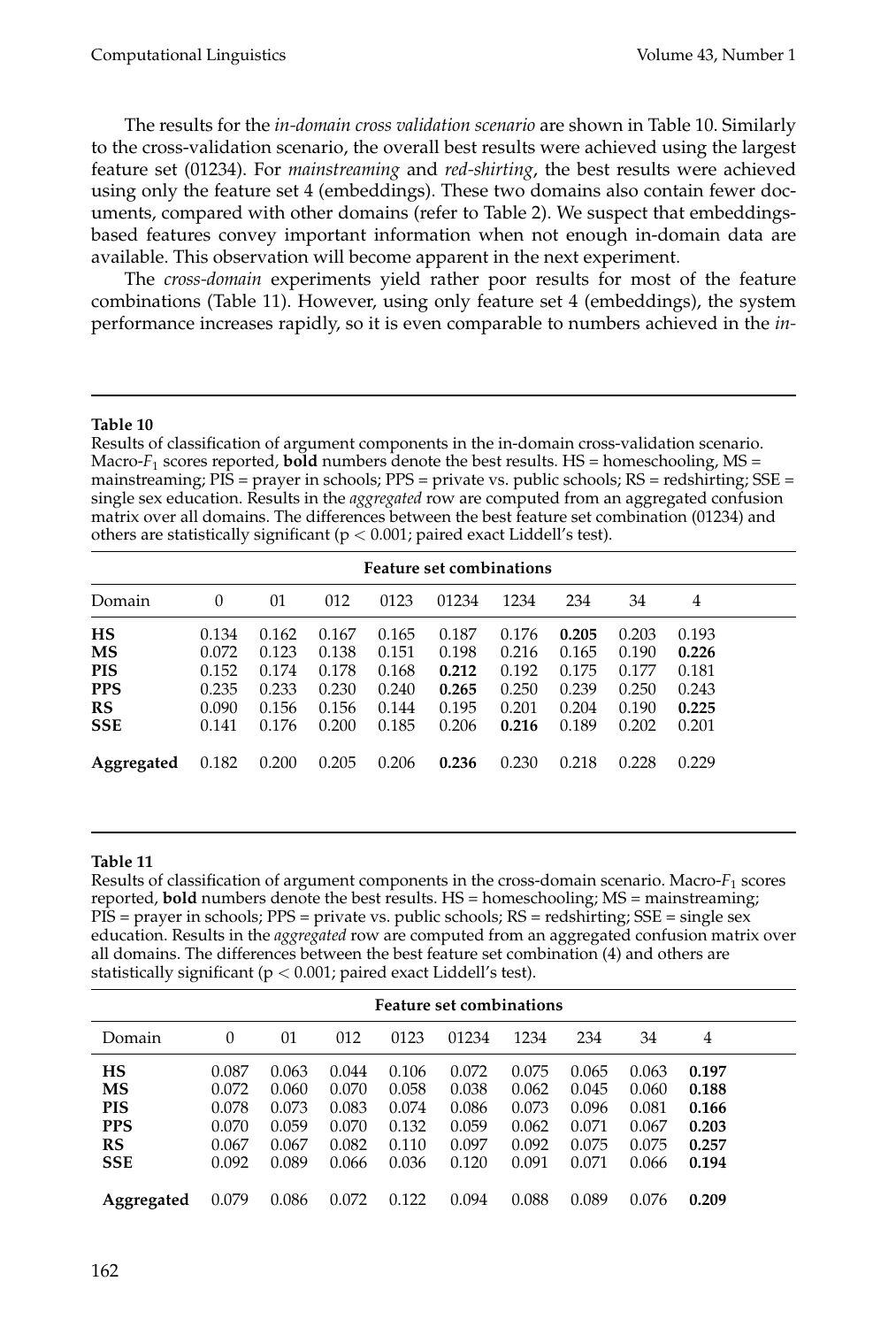The results for the *in-domain cross validation scenario* are shown in Table 10. Similarly to the cross-validation scenario, the overall best results were achieved using the largest feature set (01234). For *mainstreaming* and *red-shirting*, the best results were achieved using only the feature set 4 (embeddings). These two domains also contain fewer documents, compared with other domains (refer to Table 2). We suspect that embeddings-based features convey important information when not enough in-domain data are available. This observation will become apparent in the next experiment.

The *cross-domain* experiments yield rather poor results for most of the feature combinations (Table 11). However, using only feature set 4 (embeddings), the system performance increases rapidly, so it is even comparable to numbers achieved in the *in-*

**Table 10**

Results of classification of argument components in the in-domain cross-validation scenario. Macro-$F_1$ scores reported, **bold** numbers denote the best results. HS = homeschooling, MS = mainstreaming; PIS = prayer in schools; PPS = private vs. public schools; RS = redshirting; SSE = single sex education. Results in the *aggregated* row are computed from an aggregated confusion matrix over all domains. The differences between the best feature set combination (01234) and others are statistically significant ($p < 0.001$; paired exact Liddell's test).

| | Feature set combinations | | | | | | | | |
|---|---|---|---|---|---|---|---|---|---|
| Domain | 0 | 01 | 012 | 0123 | 01234 | 1234 | 234 | 34 | 4 |
| **HS** | 0.134 | 0.162 | 0.167 | 0.165 | 0.187 | 0.176 | **0.205** | 0.203 | 0.193 |
| **MS** | 0.072 | 0.123 | 0.138 | 0.151 | 0.198 | 0.216 | 0.165 | 0.190 | **0.226** |
| **PIS** | 0.152 | 0.174 | 0.178 | 0.168 | **0.212** | 0.192 | 0.175 | 0.177 | 0.181 |
| **PPS** | 0.235 | 0.233 | 0.230 | 0.240 | **0.265** | 0.250 | 0.239 | 0.250 | 0.243 |
| **RS** | 0.090 | 0.156 | 0.156 | 0.144 | 0.195 | 0.201 | 0.204 | 0.190 | **0.225** |
| **SSE** | 0.141 | 0.176 | 0.200 | 0.185 | 0.206 | **0.216** | 0.189 | 0.202 | 0.201 |
| **Aggregated** | 0.182 | 0.200 | 0.205 | 0.206 | **0.236** | 0.230 | 0.218 | 0.228 | 0.229 |

**Table 11**

Results of classification of argument components in the cross-domain scenario. Macro-$F_1$ scores reported, **bold** numbers denote the best results. HS = homeschooling, MS = mainstreaming; PIS = prayer in schools; PPS = private vs. public schools; RS = redshirting; SSE = single sex education. Results in the *aggregated* row are computed from an aggregated confusion matrix over all domains. The differences between the best feature set combination (4) and others are statistically significant ($p < 0.001$; paired exact Liddell's test).

| | Feature set combinations | | | | | | | | |
|---|---|---|---|---|---|---|---|---|---|
| Domain | 0 | 01 | 012 | 0123 | 01234 | 1234 | 234 | 34 | 4 |
| **HS** | 0.087 | 0.063 | 0.044 | 0.106 | 0.072 | 0.075 | 0.065 | 0.063 | **0.197** |
| **MS** | 0.072 | 0.060 | 0.070 | 0.058 | 0.038 | 0.062 | 0.045 | 0.060 | **0.188** |
| **PIS** | 0.078 | 0.073 | 0.083 | 0.074 | 0.086 | 0.073 | 0.096 | 0.081 | **0.166** |
| **PPS** | 0.070 | 0.059 | 0.070 | 0.132 | 0.059 | 0.062 | 0.071 | 0.067 | **0.203** |
| **RS** | 0.067 | 0.067 | 0.082 | 0.110 | 0.097 | 0.092 | 0.075 | 0.075 | **0.257** |
| **SSE** | 0.092 | 0.089 | 0.066 | 0.036 | 0.120 | 0.091 | 0.071 | 0.066 | **0.194** |
| **Aggregated** | 0.079 | 0.086 | 0.072 | 0.122 | 0.094 | 0.088 | 0.089 | 0.076 | **0.209** |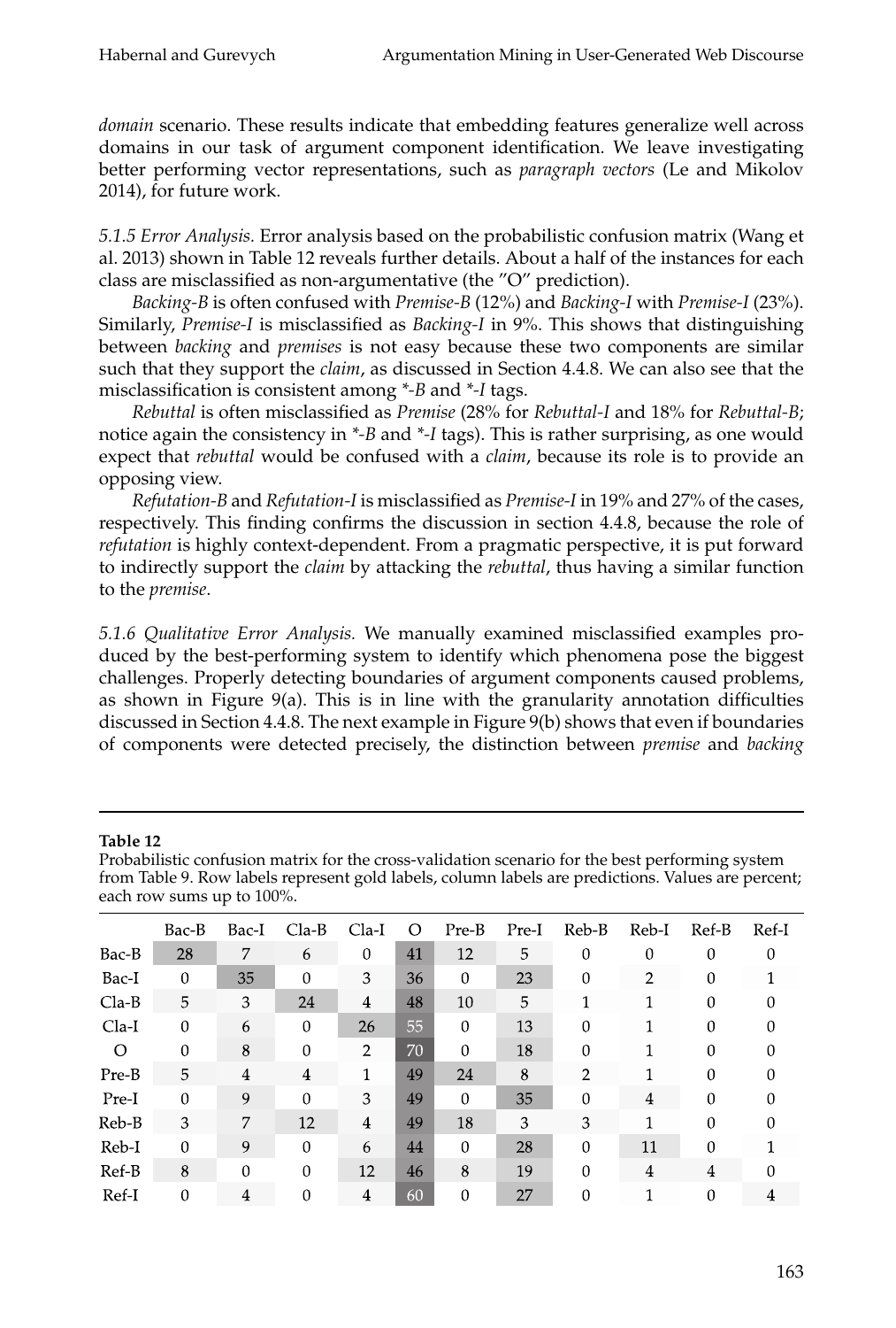*domain* scenario. These results indicate that embedding features generalize well across domains in our task of argument component identification. We leave investigating better performing vector representations, such as *paragraph vectors* (Le and Mikolov 2014), for future work.

*5.1.5 Error Analysis.* Error analysis based on the probabilistic confusion matrix (Wang et al. 2013) shown in Table 12 reveals further details. About a half of the instances for each class are misclassified as non-argumentative (the "O" prediction).

*Backing-B* is often confused with *Premise-B* (12%) and *Backing-I* with *Premise-I* (23%). Similarly, *Premise-I* is misclassified as *Backing-I* in 9%. This shows that distinguishing between *backing* and *premises* is not easy because these two components are similar such that they support the *claim*, as discussed in Section 4.4.8. We can also see that the misclassification is consistent among *\*-B* and *\*-I* tags.

*Rebuttal* is often misclassified as *Premise* (28% for *Rebuttal-I* and 18% for *Rebuttal-B*; notice again the consistency in *\*-B* and *\*-I* tags). This is rather surprising, as one would expect that *rebuttal* would be confused with a *claim*, because its role is to provide an opposing view.

*Refutation-B* and *Refutation-I* is misclassified as *Premise-I* in 19% and 27% of the cases, respectively. This finding confirms the discussion in section 4.4.8, because the role of *refutation* is highly context-dependent. From a pragmatic perspective, it is put forward to indirectly support the *claim* by attacking the *rebuttal*, thus having a similar function to the *premise*.

*5.1.6 Qualitative Error Analysis.* We manually examined misclassified examples produced by the best-performing system to identify which phenomena pose the biggest challenges. Properly detecting boundaries of argument components caused problems, as shown in Figure 9(a). This is in line with the granularity annotation difficulties discussed in Section 4.4.8. The next example in Figure 9(b) shows that even if boundaries of components were detected precisely, the distinction between *premise* and *backing*

**Table 12**
Probabilistic confusion matrix for the cross-validation scenario for the best performing system from Table 9. Row labels represent gold labels, column labels are predictions. Values are percent; each row sums up to 100%.

| | Bac-B | Bac-I | Cla-B | Cla-I | O | Pre-B | Pre-I | Reb-B | Reb-I | Ref-B | Ref-I |
|---|---|---|---|---|---|---|---|---|---|---|---|
| Bac-B | 28 | 7 | 6 | 0 | 41 | 12 | 5 | 0 | 0 | 0 | 0 |
| Bac-I | 0 | 35 | 0 | 3 | 36 | 0 | 23 | 0 | 2 | 0 | 1 |
| Cla-B | 5 | 3 | 24 | 4 | 48 | 10 | 5 | 1 | 1 | 0 | 0 |
| Cla-I | 0 | 6 | 0 | 26 | 55 | 0 | 13 | 0 | 1 | 0 | 0 |
| O | 0 | 8 | 0 | 2 | 70 | 0 | 18 | 0 | 1 | 0 | 0 |
| Pre-B | 5 | 4 | 4 | 1 | 49 | 24 | 8 | 2 | 1 | 0 | 0 |
| Pre-I | 0 | 9 | 0 | 3 | 49 | 0 | 35 | 0 | 4 | 0 | 0 |
| Reb-B | 3 | 7 | 12 | 4 | 49 | 18 | 3 | 3 | 1 | 0 | 0 |
| Reb-I | 0 | 9 | 0 | 6 | 44 | 0 | 28 | 0 | 11 | 0 | 1 |
| Ref-B | 8 | 0 | 0 | 12 | 46 | 8 | 19 | 0 | 4 | 4 | 0 |
| Ref-I | 0 | 4 | 0 | 4 | 60 | 0 | 27 | 0 | 1 | 0 | 4 |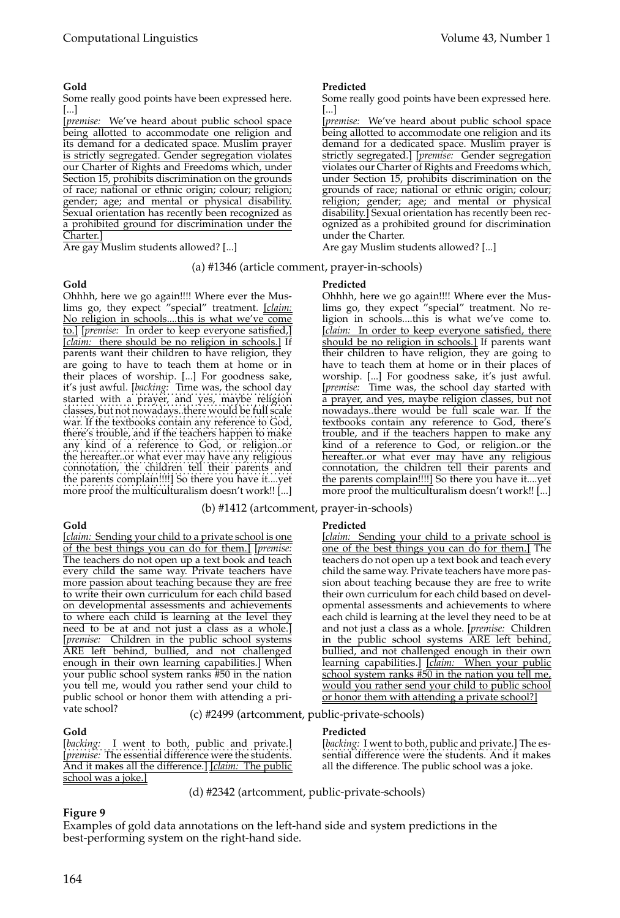**Gold**

Some really good points have been expressed here. [...]

[*premise:* We've heard about public school space being allotted to accommodate one religion and its demand for a dedicated space. Muslim prayer is strictly segregated. Gender segregation violates our Charter of Rights and Freedoms which, under Section 15, prohibits discrimination on the grounds of race; national or ethnic origin; colour; religion; gender; age; and mental or physical disability. Sexual orientation has recently been recognized as a prohibited ground for discrimination under the Charter.]

Are gay Muslim students allowed? [...]

**Predicted**

Some really good points have been expressed here. [...]

[*premise:* We've heard about public school space being allotted to accommodate one religion and its demand for a dedicated space. Muslim prayer is strictly segregated.] [*premise:* Gender segregation violates our Charter of Rights and Freedoms which, under Section 15, prohibits discrimination on the grounds of race; national or ethnic origin; colour; religion; gender; age; and mental or physical disability.] Sexual orientation has recently been recognized as a prohibited ground for discrimination under the Charter.

Are gay Muslim students allowed? [...]

(a) #1346 (article comment, prayer-in-schools)

**Gold**

Ohhhh, here we go again!!!! Where ever the Muslims go, they expect "special" treatment. [*claim:* No religion in schools....this is what we've come to.] [*premise:* In order to keep everyone satisfied,] [*claim:* there should be no religion in schools.] If parents want their children to have religion, they are going to have to teach them at home or in their places of worship. [...] For goodness sake, it's just awful. [*backing:* Time was, the school day started with a prayer, and yes, maybe religion classes, but not nowadays..there would be full scale war. If the textbooks contain any reference to God, there's trouble, and if the teachers happen to make any kind of a reference to God, or religion..or the hereafter..or what ever may have any religious connotation, the children tell their parents and the parents complain!!!!] So there you have it....yet more proof the multiculturalism doesn't work!! [...]

**Predicted**

Ohhhh, here we go again!!!! Where ever the Muslims go, they expect "special" treatment. No religion in schools....this is what we've come to. [*claim:* In order to keep everyone satisfied, there should be no religion in schools.] If parents want their children to have religion, they are going to have to teach them at home or in their places of worship. [...] For goodness sake, it's just awful. [*premise:* Time was, the school day started with a prayer, and yes, maybe religion classes, but not nowadays..there would be full scale war. If the textbooks contain any reference to God, there's trouble, and if the teachers happen to make any kind of a reference to God, or religion..or the hereafter..or what ever may have any religious connotation, the children tell their parents and the parents complain!!!!] So there you have it....yet more proof the multiculturalism doesn't work!! [...]

(b) #1412 (artcomment, prayer-in-schools)

**Gold**

[*claim:* Sending your child to a private school is one of the best things you can do for them.] [*premise:* The teachers do not open up a text book and teach every child the same way. Private teachers have more passion about teaching because they are free to write their own curriculum for each child based on developmental assessments and achievements to where each child is learning at the level they need to be at and not just a class as a whole.] [*premise:* Children in the public school systems ARE left behind, bullied, and not challenged enough in their own learning capabilities.] When your public school system ranks #50 in the nation you tell me, would you rather send your child to public school or honor them with attending a private school?

**Predicted**

[*claim:* Sending your child to a private school is one of the best things you can do for them.] The teachers do not open up a text book and teach every child the same way. Private teachers have more passion about teaching because they are free to write their own curriculum for each child based on developmental assessments and achievements to where each child is learning at the level they need to be at and not just a class as a whole. [*premise:* Children in the public school systems ARE left behind, bullied, and not challenged enough in their own learning capabilities.] [*claim:* When your public school system ranks #50 in the nation you tell me, would you rather send your child to public school or honor them with attending a private school?]

(c) #2499 (artcomment, public-private-schools)

**Gold**

[*backing:* I went to both, public and private.] [*premise:* The essential difference were the students. And it makes all the difference.] [*claim:* The public school was a joke.]

**Predicted**

[*backing:* I went to both, public and private.] The essential difference were the students. And it makes all the difference. The public school was a joke.

(d) #2342 (artcomment, public-private-schools)

**Figure 9**

Examples of gold data annotations on the left-hand side and system predictions in the best-performing system on the right-hand side.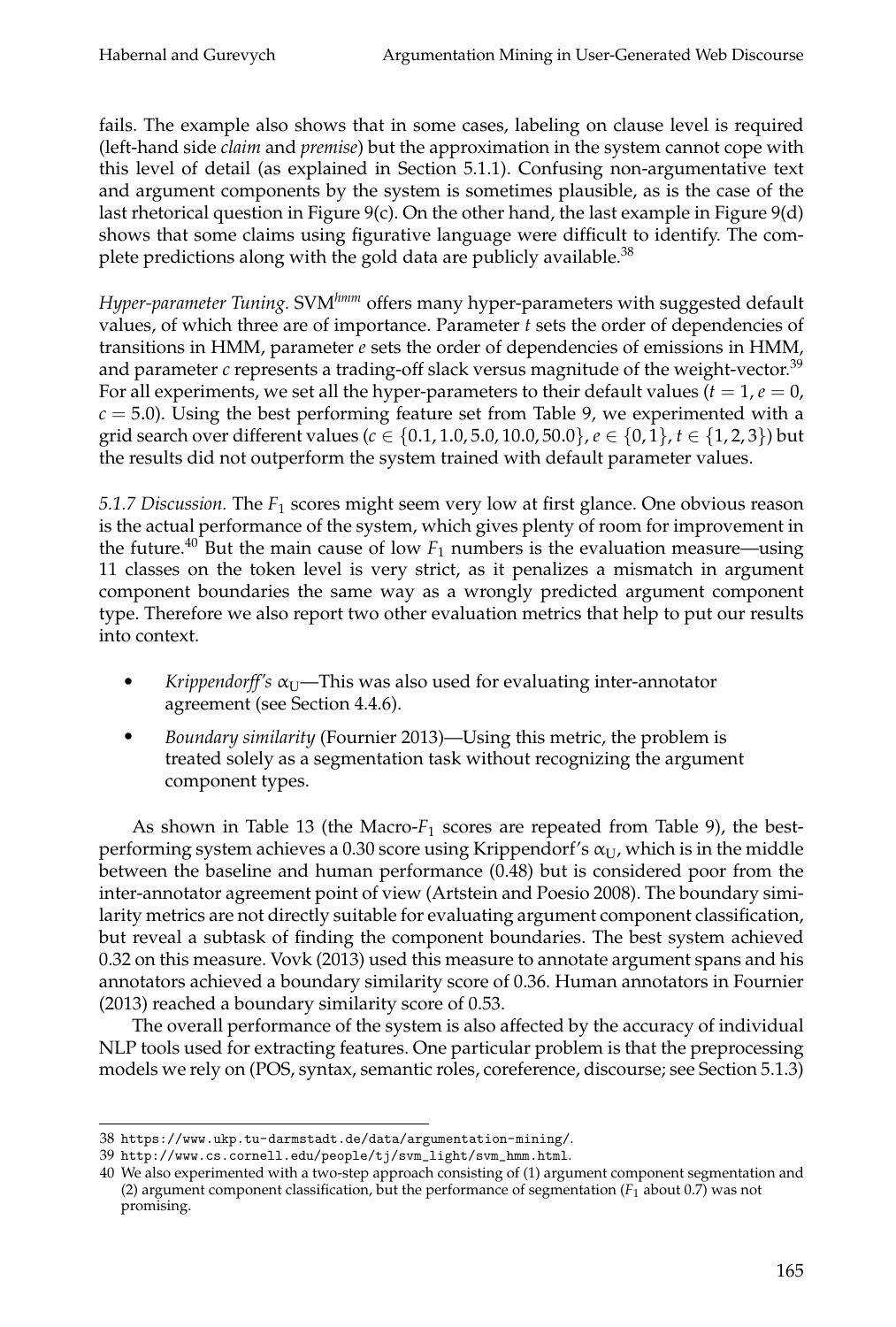fails. The example also shows that in some cases, labeling on clause level is required (left-hand side *claim* and *premise*) but the approximation in the system cannot cope with this level of detail (as explained in Section 5.1.1). Confusing non-argumentative text and argument components by the system is sometimes plausible, as is the case of the last rhetorical question in Figure 9(c). On the other hand, the last example in Figure 9(d) shows that some claims using figurative language were difficult to identify. The complete predictions along with the gold data are publicly available.[38]

*Hyper-parameter Tuning.* SVM$^{hmm}$ offers many hyper-parameters with suggested default values, of which three are of importance. Parameter $t$ sets the order of dependencies of transitions in HMM, parameter $e$ sets the order of dependencies of emissions in HMM, and parameter $c$ represents a trading-off slack versus magnitude of the weight-vector.[39] For all experiments, we set all the hyper-parameters to their default values ($t = 1$, $e = 0$, $c = 5.0$). Using the best performing feature set from Table 9, we experimented with a grid search over different values ($c \in \{0.1, 1.0, 5.0, 10.0, 50.0\}$, $e \in \{0, 1\}$, $t \in \{1, 2, 3\}$) but the results did not outperform the system trained with default parameter values.

*5.1.7 Discussion.* The $F_1$ scores might seem very low at first glance. One obvious reason is the actual performance of the system, which gives plenty of room for improvement in the future.[40] But the main cause of low $F_1$ numbers is the evaluation measure—using 11 classes on the token level is very strict, as it penalizes a mismatch in argument component boundaries the same way as a wrongly predicted argument component type. Therefore we also report two other evaluation metrics that help to put our results into context.

- *Krippendorff's* $\alpha_U$—This was also used for evaluating inter-annotator agreement (see Section 4.4.6).
- *Boundary similarity* (Fournier 2013)—Using this metric, the problem is treated solely as a segmentation task without recognizing the argument component types.

As shown in Table 13 (the Macro-$F_1$ scores are repeated from Table 9), the best-performing system achieves a 0.30 score using Krippendorf's $\alpha_U$, which is in the middle between the baseline and human performance (0.48) but is considered poor from the inter-annotator agreement point of view (Artstein and Poesio 2008). The boundary similarity metrics are not directly suitable for evaluating argument component classification, but reveal a subtask of finding the component boundaries. The best system achieved 0.32 on this measure. Vovk (2013) used this measure to annotate argument spans and his annotators achieved a boundary similarity score of 0.36. Human annotators in Fournier (2013) reached a boundary similarity score of 0.53.

The overall performance of the system is also affected by the accuracy of individual NLP tools used for extracting features. One particular problem is that the preprocessing models we rely on (POS, syntax, semantic roles, coreference, discourse; see Section 5.1.3)

---

38 https://www.ukp.tu-darmstadt.de/data/argumentation-mining/.

39 http://www.cs.cornell.edu/people/tj/svm_light/svm_hmm.html.

40 We also experimented with a two-step approach consisting of (1) argument component segmentation and (2) argument component classification, but the performance of segmentation ($F_1$ about 0.7) was not promising.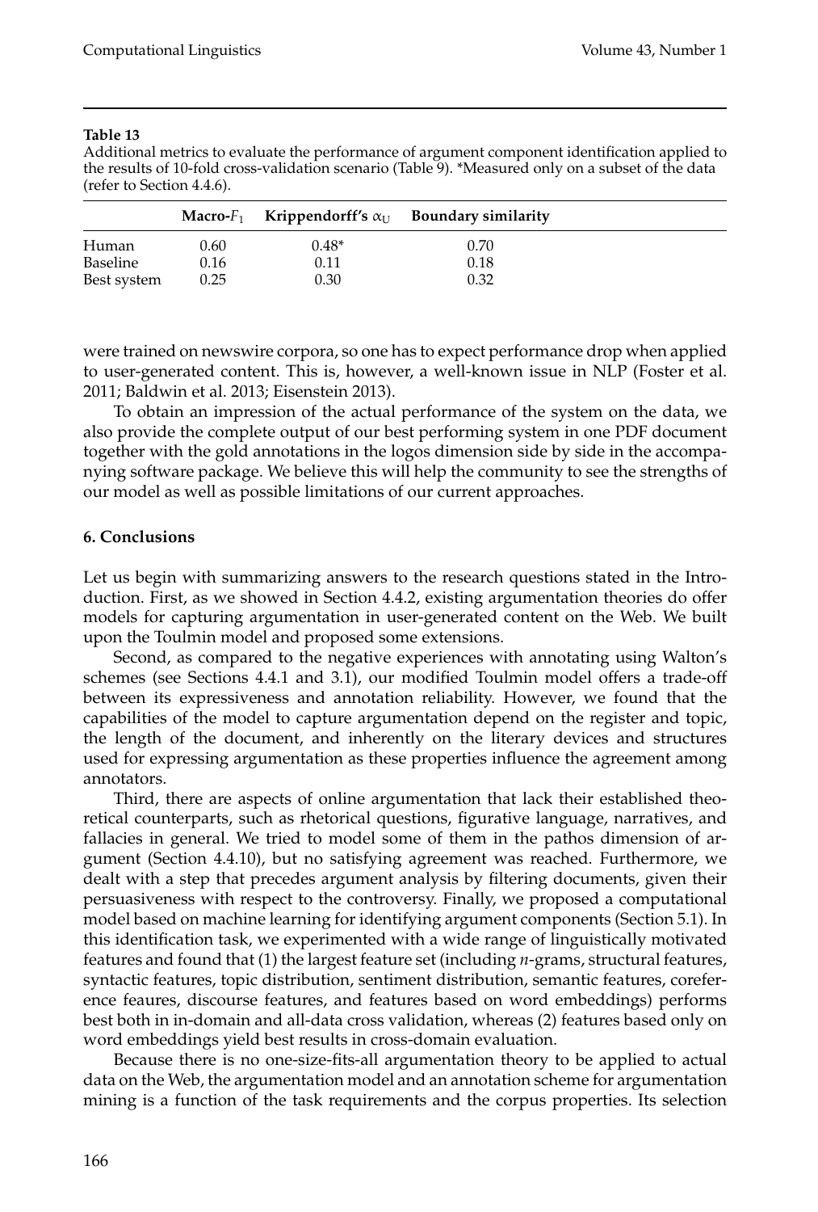**Table 13**
Additional metrics to evaluate the performance of argument component identification applied to the results of 10-fold cross-validation scenario (Table 9). *Measured only on a subset of the data (refer to Section 4.4.6).

| | **Macro-$F_1$** | **Krippendorff's $\alpha_U$** | **Boundary similarity** |
|---|---|---|---|
| Human | 0.60 | 0.48* | 0.70 |
| Baseline | 0.16 | 0.11 | 0.18 |
| Best system | 0.25 | 0.30 | 0.32 |

were trained on newswire corpora, so one has to expect performance drop when applied to user-generated content. This is, however, a well-known issue in NLP (Foster et al. 2011; Baldwin et al. 2013; Eisenstein 2013).

To obtain an impression of the actual performance of the system on the data, we also provide the complete output of our best performing system in one PDF document together with the gold annotations in the logos dimension side by side in the accompanying software package. We believe this will help the community to see the strengths of our model as well as possible limitations of our current approaches.

## 6. Conclusions

Let us begin with summarizing answers to the research questions stated in the Introduction. First, as we showed in Section 4.4.2, existing argumentation theories do offer models for capturing argumentation in user-generated content on the Web. We built upon the Toulmin model and proposed some extensions.

Second, as compared to the negative experiences with annotating using Walton's schemes (see Sections 4.4.1 and 3.1), our modified Toulmin model offers a trade-off between its expressiveness and annotation reliability. However, we found that the capabilities of the model to capture argumentation depend on the register and topic, the length of the document, and inherently on the literary devices and structures used for expressing argumentation as these properties influence the agreement among annotators.

Third, there are aspects of online argumentation that lack their established theoretical counterparts, such as rhetorical questions, figurative language, narratives, and fallacies in general. We tried to model some of them in the pathos dimension of argument (Section 4.4.10), but no satisfying agreement was reached. Furthermore, we dealt with a step that precedes argument analysis by filtering documents, given their persuasiveness with respect to the controversy. Finally, we proposed a computational model based on machine learning for identifying argument components (Section 5.1). In this identification task, we experimented with a wide range of linguistically motivated features and found that (1) the largest feature set (including *n*-grams, structural features, syntactic features, topic distribution, sentiment distribution, semantic features, coreference feaures, discourse features, and features based on word embeddings) performs best both in in-domain and all-data cross validation, whereas (2) features based only on word embeddings yield best results in cross-domain evaluation.

Because there is no one-size-fits-all argumentation theory to be applied to actual data on the Web, the argumentation model and an annotation scheme for argumentation mining is a function of the task requirements and the corpus properties. Its selection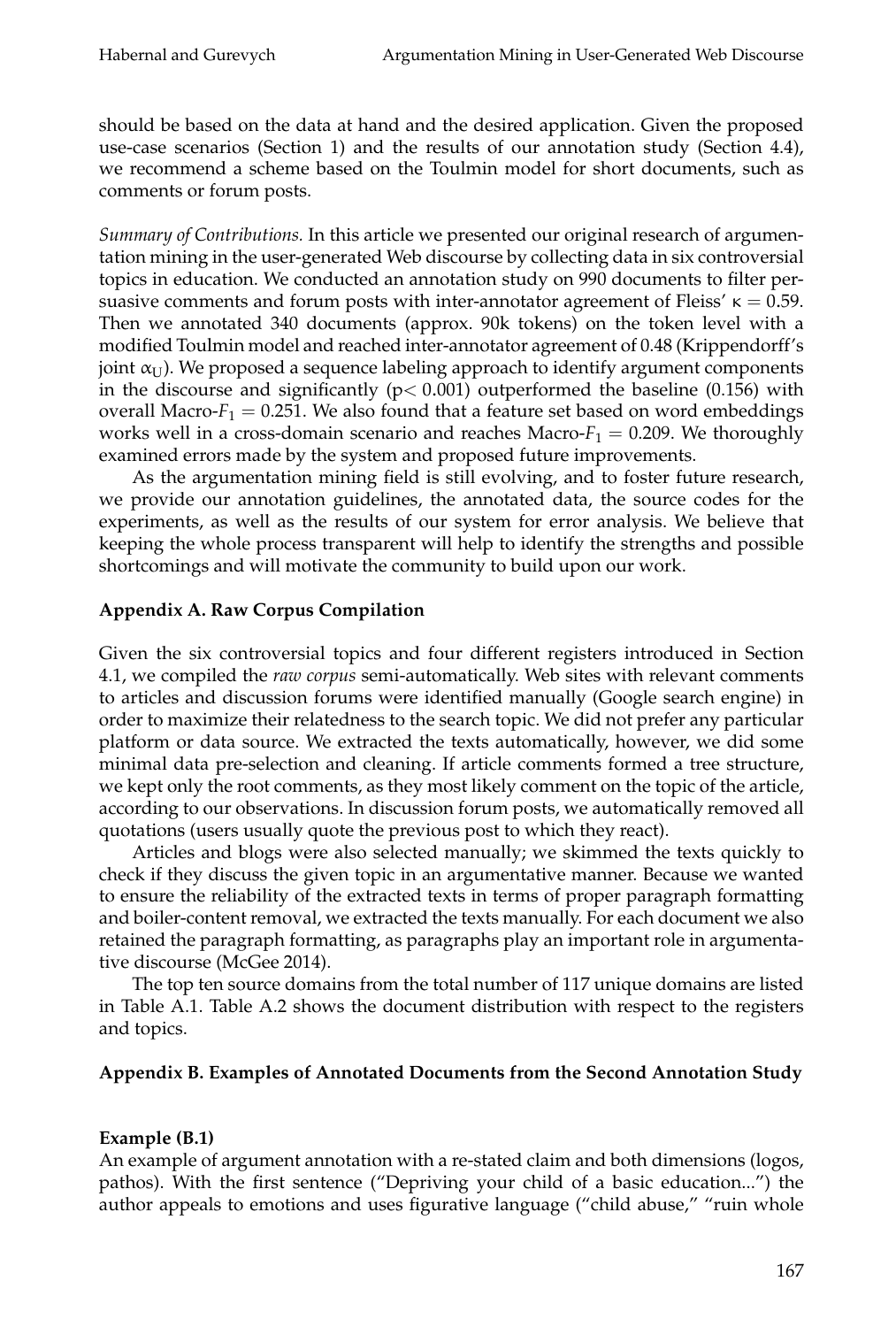should be based on the data at hand and the desired application. Given the proposed use-case scenarios (Section 1) and the results of our annotation study (Section 4.4), we recommend a scheme based on the Toulmin model for short documents, such as comments or forum posts.

*Summary of Contributions.* In this article we presented our original research of argumentation mining in the user-generated Web discourse by collecting data in six controversial topics in education. We conducted an annotation study on 990 documents to filter persuasive comments and forum posts with inter-annotator agreement of Fleiss' $\kappa = 0.59$. Then we annotated 340 documents (approx. 90k tokens) on the token level with a modified Toulmin model and reached inter-annotator agreement of 0.48 (Krippendorff's joint $\alpha_U$). We proposed a sequence labeling approach to identify argument components in the discourse and significantly ($p < 0.001$) outperformed the baseline (0.156) with overall Macro-$F_1 = 0.251$. We also found that a feature set based on word embeddings works well in a cross-domain scenario and reaches Macro-$F_1 = 0.209$. We thoroughly examined errors made by the system and proposed future improvements.

As the argumentation mining field is still evolving, and to foster future research, we provide our annotation guidelines, the annotated data, the source codes for the experiments, as well as the results of our system for error analysis. We believe that keeping the whole process transparent will help to identify the strengths and possible shortcomings and will motivate the community to build upon our work.

## Appendix A. Raw Corpus Compilation

Given the six controversial topics and four different registers introduced in Section 4.1, we compiled the *raw corpus* semi-automatically. Web sites with relevant comments to articles and discussion forums were identified manually (Google search engine) in order to maximize their relatedness to the search topic. We did not prefer any particular platform or data source. We extracted the texts automatically, however, we did some minimal data pre-selection and cleaning. If article comments formed a tree structure, we kept only the root comments, as they most likely comment on the topic of the article, according to our observations. In discussion forum posts, we automatically removed all quotations (users usually quote the previous post to which they react).

Articles and blogs were also selected manually; we skimmed the texts quickly to check if they discuss the given topic in an argumentative manner. Because we wanted to ensure the reliability of the extracted texts in terms of proper paragraph formatting and boiler-content removal, we extracted the texts manually. For each document we also retained the paragraph formatting, as paragraphs play an important role in argumentative discourse (McGee 2014).

The top ten source domains from the total number of 117 unique domains are listed in Table A.1. Table A.2 shows the document distribution with respect to the registers and topics.

## Appendix B. Examples of Annotated Documents from the Second Annotation Study

### Example (B.1)

An example of argument annotation with a re-stated claim and both dimensions (logos, pathos). With the first sentence ("Depriving your child of a basic education...") the author appeals to emotions and uses figurative language ("child abuse," "ruin whole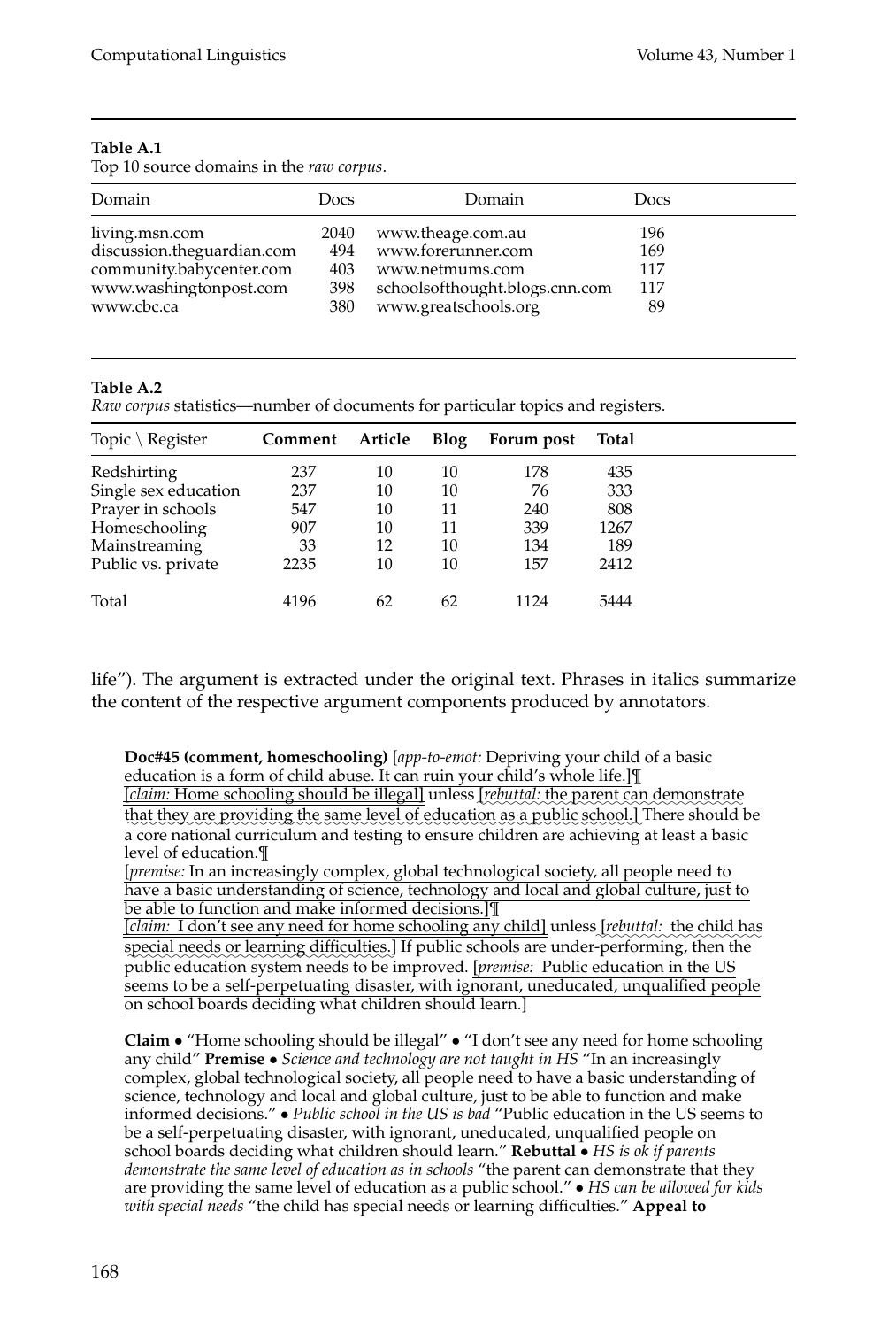**Table A.1**
Top 10 source domains in the *raw corpus*.

| Domain | Docs | Domain | Docs |
|---|---|---|---|
| living.msn.com | 2040 | www.theage.com.au | 196 |
| discussion.theguardian.com | 494 | www.forerunner.com | 169 |
| community.babycenter.com | 403 | www.netmums.com | 117 |
| www.washingtonpost.com | 398 | schoolsofthought.blogs.cnn.com | 117 |
| www.cbc.ca | 380 | www.greatschools.org | 89 |

**Table A.2**
*Raw corpus* statistics—number of documents for particular topics and registers.

| Topic \ Register | **Comment** | **Article** | **Blog** | **Forum post** | **Total** |
|---|---|---|---|---|---|
| Redshirting | 237 | 10 | 10 | 178 | 435 |
| Single sex education | 237 | 10 | 10 | 76 | 333 |
| Prayer in schools | 547 | 10 | 11 | 240 | 808 |
| Homeschooling | 907 | 10 | 11 | 339 | 1267 |
| Mainstreaming | 33 | 12 | 10 | 134 | 189 |
| Public vs. private | 2235 | 10 | 10 | 157 | 2412 |
| Total | 4196 | 62 | 62 | 1124 | 5444 |

life"). The argument is extracted under the original text. Phrases in italics summarize the content of the respective argument components produced by annotators.

**Doc#45 (comment, homeschooling)** [*app-to-emot:* Depriving your child of a basic education is a form of child abuse. It can ruin your child's whole life.]¶
[*claim:* Home schooling should be illegal] unless [*rebuttal:* the parent can demonstrate that they are providing the same level of education as a public school.] There should be a core national curriculum and testing to ensure children are achieving at least a basic level of education.¶
[*premise:* In an increasingly complex, global technological society, all people need to have a basic understanding of science, technology and local and global culture, just to be able to function and make informed decisions.]¶
[*claim:* I don't see any need for home schooling any child] unless [*rebuttal:* the child has special needs or learning difficulties.] If public schools are under-performing, then the public education system needs to be improved. [*premise:* Public education in the US seems to be a self-perpetuating disaster, with ignorant, uneducated, unqualified people on school boards deciding what children should learn.]

**Claim** • "Home schooling should be illegal" • "I don't see any need for home schooling any child" **Premise** • *Science and technology are not taught in HS* "In an increasingly complex, global technological society, all people need to have a basic understanding of science, technology and local and global culture, just to be able to function and make informed decisions." • *Public school in the US is bad* "Public education in the US seems to be a self-perpetuating disaster, with ignorant, uneducated, unqualified people on school boards deciding what children should learn." **Rebuttal** • *HS is ok if parents demonstrate the same level of education as in schools* "the parent can demonstrate that they are providing the same level of education as a public school." • *HS can be allowed for kids with special needs* "the child has special needs or learning difficulties." **Appeal to**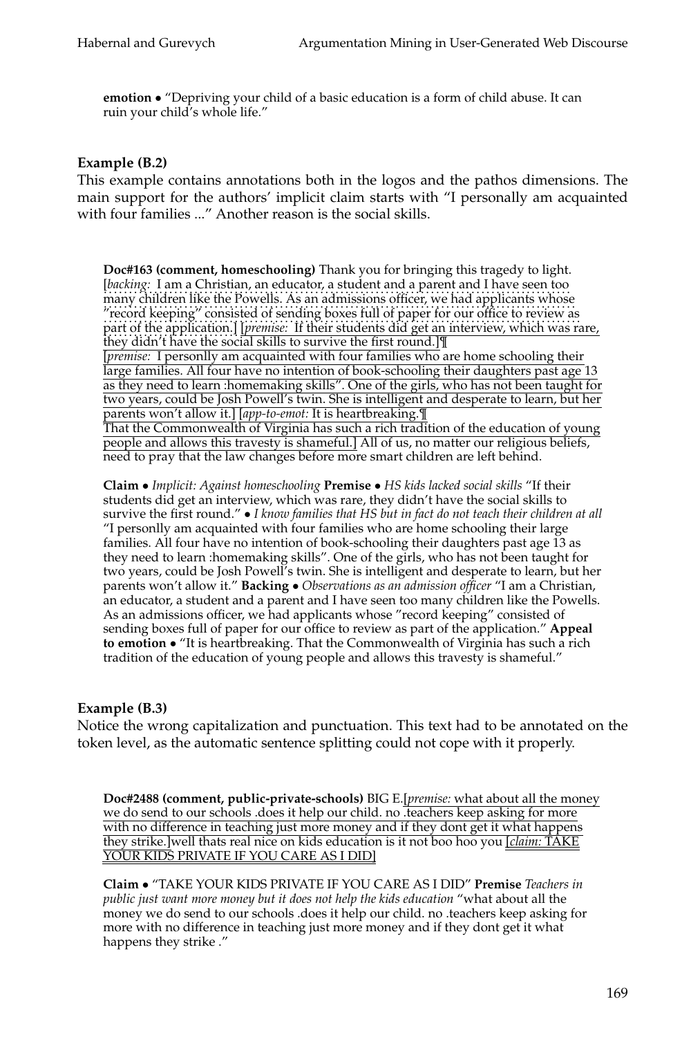**emotion** • "Depriving your child of a basic education is a form of child abuse. It can ruin your child's whole life."

### Example (B.2)

This example contains annotations both in the logos and the pathos dimensions. The main support for the authors' implicit claim starts with "I personally am acquainted with four families ..." Another reason is the social skills.

**Doc#163 (comment, homeschooling)** Thank you for bringing this tragedy to light. [*backing:* I am a Christian, an educator, a student and a parent and I have seen too many children like the Powells. As an admissions officer, we had applicants whose "record keeping" consisted of sending boxes full of paper for our office to review as part of the application.] [*premise:* If their students did get an interview, which was rare, they didn't have the social skills to survive the first round.]¶
[*premise:* I personlly am acquainted with four families who are home schooling their large families. All four have no intention of book-schooling their daughters past age 13 as they need to learn :homemaking skills". One of the girls, who has not been taught for two years, could be Josh Powell's twin. She is intelligent and desperate to learn, but her parents won't allow it.] [*app-to-emot:* It is heartbreaking.¶
That the Commonwealth of Virginia has such a rich tradition of the education of young people and allows this travesty is shameful.] All of us, no matter our religious beliefs, need to pray that the law changes before more smart children are left behind.

**Claim** • *Implicit: Against homeschooling* **Premise** • *HS kids lacked social skills* "If their students did get an interview, which was rare, they didn't have the social skills to survive the first round." • *I know families that HS but in fact do not teach their children at all* "I personlly am acquainted with four families who are home schooling their large families. All four have no intention of book-schooling their daughters past age 13 as they need to learn :homemaking skills". One of the girls, who has not been taught for two years, could be Josh Powell's twin. She is intelligent and desperate to learn, but her parents won't allow it." **Backing** • *Observations as an admission officer* "I am a Christian, an educator, a student and a parent and I have seen too many children like the Powells. As an admissions officer, we had applicants whose "record keeping" consisted of sending boxes full of paper for our office to review as part of the application." **Appeal to emotion** • "It is heartbreaking. That the Commonwealth of Virginia has such a rich tradition of the education of young people and allows this travesty is shameful."

### Example (B.3)

Notice the wrong capitalization and punctuation. This text had to be annotated on the token level, as the automatic sentence splitting could not cope with it properly.

**Doc#2488 (comment, public-private-schools)** BIG E.[*premise:* what about all the money we do send to our schools .does it help our child. no .teachers keep asking for more with no difference in teaching just more money and if they dont get it what happens they strike.]well thats real nice on kids education is it not boo hoo you [*claim:* TAKE YOUR KIDS PRIVATE IF YOU CARE AS I DID]

**Claim** • "TAKE YOUR KIDS PRIVATE IF YOU CARE AS I DID" **Premise** *Teachers in public just want more money but it does not help the kids education* "what about all the money we do send to our schools .does it help our child. no .teachers keep asking for more with no difference in teaching just more money and if they dont get it what happens they strike ."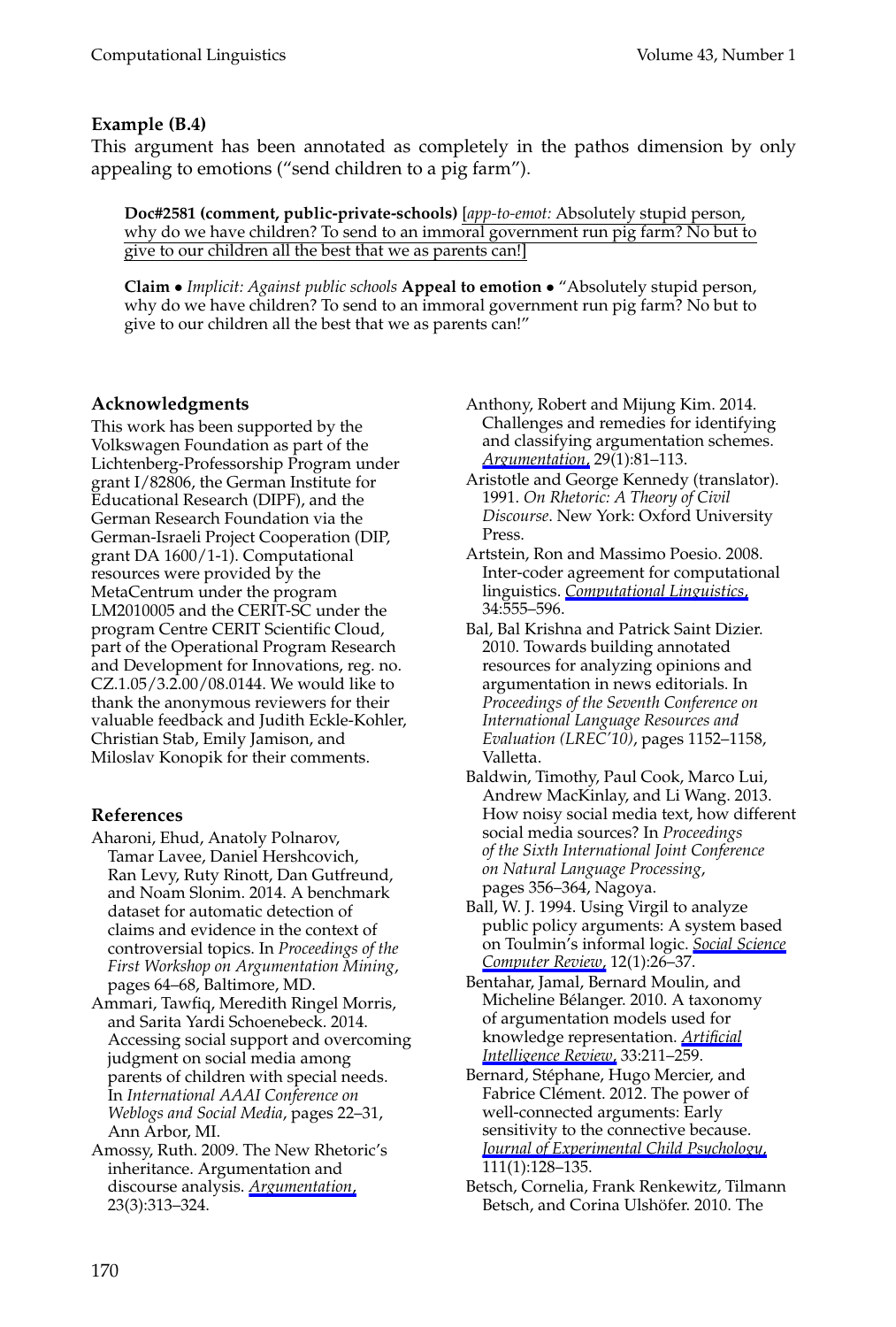**Example (B.4)**

This argument has been annotated as completely in the pathos dimension by only appealing to emotions ("send children to a pig farm").

> **Doc#2581 (comment, public-private-schools)** [*app-to-emot:* Absolutely stupid person, why do we have children? To send to an immoral government run pig farm? No but to give to our children all the best that we as parents can!]
>
> **Claim** • *Implicit: Against public schools* **Appeal to emotion** • "Absolutely stupid person, why do we have children? To send to an immoral government run pig farm? No but to give to our children all the best that we as parents can!"

## Acknowledgments

This work has been supported by the Volkswagen Foundation as part of the Lichtenberg-Professorship Program under grant I/82806, the German Institute for Educational Research (DIPF), and the German Research Foundation via the German-Israeli Project Cooperation (DIP, grant DA 1600/1-1). Computational resources were provided by the MetaCentrum under the program LM2010005 and the CERIT-SC under the program Centre CERIT Scientific Cloud, part of the Operational Program Research and Development for Innovations, reg. no. CZ.1.05/3.2.00/08.0144. We would like to thank the anonymous reviewers for their valuable feedback and Judith Eckle-Kohler, Christian Stab, Emily Jamison, and Miloslav Konopik for their comments.

## References

Aharoni, Ehud, Anatoly Polnarov, Tamar Lavee, Daniel Hershcovich, Ran Levy, Ruty Rinott, Dan Gutfreund, and Noam Slonim. 2014. A benchmark dataset for automatic detection of claims and evidence in the context of controversial topics. In *Proceedings of the First Workshop on Argumentation Mining*, pages 64–68, Baltimore, MD.

Ammari, Tawfiq, Meredith Ringel Morris, and Sarita Yardi Schoenebeck. 2014. Accessing social support and overcoming judgment on social media among parents of children with special needs. In *International AAAI Conference on Weblogs and Social Media*, pages 22–31, Ann Arbor, MI.

Amossy, Ruth. 2009. The New Rhetoric's inheritance. Argumentation and discourse analysis. *Argumentation*, 23(3):313–324.

Anthony, Robert and Mijung Kim. 2014. Challenges and remedies for identifying and classifying argumentation schemes. *Argumentation*, 29(1):81–113.

Aristotle and George Kennedy (translator). 1991. *On Rhetoric: A Theory of Civil Discourse*. New York: Oxford University Press.

Artstein, Ron and Massimo Poesio. 2008. Inter-coder agreement for computational linguistics. *Computational Linguistics*, 34:555–596.

Bal, Bal Krishna and Patrick Saint Dizier. 2010. Towards building annotated resources for analyzing opinions and argumentation in news editorials. In *Proceedings of the Seventh Conference on International Language Resources and Evaluation (LREC'10)*, pages 1152–1158, Valletta.

Baldwin, Timothy, Paul Cook, Marco Lui, Andrew MacKinlay, and Li Wang. 2013. How noisy social media text, how different social media sources? In *Proceedings of the Sixth International Joint Conference on Natural Language Processing*, pages 356–364, Nagoya.

Ball, W. J. 1994. Using Virgil to analyze public policy arguments: A system based on Toulmin's informal logic. *Social Science Computer Review*, 12(1):26–37.

Bentahar, Jamal, Bernard Moulin, and Micheline Bélanger. 2010. A taxonomy of argumentation models used for knowledge representation. *Artificial Intelligence Review*, 33:211–259.

Bernard, Stéphane, Hugo Mercier, and Fabrice Clément. 2012. The power of well-connected arguments: Early sensitivity to the connective because. *Journal of Experimental Child Psychology*, 111(1):128–135.

Betsch, Cornelia, Frank Renkewitz, Tilmann Betsch, and Corina Ulshöfer. 2010. The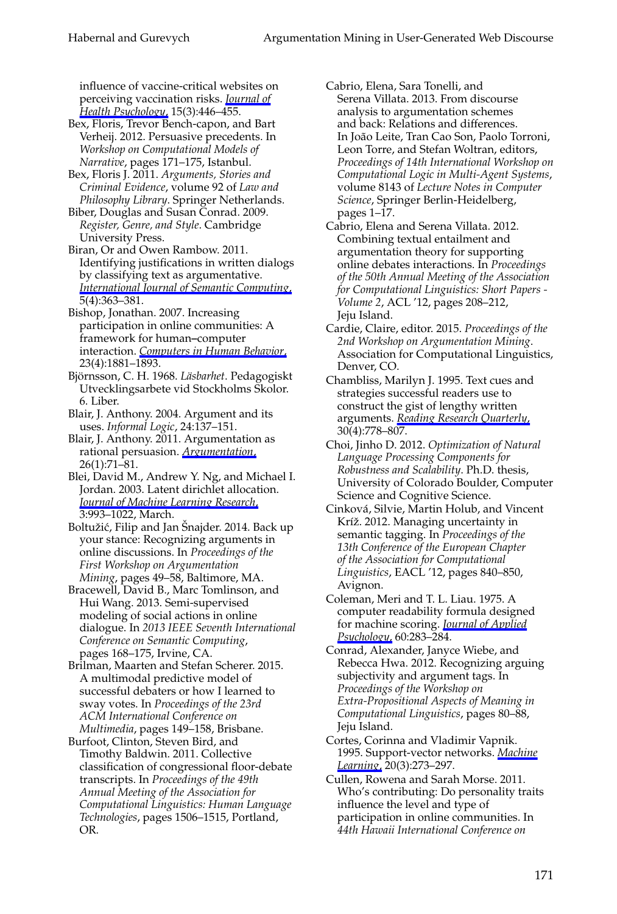influence of vaccine-critical websites on perceiving vaccination risks. *Journal of Health Psychology*, 15(3):446–455.

Bex, Floris, Trevor Bench-capon, and Bart Verheij. 2012. Persuasive precedents. In *Workshop on Computational Models of Narrative*, pages 171–175, Istanbul.

Bex, Floris J. 2011. *Arguments, Stories and Criminal Evidence*, volume 92 of *Law and Philosophy Library*. Springer Netherlands.

Biber, Douglas and Susan Conrad. 2009. *Register, Genre, and Style*. Cambridge University Press.

Biran, Or and Owen Rambow. 2011. Identifying justifications in written dialogs by classifying text as argumentative. *International Journal of Semantic Computing*, 5(4):363–381.

Bishop, Jonathan. 2007. Increasing participation in online communities: A framework for human–computer interaction. *Computers in Human Behavior*, 23(4):1881–1893.

Björnsson, C. H. 1968. *Läsbarhet*. Pedagogiskt Utvecklingsarbete vid Stockholms Skolor. 6. Liber.

Blair, J. Anthony. 2004. Argument and its uses. *Informal Logic*, 24:137–151.

Blair, J. Anthony. 2011. Argumentation as rational persuasion. *Argumentation*, 26(1):71–81.

Blei, David M., Andrew Y. Ng, and Michael I. Jordan. 2003. Latent dirichlet allocation. *Journal of Machine Learning Research*, 3:993–1022, March.

Boltužić, Filip and Jan Šnajder. 2014. Back up your stance: Recognizing arguments in online discussions. In *Proceedings of the First Workshop on Argumentation Mining*, pages 49–58, Baltimore, MA.

Bracewell, David B., Marc Tomlinson, and Hui Wang. 2013. Semi-supervised modeling of social actions in online dialogue. In *2013 IEEE Seventh International Conference on Semantic Computing*, pages 168–175, Irvine, CA.

Brilman, Maarten and Stefan Scherer. 2015. A multimodal predictive model of successful debaters or how I learned to sway votes. In *Proceedings of the 23rd ACM International Conference on Multimedia*, pages 149–158, Brisbane.

Burfoot, Clinton, Steven Bird, and Timothy Baldwin. 2011. Collective classification of congressional floor-debate transcripts. In *Proceedings of the 49th Annual Meeting of the Association for Computational Linguistics: Human Language Technologies*, pages 1506–1515, Portland, OR.

Cabrio, Elena, Sara Tonelli, and Serena Villata. 2013. From discourse analysis to argumentation schemes and back: Relations and differences. In João Leite, Tran Cao Son, Paolo Torroni, Leon Torre, and Stefan Woltran, editors, *Proceedings of 14th International Workshop on Computational Logic in Multi-Agent Systems*, volume 8143 of *Lecture Notes in Computer Science*, Springer Berlin-Heidelberg, pages 1–17.

Cabrio, Elena and Serena Villata. 2012. Combining textual entailment and argumentation theory for supporting online debates interactions. In *Proceedings of the 50th Annual Meeting of the Association for Computational Linguistics: Short Papers - Volume 2*, ACL '12, pages 208–212, Jeju Island.

Cardie, Claire, editor. 2015. *Proceedings of the 2nd Workshop on Argumentation Mining*. Association for Computational Linguistics, Denver, CO.

Chambliss, Marilyn J. 1995. Text cues and strategies successful readers use to construct the gist of lengthy written arguments. *Reading Research Quarterly*, 30(4):778–807.

Choi, Jinho D. 2012. *Optimization of Natural Language Processing Components for Robustness and Scalability*. Ph.D. thesis, University of Colorado Boulder, Computer Science and Cognitive Science.

Cinková, Silvie, Martin Holub, and Vincent Kríž. 2012. Managing uncertainty in semantic tagging. In *Proceedings of the 13th Conference of the European Chapter of the Association for Computational Linguistics*, EACL '12, pages 840–850, Avignon.

Coleman, Meri and T. L. Liau. 1975. A computer readability formula designed for machine scoring. *Journal of Applied Psychology*, 60:283–284.

Conrad, Alexander, Janyce Wiebe, and Rebecca Hwa. 2012. Recognizing arguing subjectivity and argument tags. In *Proceedings of the Workshop on Extra-Propositional Aspects of Meaning in Computational Linguistics*, pages 80–88, Jeju Island.

Cortes, Corinna and Vladimir Vapnik. 1995. Support-vector networks. *Machine Learning*, 20(3):273–297.

Cullen, Rowena and Sarah Morse. 2011. Who's contributing: Do personality traits influence the level and type of participation in online communities. In *44th Hawaii International Conference on*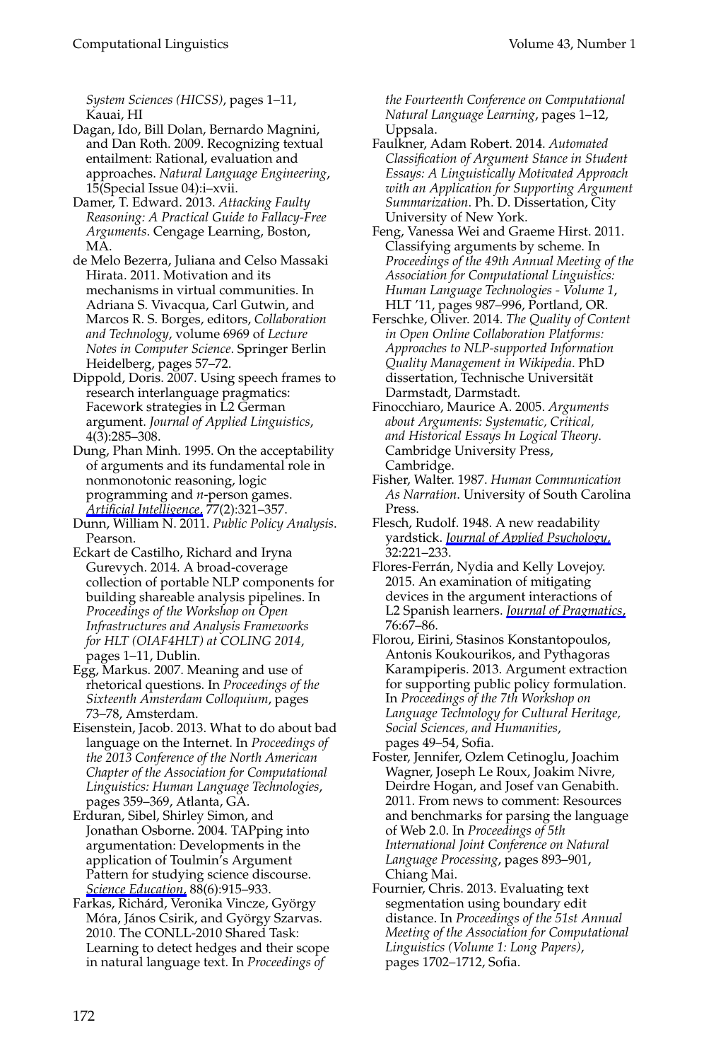*System Sciences (HICSS)*, pages 1–11, Kauai, HI

Dagan, Ido, Bill Dolan, Bernardo Magnini, and Dan Roth. 2009. Recognizing textual entailment: Rational, evaluation and approaches. *Natural Language Engineering*, 15(Special Issue 04):i–xvii.

Damer, T. Edward. 2013. *Attacking Faulty Reasoning: A Practical Guide to Fallacy-Free Arguments*. Cengage Learning, Boston, MA.

de Melo Bezerra, Juliana and Celso Massaki Hirata. 2011. Motivation and its mechanisms in virtual communities. In Adriana S. Vivacqua, Carl Gutwin, and Marcos R. S. Borges, editors, *Collaboration and Technology*, volume 6969 of *Lecture Notes in Computer Science*. Springer Berlin Heidelberg, pages 57–72.

Dippold, Doris. 2007. Using speech frames to research interlanguage pragmatics: Facework strategies in L2 German argument. *Journal of Applied Linguistics*, 4(3):285–308.

Dung, Phan Minh. 1995. On the acceptability of arguments and its fundamental role in nonmonotonic reasoning, logic programming and *n*-person games. *Artificial Intelligence*, 77(2):321–357.

Dunn, William N. 2011. *Public Policy Analysis*. Pearson.

Eckart de Castilho, Richard and Iryna Gurevych. 2014. A broad-coverage collection of portable NLP components for building shareable analysis pipelines. In *Proceedings of the Workshop on Open Infrastructures and Analysis Frameworks for HLT (OIAF4HLT) at COLING 2014*, pages 1–11, Dublin.

Egg, Markus. 2007. Meaning and use of rhetorical questions. In *Proceedings of the Sixteenth Amsterdam Colloquium*, pages 73–78, Amsterdam.

Eisenstein, Jacob. 2013. What to do about bad language on the Internet. In *Proceedings of the 2013 Conference of the North American Chapter of the Association for Computational Linguistics: Human Language Technologies*, pages 359–369, Atlanta, GA.

Erduran, Sibel, Shirley Simon, and Jonathan Osborne. 2004. TAPping into argumentation: Developments in the application of Toulmin's Argument Pattern for studying science discourse. *Science Education*, 88(6):915–933.

Farkas, Richárd, Veronika Vincze, György Móra, János Csirik, and György Szarvas. 2010. The CONLL-2010 Shared Task: Learning to detect hedges and their scope in natural language text. In *Proceedings of the Fourteenth Conference on Computational Natural Language Learning*, pages 1–12, Uppsala.

Faulkner, Adam Robert. 2014. *Automated Classification of Argument Stance in Student Essays: A Linguistically Motivated Approach with an Application for Supporting Argument Summarization*. Ph. D. Dissertation, City University of New York.

Feng, Vanessa Wei and Graeme Hirst. 2011. Classifying arguments by scheme. In *Proceedings of the 49th Annual Meeting of the Association for Computational Linguistics: Human Language Technologies - Volume 1*, HLT '11, pages 987–996, Portland, OR.

Ferschke, Oliver. 2014. *The Quality of Content in Open Online Collaboration Platforms: Approaches to NLP-supported Information Quality Management in Wikipedia*. PhD dissertation, Technische Universität Darmstadt, Darmstadt.

Finocchiaro, Maurice A. 2005. *Arguments about Arguments: Systematic, Critical, and Historical Essays In Logical Theory*. Cambridge University Press, Cambridge.

Fisher, Walter. 1987. *Human Communication As Narration*. University of South Carolina Press.

Flesch, Rudolf. 1948. A new readability yardstick. *Journal of Applied Psychology*, 32:221–233.

Flores-Ferrán, Nydia and Kelly Lovejoy. 2015. An examination of mitigating devices in the argument interactions of L2 Spanish learners. *Journal of Pragmatics*, 76:67–86.

Florou, Eirini, Stasinos Konstantopoulos, Antonis Koukourikos, and Pythagoras Karampiperis. 2013. Argument extraction for supporting public policy formulation. In *Proceedings of the 7th Workshop on Language Technology for Cultural Heritage, Social Sciences, and Humanities*, pages 49–54, Sofia.

Foster, Jennifer, Ozlem Cetinoglu, Joachim Wagner, Joseph Le Roux, Joakim Nivre, Deirdre Hogan, and Josef van Genabith. 2011. From news to comment: Resources and benchmarks for parsing the language of Web 2.0. In *Proceedings of 5th International Joint Conference on Natural Language Processing*, pages 893–901, Chiang Mai.

Fournier, Chris. 2013. Evaluating text segmentation using boundary edit distance. In *Proceedings of the 51st Annual Meeting of the Association for Computational Linguistics (Volume 1: Long Papers)*, pages 1702–1712, Sofia.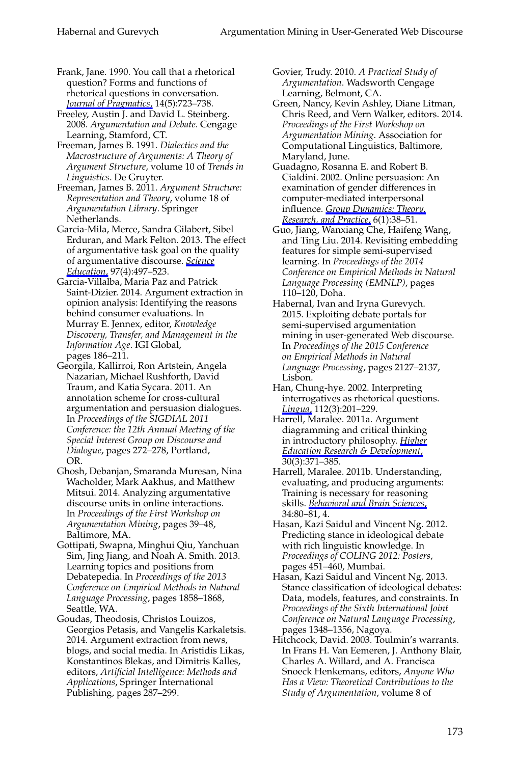Frank, Jane. 1990. You call that a rhetorical question? Forms and functions of rhetorical questions in conversation. *Journal of Pragmatics*, 14(5):723–738.

Freeley, Austin J. and David L. Steinberg. 2008. *Argumentation and Debate*. Cengage Learning, Stamford, CT.

Freeman, James B. 1991. *Dialectics and the Macrostructure of Arguments: A Theory of Argument Structure*, volume 10 of *Trends in Linguistics*. De Gruyter.

Freeman, James B. 2011. *Argument Structure: Representation and Theory*, volume 18 of *Argumentation Library*. Springer Netherlands.

Garcia-Mila, Merce, Sandra Gilabert, Sibel Erduran, and Mark Felton. 2013. The effect of argumentative task goal on the quality of argumentative discourse. *Science Education*, 97(4):497–523.

Garcia-Villalba, Maria Paz and Patrick Saint-Dizier. 2014. Argument extraction in opinion analysis: Identifying the reasons behind consumer evaluations. In Murray E. Jennex, editor, *Knowledge Discovery, Transfer, and Management in the Information Age*. IGI Global, pages 186–211.

Georgila, Kallirroi, Ron Artstein, Angela Nazarian, Michael Rushforth, David Traum, and Katia Sycara. 2011. An annotation scheme for cross-cultural argumentation and persuasion dialogues. In *Proceedings of the SIGDIAL 2011 Conference: the 12th Annual Meeting of the Special Interest Group on Discourse and Dialogue*, pages 272–278, Portland, OR.

Ghosh, Debanjan, Smaranda Muresan, Nina Wacholder, Mark Aakhus, and Matthew Mitsui. 2014. Analyzing argumentative discourse units in online interactions. In *Proceedings of the First Workshop on Argumentation Mining*, pages 39–48, Baltimore, MA.

Gottipati, Swapna, Minghui Qiu, Yanchuan Sim, Jing Jiang, and Noah A. Smith. 2013. Learning topics and positions from Debatepedia. In *Proceedings of the 2013 Conference on Empirical Methods in Natural Language Processing*, pages 1858–1868, Seattle, WA.

Goudas, Theodosis, Christos Louizos, Georgios Petasis, and Vangelis Karkaletsis. 2014. Argument extraction from news, blogs, and social media. In Aristidis Likas, Konstantinos Blekas, and Dimitris Kalles, editors, *Artificial Intelligence: Methods and Applications*, Springer International Publishing, pages 287–299.

Govier, Trudy. 2010. *A Practical Study of Argumentation*. Wadsworth Cengage Learning, Belmont, CA.

Green, Nancy, Kevin Ashley, Diane Litman, Chris Reed, and Vern Walker, editors. 2014. *Proceedings of the First Workshop on Argumentation Mining*. Association for Computational Linguistics, Baltimore, Maryland, June.

Guadagno, Rosanna E. and Robert B. Cialdini. 2002. Online persuasion: An examination of gender differences in computer-mediated interpersonal influence. *Group Dynamics: Theory, Research, and Practice*, 6(1):38–51.

Guo, Jiang, Wanxiang Che, Haifeng Wang, and Ting Liu. 2014. Revisiting embedding features for simple semi-supervised learning. In *Proceedings of the 2014 Conference on Empirical Methods in Natural Language Processing (EMNLP)*, pages 110–120, Doha.

Habernal, Ivan and Iryna Gurevych. 2015. Exploiting debate portals for semi-supervised argumentation mining in user-generated Web discourse. In *Proceedings of the 2015 Conference on Empirical Methods in Natural Language Processing*, pages 2127–2137, Lisbon.

Han, Chung-hye. 2002. Interpreting interrogatives as rhetorical questions. *Lingua*, 112(3):201–229.

Harrell, Maralee. 2011a. Argument diagramming and critical thinking in introductory philosophy. *Higher Education Research & Development*, 30(3):371–385.

Harrell, Maralee. 2011b. Understanding, evaluating, and producing arguments: Training is necessary for reasoning skills. *Behavioral and Brain Sciences*, 34:80–81, 4.

Hasan, Kazi Saidul and Vincent Ng. 2012. Predicting stance in ideological debate with rich linguistic knowledge. In *Proceedings of COLING 2012: Posters*, pages 451–460, Mumbai.

Hasan, Kazi Saidul and Vincent Ng. 2013. Stance classification of ideological debates: Data, models, features, and constraints. In *Proceedings of the Sixth International Joint Conference on Natural Language Processing*, pages 1348–1356, Nagoya.

Hitchcock, David. 2003. Toulmin's warrants. In Frans H. Van Eemeren, J. Anthony Blair, Charles A. Willard, and A. Francisca Snoeck Henkemans, editors, *Anyone Who Has a View: Theoretical Contributions to the Study of Argumentation*, volume 8 of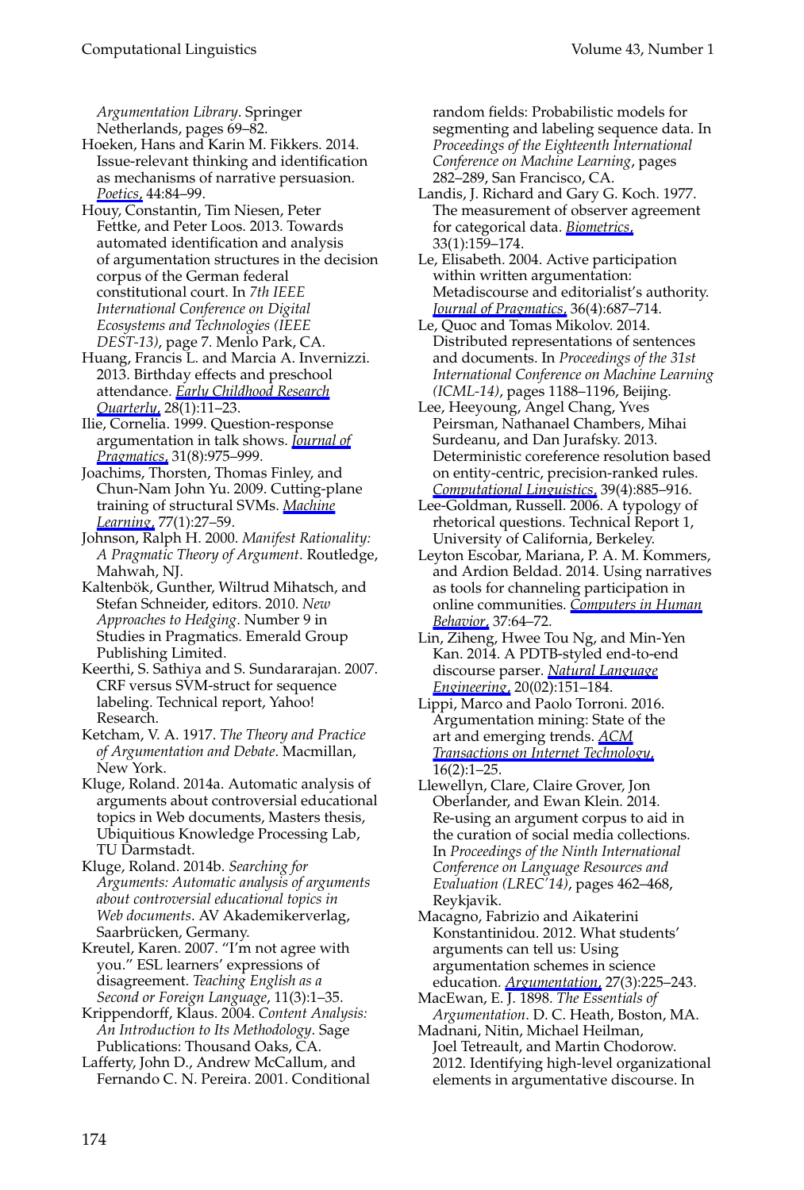*Argumentation Library*. Springer Netherlands, pages 69–82.

Hoeken, Hans and Karin M. Fikkers. 2014. Issue-relevant thinking and identification as mechanisms of narrative persuasion. *Poetics*, 44:84–99.

Houy, Constantin, Tim Niesen, Peter Fettke, and Peter Loos. 2013. Towards automated identification and analysis of argumentation structures in the decision corpus of the German federal constitutional court. In *7th IEEE International Conference on Digital Ecosystems and Technologies (IEEE DEST-13)*, page 7. Menlo Park, CA.

Huang, Francis L. and Marcia A. Invernizzi. 2013. Birthday effects and preschool attendance. *Early Childhood Research Quarterly*, 28(1):11–23.

Ilie, Cornelia. 1999. Question-response argumentation in talk shows. *Journal of Pragmatics*, 31(8):975–999.

Joachims, Thorsten, Thomas Finley, and Chun-Nam John Yu. 2009. Cutting-plane training of structural SVMs. *Machine Learning*, 77(1):27–59.

Johnson, Ralph H. 2000. *Manifest Rationality: A Pragmatic Theory of Argument*. Routledge, Mahwah, NJ.

Kaltenbök, Gunther, Wiltrud Mihatsch, and Stefan Schneider, editors. 2010. *New Approaches to Hedging*. Number 9 in Studies in Pragmatics. Emerald Group Publishing Limited.

Keerthi, S. Sathiya and S. Sundararajan. 2007. CRF versus SVM-struct for sequence labeling. Technical report, Yahoo! Research.

Ketcham, V. A. 1917. *The Theory and Practice of Argumentation and Debate*. Macmillan, New York.

Kluge, Roland. 2014a. Automatic analysis of arguments about controversial educational topics in Web documents, Masters thesis, Ubiquitious Knowledge Processing Lab, TU Darmstadt.

Kluge, Roland. 2014b. *Searching for Arguments: Automatic analysis of arguments about controversial educational topics in Web documents*. AV Akademikerverlag, Saarbrücken, Germany.

Kreutel, Karen. 2007. "I'm not agree with you." ESL learners' expressions of disagreement. *Teaching English as a Second or Foreign Language*, 11(3):1–35.

Krippendorff, Klaus. 2004. *Content Analysis: An Introduction to Its Methodology*. Sage Publications: Thousand Oaks, CA.

Lafferty, John D., Andrew McCallum, and Fernando C. N. Pereira. 2001. Conditional random fields: Probabilistic models for segmenting and labeling sequence data. In *Proceedings of the Eighteenth International Conference on Machine Learning*, pages 282–289, San Francisco, CA.

Landis, J. Richard and Gary G. Koch. 1977. The measurement of observer agreement for categorical data. *Biometrics*, 33(1):159–174.

Le, Elisabeth. 2004. Active participation within written argumentation: Metadiscourse and editorialist's authority. *Journal of Pragmatics*, 36(4):687–714.

Le, Quoc and Tomas Mikolov. 2014. Distributed representations of sentences and documents. In *Proceedings of the 31st International Conference on Machine Learning (ICML-14)*, pages 1188–1196, Beijing.

Lee, Heeyoung, Angel Chang, Yves Peirsman, Nathanael Chambers, Mihai Surdeanu, and Dan Jurafsky. 2013. Deterministic coreference resolution based on entity-centric, precision-ranked rules. *Computational Linguistics*, 39(4):885–916.

Lee-Goldman, Russell. 2006. A typology of rhetorical questions. Technical Report 1, University of California, Berkeley.

Leyton Escobar, Mariana, P. A. M. Kommers, and Ardion Beldad. 2014. Using narratives as tools for channeling participation in online communities. *Computers in Human Behavior*, 37:64–72.

Lin, Ziheng, Hwee Tou Ng, and Min-Yen Kan. 2014. A PDTB-styled end-to-end discourse parser. *Natural Language Engineering*, 20(02):151–184.

Lippi, Marco and Paolo Torroni. 2016. Argumentation mining: State of the art and emerging trends. *ACM Transactions on Internet Technology*, 16(2):1–25.

Llewellyn, Clare, Claire Grover, Jon Oberlander, and Ewan Klein. 2014. Re-using an argument corpus to aid in the curation of social media collections. In *Proceedings of the Ninth International Conference on Language Resources and Evaluation (LREC'14)*, pages 462–468, Reykjavik.

Macagno, Fabrizio and Aikaterini Konstantinidou. 2012. What students' arguments can tell us: Using argumentation schemes in science education. *Argumentation*, 27(3):225–243.

MacEwan, E. J. 1898. *The Essentials of Argumentation*. D. C. Heath, Boston, MA.

Madnani, Nitin, Michael Heilman, Joel Tetreault, and Martin Chodorow. 2012. Identifying high-level organizational elements in argumentative discourse. In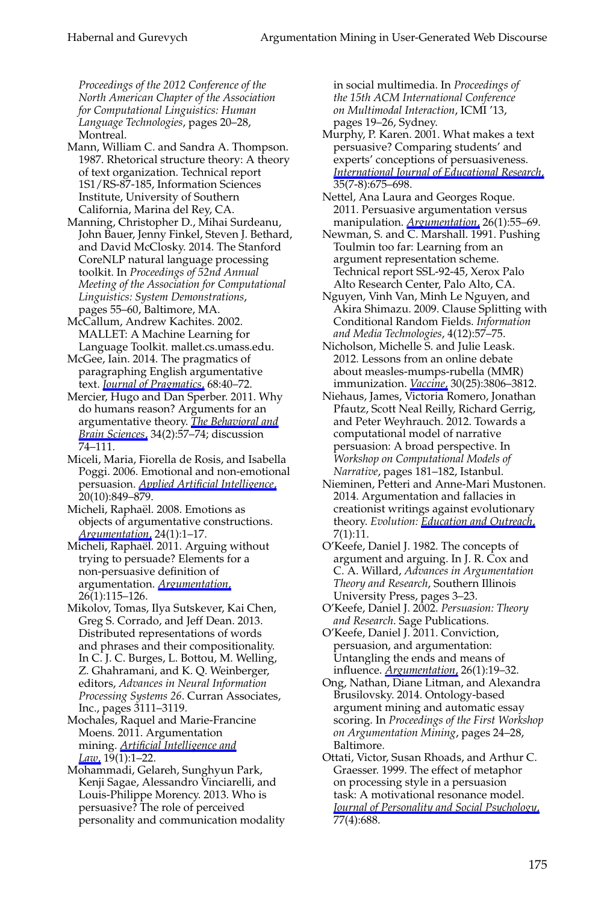*Proceedings of the 2012 Conference of the North American Chapter of the Association for Computational Linguistics: Human Language Technologies*, pages 20–28, Montreal.

Mann, William C. and Sandra A. Thompson. 1987. Rhetorical structure theory: A theory of text organization. Technical report 1S1/RS-87-185, Information Sciences Institute, University of Southern California, Marina del Rey, CA.

Manning, Christopher D., Mihai Surdeanu, John Bauer, Jenny Finkel, Steven J. Bethard, and David McClosky. 2014. The Stanford CoreNLP natural language processing toolkit. In *Proceedings of 52nd Annual Meeting of the Association for Computational Linguistics: System Demonstrations*, pages 55–60, Baltimore, MA.

McCallum, Andrew Kachites. 2002. MALLET: A Machine Learning for Language Toolkit. mallet.cs.umass.edu.

McGee, Iain. 2014. The pragmatics of paragraphing English argumentative text. *Journal of Pragmatics*, 68:40–72.

Mercier, Hugo and Dan Sperber. 2011. Why do humans reason? Arguments for an argumentative theory. *The Behavioral and Brain Sciences*, 34(2):57–74; discussion 74–111.

Miceli, Maria, Fiorella de Rosis, and Isabella Poggi. 2006. Emotional and non-emotional persuasion. *Applied Artificial Intelligence*, 20(10):849–879.

Micheli, Raphaël. 2008. Emotions as objects of argumentative constructions. *Argumentation*, 24(1):1–17.

Micheli, Raphaël. 2011. Arguing without trying to persuade? Elements for a non-persuasive definition of argumentation. *Argumentation*, 26(1):115–126.

Mikolov, Tomas, Ilya Sutskever, Kai Chen, Greg S. Corrado, and Jeff Dean. 2013. Distributed representations of words and phrases and their compositionality. In C. J. C. Burges, L. Bottou, M. Welling, Z. Ghahramani, and K. Q. Weinberger, editors, *Advances in Neural Information Processing Systems 26*. Curran Associates, Inc., pages 3111–3119.

Mochales, Raquel and Marie-Francine Moens. 2011. Argumentation mining. *Artificial Intelligence and Law*, 19(1):1–22.

Mohammadi, Gelareh, Sunghyun Park, Kenji Sagae, Alessandro Vinciarelli, and Louis-Philippe Morency. 2013. Who is persuasive? The role of perceived personality and communication modality in social multimedia. In *Proceedings of the 15th ACM International Conference on Multimodal Interaction*, ICMI '13, pages 19–26, Sydney.

Murphy, P. Karen. 2001. What makes a text persuasive? Comparing students' and experts' conceptions of persuasiveness. *International Journal of Educational Research*, 35(7-8):675–698.

Nettel, Ana Laura and Georges Roque. 2011. Persuasive argumentation versus manipulation. *Argumentation*, 26(1):55–69.

Newman, S. and C. Marshall. 1991. Pushing Toulmin too far: Learning from an argument representation scheme. Technical report SSL-92-45, Xerox Palo Alto Research Center, Palo Alto, CA.

Nguyen, Vinh Van, Minh Le Nguyen, and Akira Shimazu. 2009. Clause Splitting with Conditional Random Fields. *Information and Media Technologies*, 4(12):57–75.

Nicholson, Michelle S. and Julie Leask. 2012. Lessons from an online debate about measles-mumps-rubella (MMR) immunization. *Vaccine*, 30(25):3806–3812.

Niehaus, James, Victoria Romero, Jonathan Pfautz, Scott Neal Reilly, Richard Gerrig, and Peter Weyhrauch. 2012. Towards a computational model of narrative persuasion: A broad perspective. In *Workshop on Computational Models of Narrative*, pages 181–182, Istanbul.

Nieminen, Petteri and Anne-Mari Mustonen. 2014. Argumentation and fallacies in creationist writings against evolutionary theory. *Evolution: Education and Outreach*, 7(1):11.

O'Keefe, Daniel J. 1982. The concepts of argument and arguing. In J. R. Cox and C. A. Willard, *Advances in Argumentation Theory and Research*, Southern Illinois University Press, pages 3–23.

O'Keefe, Daniel J. 2002. *Persuasion: Theory and Research*. Sage Publications.

O'Keefe, Daniel J. 2011. Conviction, persuasion, and argumentation: Untangling the ends and means of influence. *Argumentation*, 26(1):19–32.

Ong, Nathan, Diane Litman, and Alexandra Brusilovsky. 2014. Ontology-based argument mining and automatic essay scoring. In *Proceedings of the First Workshop on Argumentation Mining*, pages 24–28, Baltimore.

Ottati, Victor, Susan Rhoads, and Arthur C. Graesser. 1999. The effect of metaphor on processing style in a persuasion task: A motivational resonance model. *Journal of Personality and Social Psychology*, 77(4):688.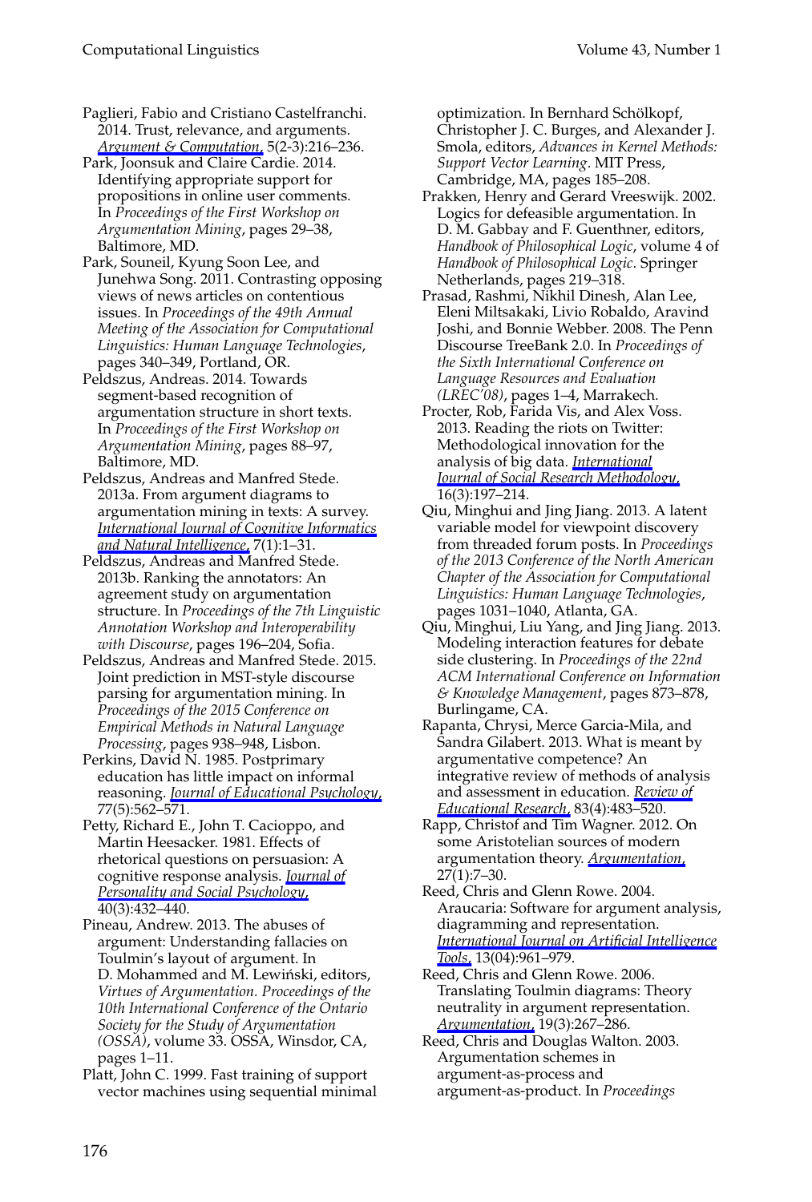Paglieri, Fabio and Cristiano Castelfranchi. 2014. Trust, relevance, and arguments. *Argument & Computation*, 5(2-3):216–236.

Park, Joonsuk and Claire Cardie. 2014. Identifying appropriate support for propositions in online user comments. In *Proceedings of the First Workshop on Argumentation Mining*, pages 29–38, Baltimore, MD.

Park, Souneil, Kyung Soon Lee, and Junehwa Song. 2011. Contrasting opposing views of news articles on contentious issues. In *Proceedings of the 49th Annual Meeting of the Association for Computational Linguistics: Human Language Technologies*, pages 340–349, Portland, OR.

Peldszus, Andreas. 2014. Towards segment-based recognition of argumentation structure in short texts. In *Proceedings of the First Workshop on Argumentation Mining*, pages 88–97, Baltimore, MD.

Peldszus, Andreas and Manfred Stede. 2013a. From argument diagrams to argumentation mining in texts: A survey. *International Journal of Cognitive Informatics and Natural Intelligence*, 7(1):1–31.

Peldszus, Andreas and Manfred Stede. 2013b. Ranking the annotators: An agreement study on argumentation structure. In *Proceedings of the 7th Linguistic Annotation Workshop and Interoperability with Discourse*, pages 196–204, Sofia.

Peldszus, Andreas and Manfred Stede. 2015. Joint prediction in MST-style discourse parsing for argumentation mining. In *Proceedings of the 2015 Conference on Empirical Methods in Natural Language Processing*, pages 938–948, Lisbon.

Perkins, David N. 1985. Postprimary education has little impact on informal reasoning. *Journal of Educational Psychology*, 77(5):562–571.

Petty, Richard E., John T. Cacioppo, and Martin Heesacker. 1981. Effects of rhetorical questions on persuasion: A cognitive response analysis. *Journal of Personality and Social Psychology*, 40(3):432–440.

Pineau, Andrew. 2013. The abuses of argument: Understanding fallacies on Toulmin's layout of argument. In D. Mohammed and M. Lewiński, editors, *Virtues of Argumentation. Proceedings of the 10th International Conference of the Ontario Society for the Study of Argumentation (OSSA)*, volume 33. OSSA, Winsdor, CA, pages 1–11.

Platt, John C. 1999. Fast training of support vector machines using sequential minimal optimization. In Bernhard Schölkopf, Christopher J. C. Burges, and Alexander J. Smola, editors, *Advances in Kernel Methods: Support Vector Learning*. MIT Press, Cambridge, MA, pages 185–208.

Prakken, Henry and Gerard Vreeswijk. 2002. Logics for defeasible argumentation. In D. M. Gabbay and F. Guenthner, editors, *Handbook of Philosophical Logic*, volume 4 of *Handbook of Philosophical Logic*. Springer Netherlands, pages 219–318.

Prasad, Rashmi, Nikhil Dinesh, Alan Lee, Eleni Miltsakaki, Livio Robaldo, Aravind Joshi, and Bonnie Webber. 2008. The Penn Discourse TreeBank 2.0. In *Proceedings of the Sixth International Conference on Language Resources and Evaluation (LREC'08)*, pages 1–4, Marrakech.

Procter, Rob, Farida Vis, and Alex Voss. 2013. Reading the riots on Twitter: Methodological innovation for the analysis of big data. *International Journal of Social Research Methodology*, 16(3):197–214.

Qiu, Minghui and Jing Jiang. 2013. A latent variable model for viewpoint discovery from threaded forum posts. In *Proceedings of the 2013 Conference of the North American Chapter of the Association for Computational Linguistics: Human Language Technologies*, pages 1031–1040, Atlanta, GA.

Qiu, Minghui, Liu Yang, and Jing Jiang. 2013. Modeling interaction features for debate side clustering. In *Proceedings of the 22nd ACM International Conference on Information & Knowledge Management*, pages 873–878, Burlingame, CA.

Rapanta, Chrysi, Merce Garcia-Mila, and Sandra Gilabert. 2013. What is meant by argumentative competence? An integrative review of methods of analysis and assessment in education. *Review of Educational Research*, 83(4):483–520.

Rapp, Christof and Tim Wagner. 2012. On some Aristotelian sources of modern argumentation theory. *Argumentation*, 27(1):7–30.

Reed, Chris and Glenn Rowe. 2004. Araucaria: Software for argument analysis, diagramming and representation. *International Journal on Artificial Intelligence Tools*, 13(04):961–979.

Reed, Chris and Glenn Rowe. 2006. Translating Toulmin diagrams: Theory neutrality in argument representation. *Argumentation*, 19(3):267–286.

Reed, Chris and Douglas Walton. 2003. Argumentation schemes in argument-as-process and argument-as-product. In *Proceedings*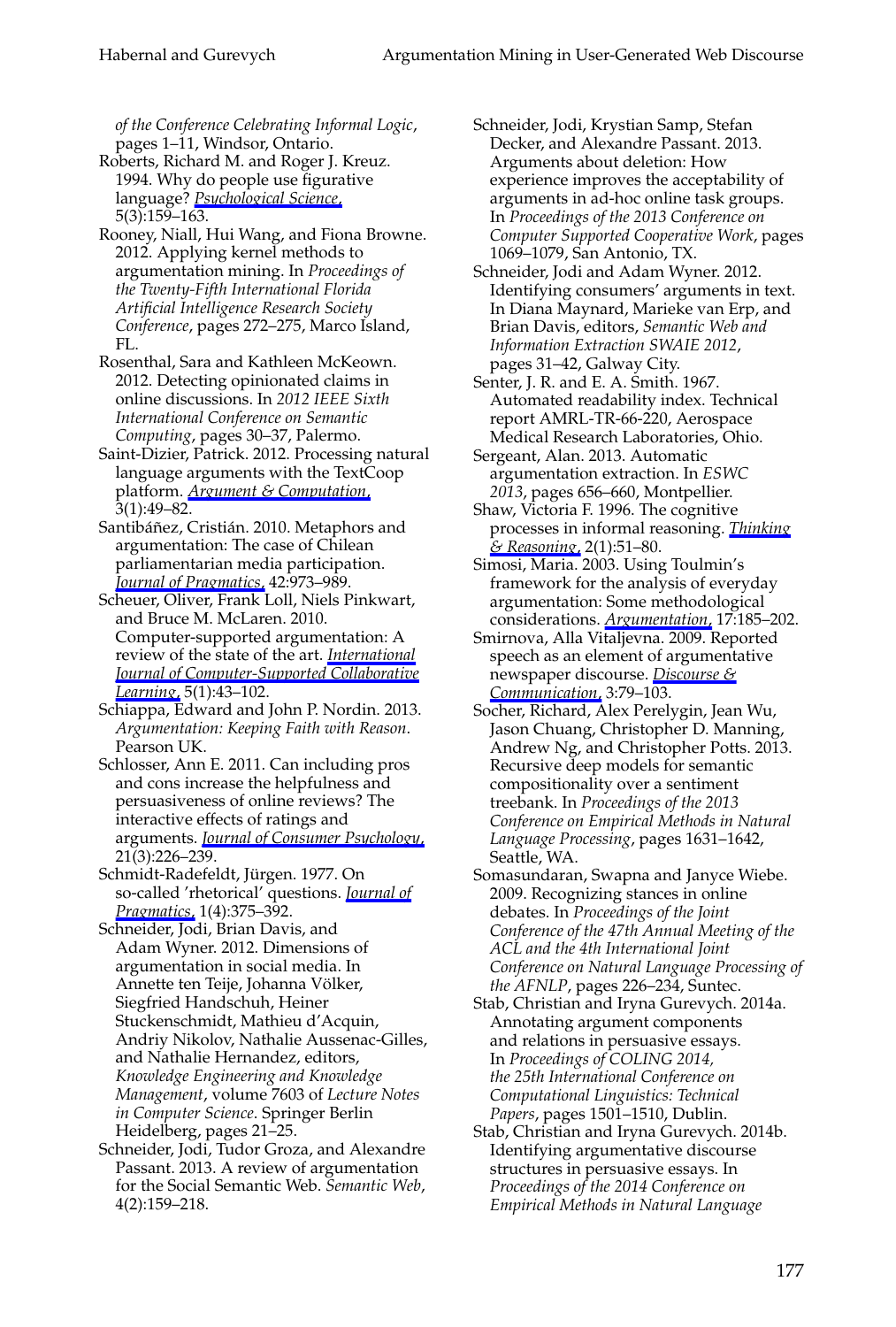*of the Conference Celebrating Informal Logic*, pages 1–11, Windsor, Ontario.

Roberts, Richard M. and Roger J. Kreuz. 1994. Why do people use figurative language? *Psychological Science*, 5(3):159–163.

Rooney, Niall, Hui Wang, and Fiona Browne. 2012. Applying kernel methods to argumentation mining. In *Proceedings of the Twenty-Fifth International Florida Artificial Intelligence Research Society Conference*, pages 272–275, Marco Island, FL.

Rosenthal, Sara and Kathleen McKeown. 2012. Detecting opinionated claims in online discussions. In *2012 IEEE Sixth International Conference on Semantic Computing*, pages 30–37, Palermo.

Saint-Dizier, Patrick. 2012. Processing natural language arguments with the TextCoop platform. *Argument & Computation*, 3(1):49–82.

Santibáñez, Cristián. 2010. Metaphors and argumentation: The case of Chilean parliamentarian media participation. *Journal of Pragmatics*, 42:973–989.

Scheuer, Oliver, Frank Loll, Niels Pinkwart, and Bruce M. McLaren. 2010. Computer-supported argumentation: A review of the state of the art. *International Journal of Computer-Supported Collaborative Learning*, 5(1):43–102.

Schiappa, Edward and John P. Nordin. 2013. *Argumentation: Keeping Faith with Reason*. Pearson UK.

Schlosser, Ann E. 2011. Can including pros and cons increase the helpfulness and persuasiveness of online reviews? The interactive effects of ratings and arguments. *Journal of Consumer Psychology*, 21(3):226–239.

Schmidt-Radefeldt, Jürgen. 1977. On so-called 'rhetorical' questions. *Journal of Pragmatics*, 1(4):375–392.

Schneider, Jodi, Brian Davis, and Adam Wyner. 2012. Dimensions of argumentation in social media. In Annette ten Teije, Johanna Völker, Siegfried Handschuh, Heiner Stuckenschmidt, Mathieu d'Acquin, Andriy Nikolov, Nathalie Aussenac-Gilles, and Nathalie Hernandez, editors, *Knowledge Engineering and Knowledge Management*, volume 7603 of *Lecture Notes in Computer Science*. Springer Berlin Heidelberg, pages 21–25.

Schneider, Jodi, Tudor Groza, and Alexandre Passant. 2013. A review of argumentation for the Social Semantic Web. *Semantic Web*, 4(2):159–218.

Schneider, Jodi, Krystian Samp, Stefan Decker, and Alexandre Passant. 2013. Arguments about deletion: How experience improves the acceptability of arguments in ad-hoc online task groups. In *Proceedings of the 2013 Conference on Computer Supported Cooperative Work*, pages 1069–1079, San Antonio, TX.

Schneider, Jodi and Adam Wyner. 2012. Identifying consumers' arguments in text. In Diana Maynard, Marieke van Erp, and Brian Davis, editors, *Semantic Web and Information Extraction SWAIE 2012*, pages 31–42, Galway City.

Senter, J. R. and E. A. Smith. 1967. Automated readability index. Technical report AMRL-TR-66-220, Aerospace Medical Research Laboratories, Ohio.

Sergeant, Alan. 2013. Automatic argumentation extraction. In *ESWC 2013*, pages 656–660, Montpellier.

Shaw, Victoria F. 1996. The cognitive processes in informal reasoning. *Thinking & Reasoning*, 2(1):51–80.

Simosi, Maria. 2003. Using Toulmin's framework for the analysis of everyday argumentation: Some methodological considerations. *Argumentation*, 17:185–202.

Smirnova, Alla Vitaljevna. 2009. Reported speech as an element of argumentative newspaper discourse. *Discourse & Communication*, 3:79–103.

Socher, Richard, Alex Perelygin, Jean Wu, Jason Chuang, Christopher D. Manning, Andrew Ng, and Christopher Potts. 2013. Recursive deep models for semantic compositionality over a sentiment treebank. In *Proceedings of the 2013 Conference on Empirical Methods in Natural Language Processing*, pages 1631–1642, Seattle, WA.

Somasundaran, Swapna and Janyce Wiebe. 2009. Recognizing stances in online debates. In *Proceedings of the Joint Conference of the 47th Annual Meeting of the ACL and the 4th International Joint Conference on Natural Language Processing of the AFNLP*, pages 226–234, Suntec.

Stab, Christian and Iryna Gurevych. 2014a. Annotating argument components and relations in persuasive essays. In *Proceedings of COLING 2014, the 25th International Conference on Computational Linguistics: Technical Papers*, pages 1501–1510, Dublin.

Stab, Christian and Iryna Gurevych. 2014b. Identifying argumentative discourse structures in persuasive essays. In *Proceedings of the 2014 Conference on Empirical Methods in Natural Language*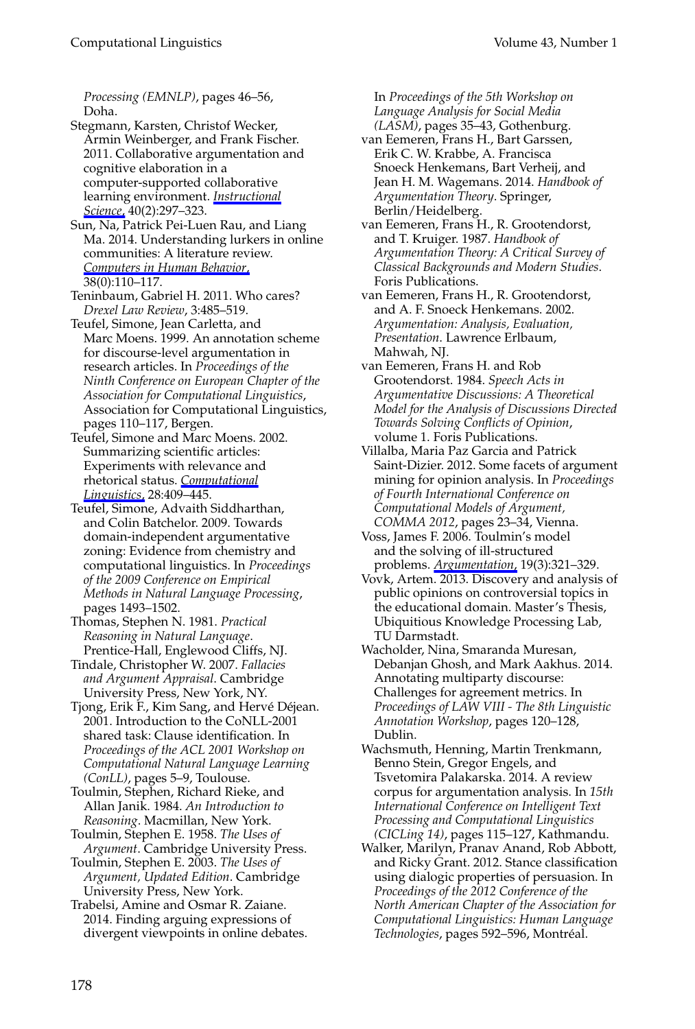*Processing (EMNLP)*, pages 46–56, Doha.

Stegmann, Karsten, Christof Wecker, Armin Weinberger, and Frank Fischer. 2011. Collaborative argumentation and cognitive elaboration in a computer-supported collaborative learning environment. *Instructional Science*, 40(2):297–323.

Sun, Na, Patrick Pei-Luen Rau, and Liang Ma. 2014. Understanding lurkers in online communities: A literature review. *Computers in Human Behavior*, 38(0):110–117.

Teninbaum, Gabriel H. 2011. Who cares? *Drexel Law Review*, 3:485–519.

Teufel, Simone, Jean Carletta, and Marc Moens. 1999. An annotation scheme for discourse-level argumentation in research articles. In *Proceedings of the Ninth Conference on European Chapter of the Association for Computational Linguistics*, Association for Computational Linguistics, pages 110–117, Bergen.

Teufel, Simone and Marc Moens. 2002. Summarizing scientific articles: Experiments with relevance and rhetorical status. *Computational Linguistics*, 28:409–445.

Teufel, Simone, Advaith Siddharthan, and Colin Batchelor. 2009. Towards domain-independent argumentative zoning: Evidence from chemistry and computational linguistics. In *Proceedings of the 2009 Conference on Empirical Methods in Natural Language Processing*, pages 1493–1502.

Thomas, Stephen N. 1981. *Practical Reasoning in Natural Language*. Prentice-Hall, Englewood Cliffs, NJ.

Tindale, Christopher W. 2007. *Fallacies and Argument Appraisal*. Cambridge University Press, New York, NY.

Tjong, Erik F., Kim Sang, and Hervé Déjean. 2001. Introduction to the CoNLL-2001 shared task: Clause identification. In *Proceedings of the ACL 2001 Workshop on Computational Natural Language Learning (ConLL)*, pages 5–9, Toulouse.

Toulmin, Stephen, Richard Rieke, and Allan Janik. 1984. *An Introduction to Reasoning*. Macmillan, New York.

Toulmin, Stephen E. 1958. *The Uses of Argument*. Cambridge University Press.

Toulmin, Stephen E. 2003. *The Uses of Argument, Updated Edition*. Cambridge University Press, New York.

Trabelsi, Amine and Osmar R. Zaiane. 2014. Finding arguing expressions of divergent viewpoints in online debates. In *Proceedings of the 5th Workshop on Language Analysis for Social Media (LASM)*, pages 35–43, Gothenburg.

van Eemeren, Frans H., Bart Garssen, Erik C. W. Krabbe, A. Francisca Snoeck Henkemans, Bart Verheij, and Jean H. M. Wagemans. 2014. *Handbook of Argumentation Theory*. Springer, Berlin/Heidelberg.

van Eemeren, Frans H., R. Grootendorst, and T. Kruiger. 1987. *Handbook of Argumentation Theory: A Critical Survey of Classical Backgrounds and Modern Studies*. Foris Publications.

van Eemeren, Frans H., R. Grootendorst, and A. F. Snoeck Henkemans. 2002. *Argumentation: Analysis, Evaluation, Presentation*. Lawrence Erlbaum, Mahwah, NJ.

van Eemeren, Frans H. and Rob Grootendorst. 1984. *Speech Acts in Argumentative Discussions: A Theoretical Model for the Analysis of Discussions Directed Towards Solving Conflicts of Opinion*, volume 1. Foris Publications.

Villalba, Maria Paz Garcia and Patrick Saint-Dizier. 2012. Some facets of argument mining for opinion analysis. In *Proceedings of Fourth International Conference on Computational Models of Argument, COMMA 2012*, pages 23–34, Vienna.

Voss, James F. 2006. Toulmin's model and the solving of ill-structured problems. *Argumentation*, 19(3):321–329.

Vovk, Artem. 2013. Discovery and analysis of public opinions on controversial topics in the educational domain. Master's Thesis, Ubiquitious Knowledge Processing Lab, TU Darmstadt.

Wacholder, Nina, Smaranda Muresan, Debanjan Ghosh, and Mark Aakhus. 2014. Annotating multiparty discourse: Challenges for agreement metrics. In *Proceedings of LAW VIII - The 8th Linguistic Annotation Workshop*, pages 120–128, Dublin.

Wachsmuth, Henning, Martin Trenkmann, Benno Stein, Gregor Engels, and Tsvetomira Palakarska. 2014. A review corpus for argumentation analysis. In *15th International Conference on Intelligent Text Processing and Computational Linguistics (CICLing 14)*, pages 115–127, Kathmandu.

Walker, Marilyn, Pranav Anand, Rob Abbott, and Ricky Grant. 2012. Stance classification using dialogic properties of persuasion. In *Proceedings of the 2012 Conference of the North American Chapter of the Association for Computational Linguistics: Human Language Technologies*, pages 592–596, Montréal.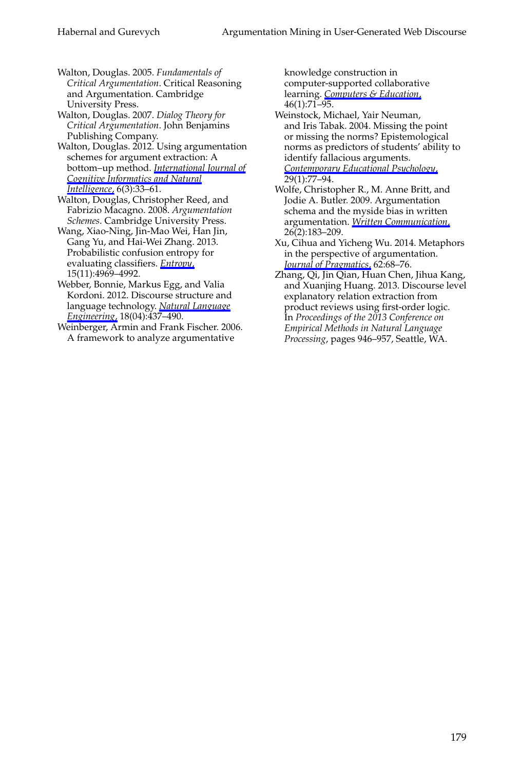Walton, Douglas. 2005. *Fundamentals of Critical Argumentation*. Critical Reasoning and Argumentation. Cambridge University Press.

Walton, Douglas. 2007. *Dialog Theory for Critical Argumentation*. John Benjamins Publishing Company.

Walton, Douglas. 2012. Using argumentation schemes for argument extraction: A bottom–up method. *International Journal of Cognitive Informatics and Natural Intelligence*, 6(3):33–61.

Walton, Douglas, Christopher Reed, and Fabrizio Macagno. 2008. *Argumentation Schemes*. Cambridge University Press.

Wang, Xiao-Ning, Jin-Mao Wei, Han Jin, Gang Yu, and Hai-Wei Zhang. 2013. Probabilistic confusion entropy for evaluating classifiers. *Entropy*, 15(11):4969–4992.

Webber, Bonnie, Markus Egg, and Valia Kordoni. 2012. Discourse structure and language technology. *Natural Language Engineering*, 18(04):437–490.

Weinberger, Armin and Frank Fischer. 2006. A framework to analyze argumentative knowledge construction in computer-supported collaborative learning. *Computers & Education*, 46(1):71–95.

Weinstock, Michael, Yair Neuman, and Iris Tabak. 2004. Missing the point or missing the norms? Epistemological norms as predictors of students' ability to identify fallacious arguments. *Contemporary Educational Psychology*, 29(1):77–94.

Wolfe, Christopher R., M. Anne Britt, and Jodie A. Butler. 2009. Argumentation schema and the myside bias in written argumentation. *Written Communication*, 26(2):183–209.

Xu, Cihua and Yicheng Wu. 2014. Metaphors in the perspective of argumentation. *Journal of Pragmatics*, 62:68–76.

Zhang, Qi, Jin Qian, Huan Chen, Jihua Kang, and Xuanjing Huang. 2013. Discourse level explanatory relation extraction from product reviews using first-order logic. In *Proceedings of the 2013 Conference on Empirical Methods in Natural Language Processing*, pages 946–957, Seattle, WA.